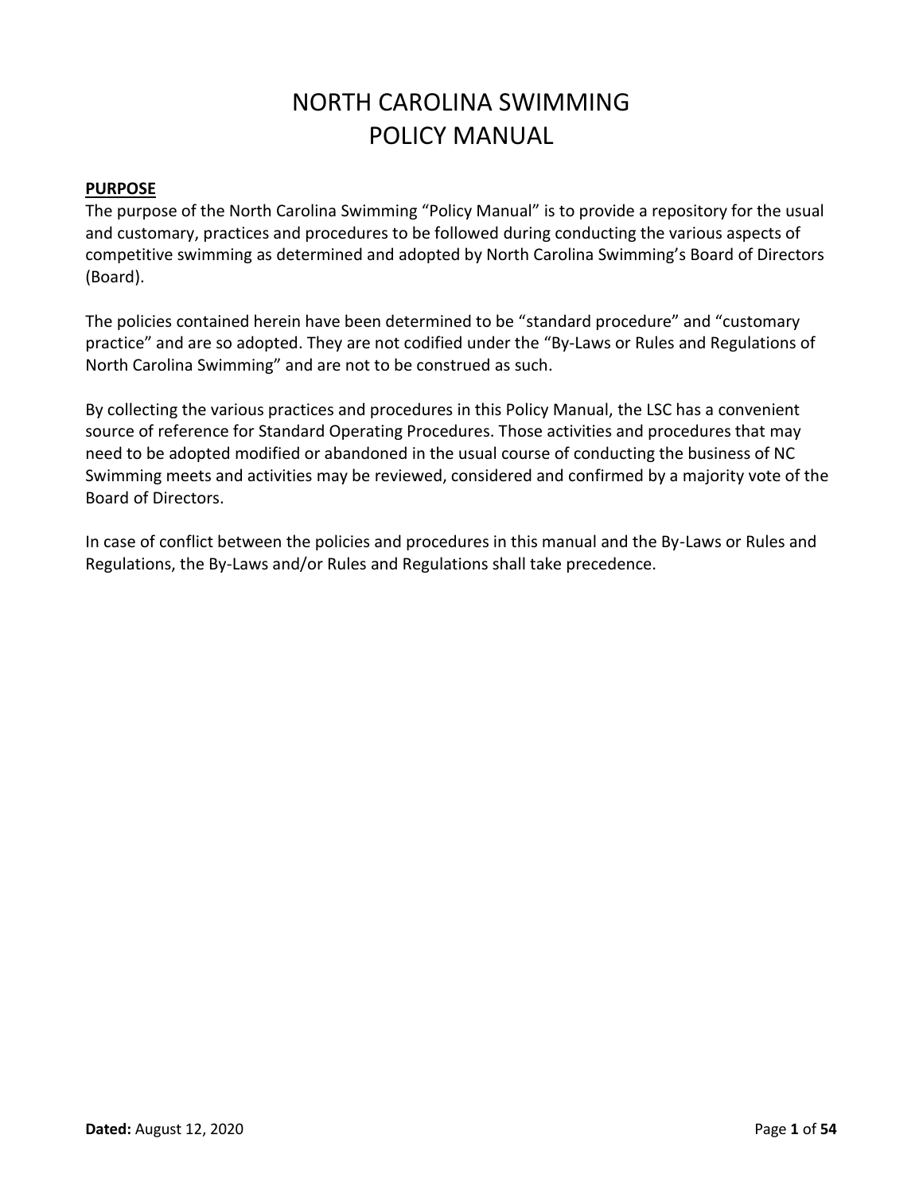# NORTH CAROLINA SWIMMING POLICY MANUAL

## PURPOSE

The purpose of the North Carolina Swimming "Policy Manual" is to provide a repository for the usual and customary, practices and procedures to be followed during conducting the various aspects of competitive swimming as determined and adopted by North Carolina Swimming's Board of Directors (Board).

The policies contained herein have been determined to be "standard procedure" and "customary practice" and are so adopted. They are not codified under the "By-Laws or Rules and Regulations of North Carolina Swimming" and are not to be construed as such.

By collecting the various practices and procedures in this Policy Manual, the LSC has a convenient source of reference for Standard Operating Procedures. Those activities and procedures that may need to be adopted modified or abandoned in the usual course of conducting the business of NC Swimming meets and activities may be reviewed, considered and confirmed by a majority vote of the Board of Directors.

In case of conflict between the policies and procedures in this manual and the By-Laws or Rules and Regulations, the By-Laws and/or Rules and Regulations shall take precedence.

**Dated:** August 12, 2020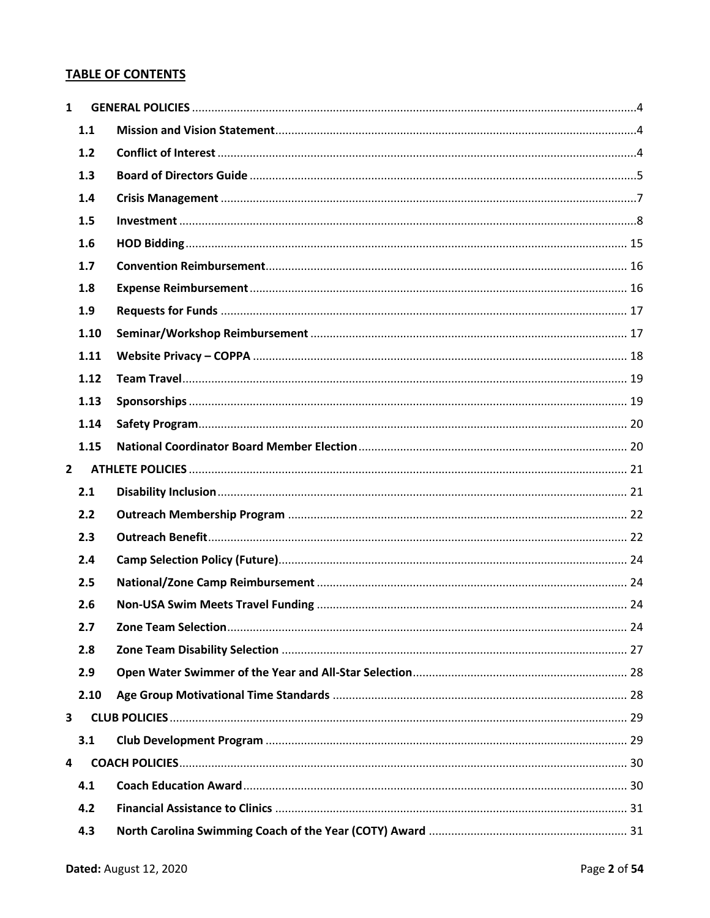# TABLE OF CONTENTS

- 1 GENERAL POLICIES ........ 4
  - 1.1 Mission and Vision Statement ........ 4
  - 1.2 Conflict of Interest ........ 4
  - 1.3 Board of Directors Guide ........ 5
  - 1.4 Crisis Management ........ 7
  - 1.5 Investment ........ 8
  - 1.6 HOD Bidding ........ 15
  - 1.7 Convention Reimbursement ........ 16
  - 1.8 Expense Reimbursement ........ 16
  - 1.9 Requests for Funds ........ 17
  - 1.10 Seminar/Workshop Reimbursement ........ 17
  - 1.11 Website Privacy – COPPA ........ 18
  - 1.12 Team Travel ........ 19
  - 1.13 Sponsorships ........ 19
  - 1.14 Safety Program ........ 20
  - 1.15 National Coordinator Board Member Election ........ 20
- 2 ATHLETE POLICIES ........ 21
  - 2.1 Disability Inclusion ........ 21
  - 2.2 Outreach Membership Program ........ 22
  - 2.3 Outreach Benefit ........ 22
  - 2.4 Camp Selection Policy (Future) ........ 24
  - 2.5 National/Zone Camp Reimbursement ........ 24
  - 2.6 Non-USA Swim Meets Travel Funding ........ 24
  - 2.7 Zone Team Selection ........ 24
  - 2.8 Zone Team Disability Selection ........ 27
  - 2.9 Open Water Swimmer of the Year and All-Star Selection ........ 28
  - 2.10 Age Group Motivational Time Standards ........ 28
- 3 CLUB POLICIES ........ 29
  - 3.1 Club Development Program ........ 29
- 4 COACH POLICIES ........ 30
  - 4.1 Coach Education Award ........ 30
  - 4.2 Financial Assistance to Clinics ........ 31
  - 4.3 North Carolina Swimming Coach of the Year (COTY) Award ........ 31

**Dated:** August 12, 2020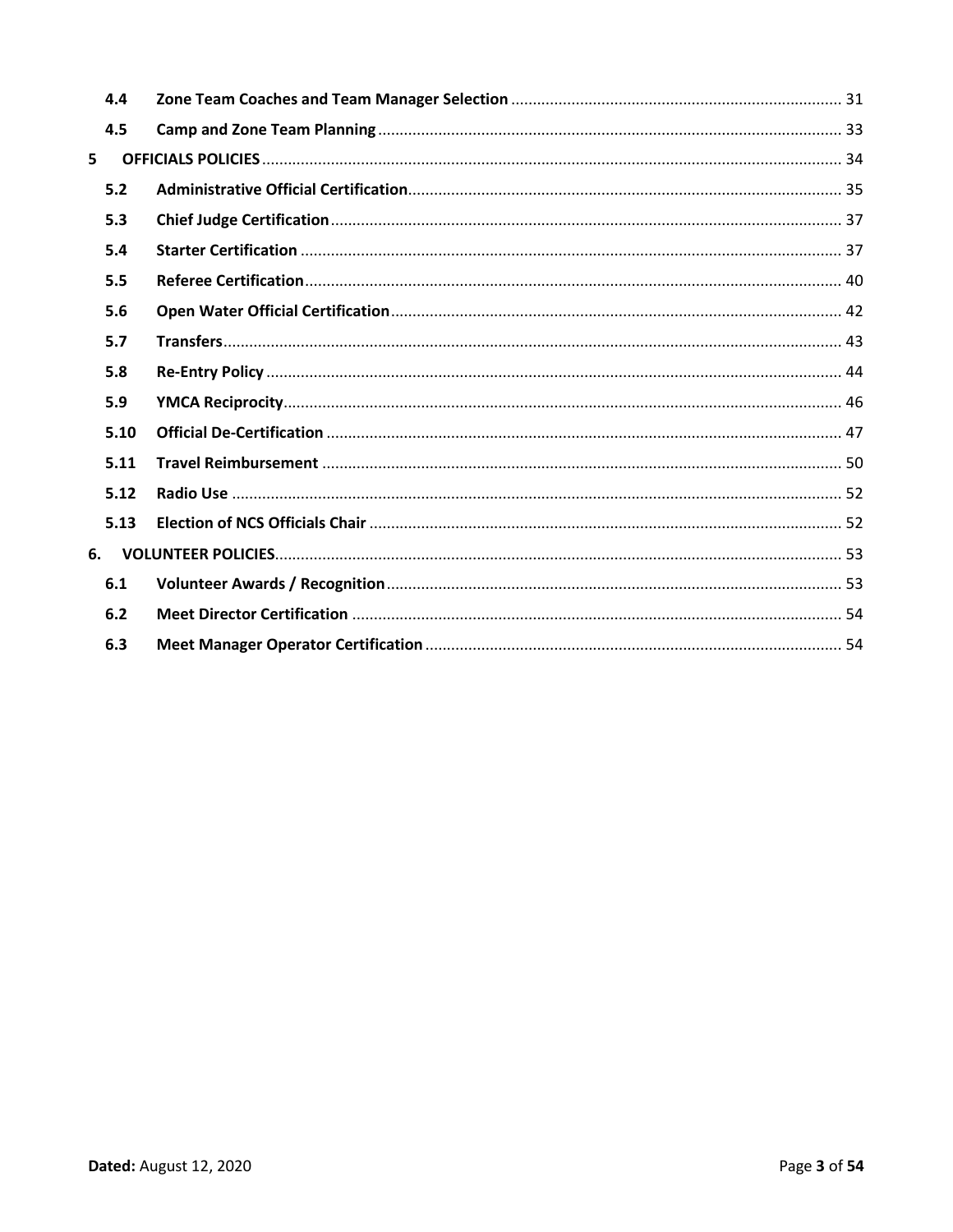| | | |
|---|---|---|
| 4.4 | **Zone Team Coaches and Team Manager Selection** | 31 |
| 4.5 | **Camp and Zone Team Planning** | 33 |
| **5** | **OFFICIALS POLICIES** | 34 |
| 5.2 | **Administrative Official Certification** | 35 |
| 5.3 | **Chief Judge Certification** | 37 |
| 5.4 | **Starter Certification** | 37 |
| 5.5 | **Referee Certification** | 40 |
| 5.6 | **Open Water Official Certification** | 42 |
| 5.7 | **Transfers** | 43 |
| 5.8 | **Re-Entry Policy** | 44 |
| 5.9 | **YMCA Reciprocity** | 46 |
| 5.10 | **Official De-Certification** | 47 |
| 5.11 | **Travel Reimbursement** | 50 |
| 5.12 | **Radio Use** | 52 |
| 5.13 | **Election of NCS Officials Chair** | 52 |
| **6.** | **VOLUNTEER POLICIES** | 53 |
| 6.1 | **Volunteer Awards / Recognition** | 53 |
| 6.2 | **Meet Director Certification** | 54 |
| 6.3 | **Meet Manager Operator Certification** | 54 |

**Dated:** August 12, 2020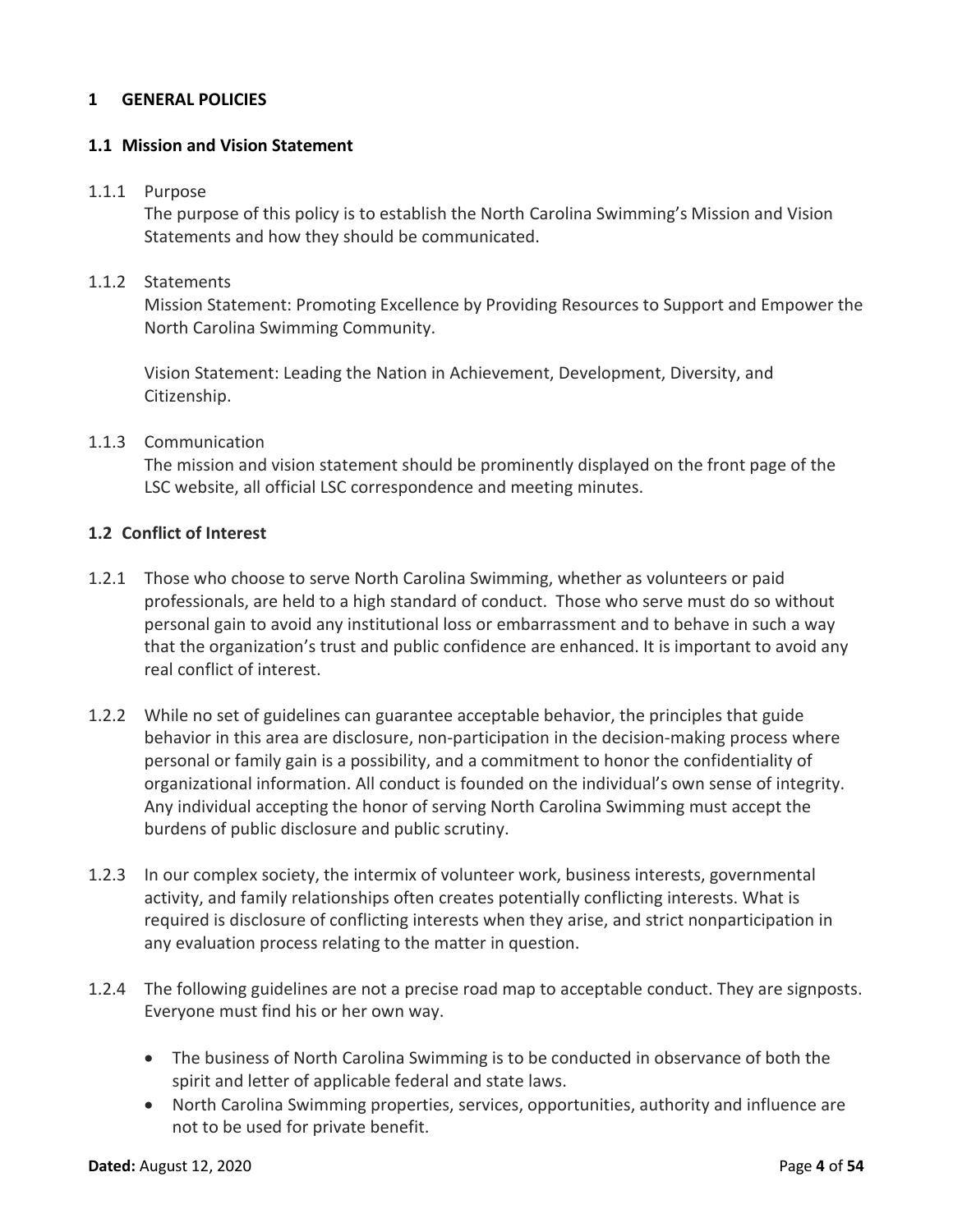# 1 GENERAL POLICIES

## 1.1 Mission and Vision Statement

1.1.1 Purpose

The purpose of this policy is to establish the North Carolina Swimming's Mission and Vision Statements and how they should be communicated.

1.1.2 Statements

Mission Statement: Promoting Excellence by Providing Resources to Support and Empower the North Carolina Swimming Community.

Vision Statement: Leading the Nation in Achievement, Development, Diversity, and Citizenship.

1.1.3 Communication

The mission and vision statement should be prominently displayed on the front page of the LSC website, all official LSC correspondence and meeting minutes.

## 1.2 Conflict of Interest

1.2.1 Those who choose to serve North Carolina Swimming, whether as volunteers or paid professionals, are held to a high standard of conduct. Those who serve must do so without personal gain to avoid any institutional loss or embarrassment and to behave in such a way that the organization's trust and public confidence are enhanced. It is important to avoid any real conflict of interest.

1.2.2 While no set of guidelines can guarantee acceptable behavior, the principles that guide behavior in this area are disclosure, non-participation in the decision-making process where personal or family gain is a possibility, and a commitment to honor the confidentiality of organizational information. All conduct is founded on the individual's own sense of integrity. Any individual accepting the honor of serving North Carolina Swimming must accept the burdens of public disclosure and public scrutiny.

1.2.3 In our complex society, the intermix of volunteer work, business interests, governmental activity, and family relationships often creates potentially conflicting interests. What is required is disclosure of conflicting interests when they arise, and strict nonparticipation in any evaluation process relating to the matter in question.

1.2.4 The following guidelines are not a precise road map to acceptable conduct. They are signposts. Everyone must find his or her own way.

- The business of North Carolina Swimming is to be conducted in observance of both the spirit and letter of applicable federal and state laws.
- North Carolina Swimming properties, services, opportunities, authority and influence are not to be used for private benefit.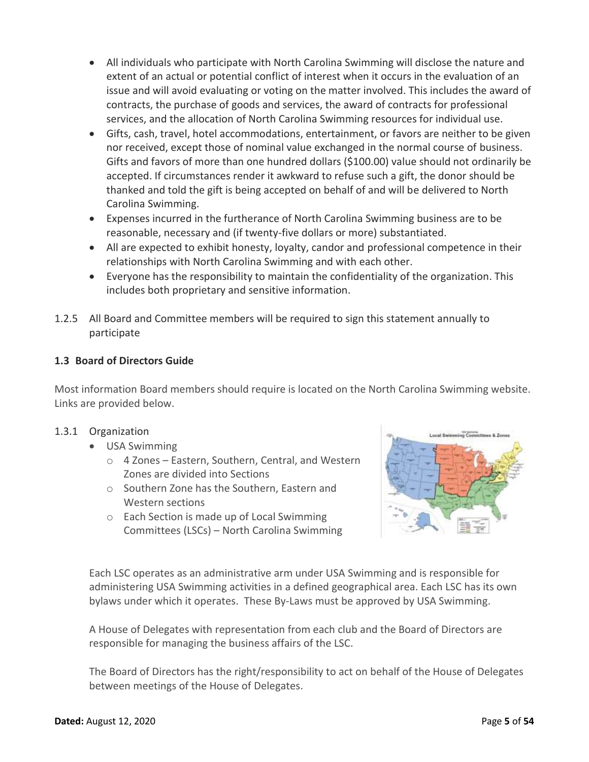- All individuals who participate with North Carolina Swimming will disclose the nature and extent of an actual or potential conflict of interest when it occurs in the evaluation of an issue and will avoid evaluating or voting on the matter involved. This includes the award of contracts, the purchase of goods and services, the award of contracts for professional services, and the allocation of North Carolina Swimming resources for individual use.
- Gifts, cash, travel, hotel accommodations, entertainment, or favors are neither to be given nor received, except those of nominal value exchanged in the normal course of business. Gifts and favors of more than one hundred dollars ($100.00) value should not ordinarily be accepted. If circumstances render it awkward to refuse such a gift, the donor should be thanked and told the gift is being accepted on behalf of and will be delivered to North Carolina Swimming.
- Expenses incurred in the furtherance of North Carolina Swimming business are to be reasonable, necessary and (if twenty-five dollars or more) substantiated.
- All are expected to exhibit honesty, loyalty, candor and professional competence in their relationships with North Carolina Swimming and with each other.
- Everyone has the responsibility to maintain the confidentiality of the organization. This includes both proprietary and sensitive information.

1.2.5 All Board and Committee members will be required to sign this statement annually to participate

### 1.3 Board of Directors Guide

Most information Board members should require is located on the North Carolina Swimming website. Links are provided below.

1.3.1 Organization

- USA Swimming
  - 4 Zones – Eastern, Southern, Central, and Western Zones are divided into Sections
  - Southern Zone has the Southern, Eastern and Western sections
  - Each Section is made up of Local Swimming Committees (LSCs) – North Carolina Swimming

Each LSC operates as an administrative arm under USA Swimming and is responsible for administering USA Swimming activities in a defined geographical area. Each LSC has its own bylaws under which it operates. These By-Laws must be approved by USA Swimming.

A House of Delegates with representation from each club and the Board of Directors are responsible for managing the business affairs of the LSC.

The Board of Directors has the right/responsibility to act on behalf of the House of Delegates between meetings of the House of Delegates.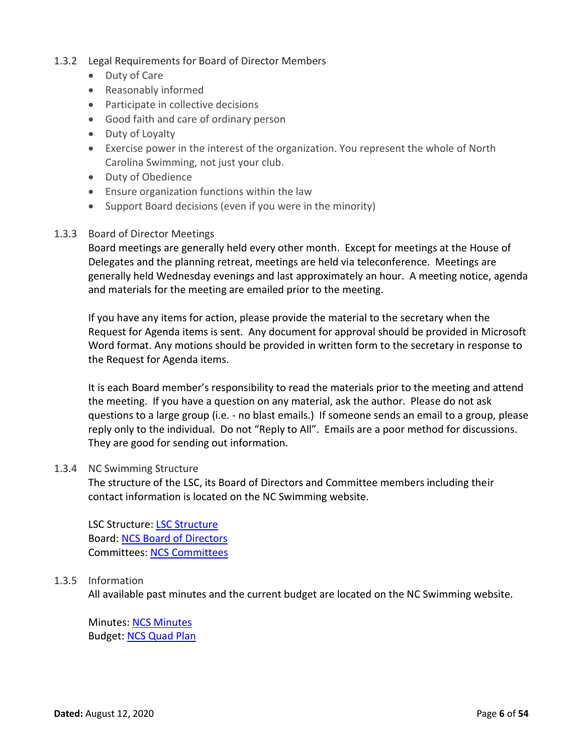### 1.3.2 Legal Requirements for Board of Director Members

- Duty of Care
- Reasonably informed
- Participate in collective decisions
- Good faith and care of ordinary person
- Duty of Loyalty
- Exercise power in the interest of the organization. You represent the whole of North Carolina Swimming, not just your club.
- Duty of Obedience
- Ensure organization functions within the law
- Support Board decisions (even if you were in the minority)

### 1.3.3 Board of Director Meetings

Board meetings are generally held every other month. Except for meetings at the House of Delegates and the planning retreat, meetings are held via teleconference. Meetings are generally held Wednesday evenings and last approximately an hour. A meeting notice, agenda and materials for the meeting are emailed prior to the meeting.

If you have any items for action, please provide the material to the secretary when the Request for Agenda items is sent. Any document for approval should be provided in Microsoft Word format. Any motions should be provided in written form to the secretary in response to the Request for Agenda items.

It is each Board member's responsibility to read the materials prior to the meeting and attend the meeting. If you have a question on any material, ask the author. Please do not ask questions to a large group (i.e. - no blast emails.) If someone sends an email to a group, please reply only to the individual. Do not "Reply to All". Emails are a poor method for discussions. They are good for sending out information.

### 1.3.4 NC Swimming Structure

The structure of the LSC, its Board of Directors and Committee members including their contact information is located on the NC Swimming website.

LSC Structure: LSC Structure
Board: NCS Board of Directors
Committees: NCS Committees

### 1.3.5 Information

All available past minutes and the current budget are located on the NC Swimming website.

Minutes: NCS Minutes
Budget: NCS Quad Plan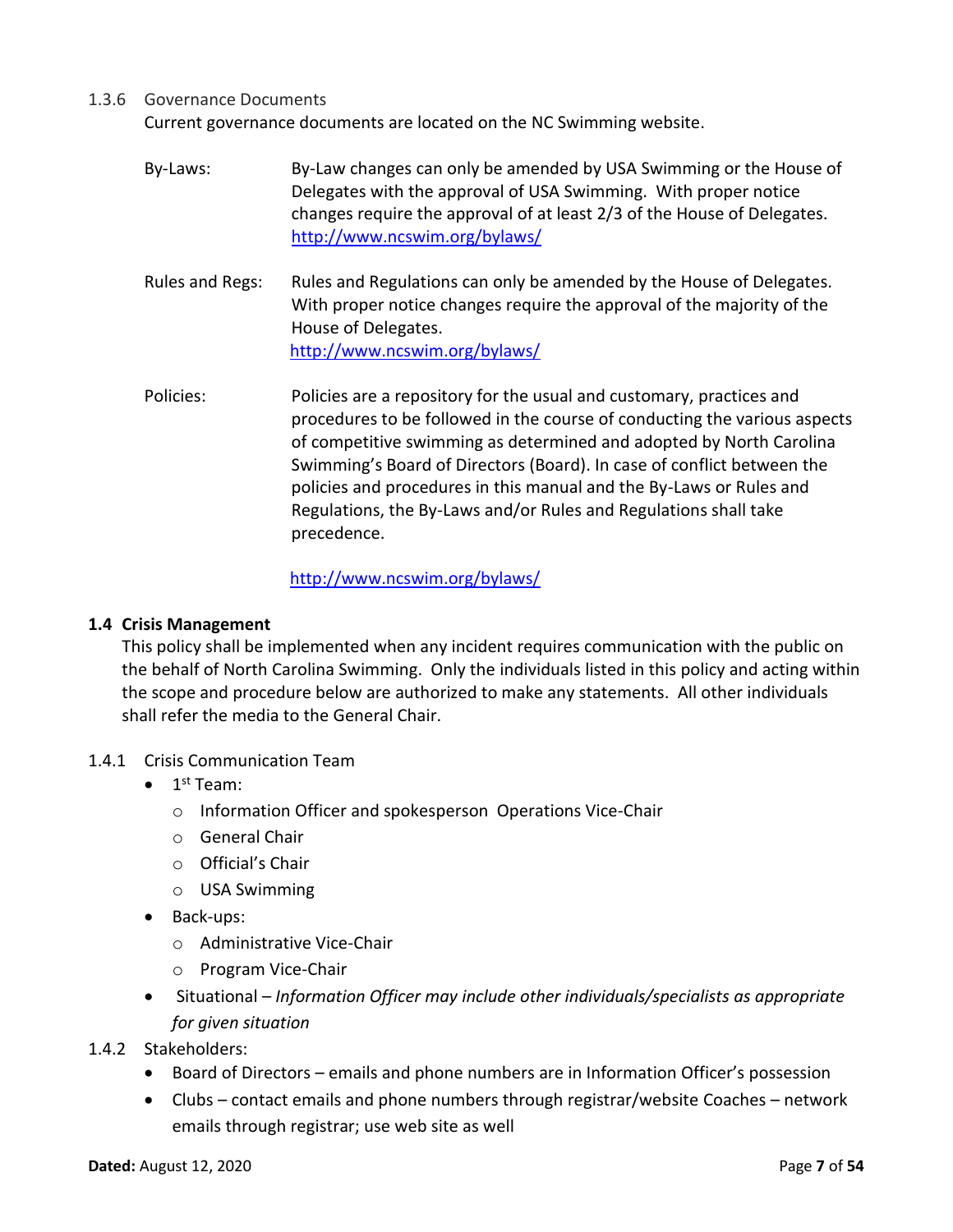1.3.6 Governance Documents

Current governance documents are located on the NC Swimming website.

By-Laws: By-Law changes can only be amended by USA Swimming or the House of Delegates with the approval of USA Swimming. With proper notice changes require the approval of at least 2/3 of the House of Delegates. http://www.ncswim.org/bylaws/

Rules and Regs: Rules and Regulations can only be amended by the House of Delegates. With proper notice changes require the approval of the majority of the House of Delegates. http://www.ncswim.org/bylaws/

Policies: Policies are a repository for the usual and customary, practices and procedures to be followed in the course of conducting the various aspects of competitive swimming as determined and adopted by North Carolina Swimming's Board of Directors (Board). In case of conflict between the policies and procedures in this manual and the By-Laws or Rules and Regulations, the By-Laws and/or Rules and Regulations shall take precedence.

http://www.ncswim.org/bylaws/

## 1.4 Crisis Management

This policy shall be implemented when any incident requires communication with the public on the behalf of North Carolina Swimming. Only the individuals listed in this policy and acting within the scope and procedure below are authorized to make any statements. All other individuals shall refer the media to the General Chair.

1.4.1 Crisis Communication Team

- 1st Team:
  - Information Officer and spokesperson Operations Vice-Chair
  - General Chair
  - Official's Chair
  - USA Swimming
- Back-ups:
  - Administrative Vice-Chair
  - Program Vice-Chair
- Situational – *Information Officer may include other individuals/specialists as appropriate for given situation*

1.4.2 Stakeholders:

- Board of Directors – emails and phone numbers are in Information Officer's possession
- Clubs – contact emails and phone numbers through registrar/website Coaches – network emails through registrar; use web site as well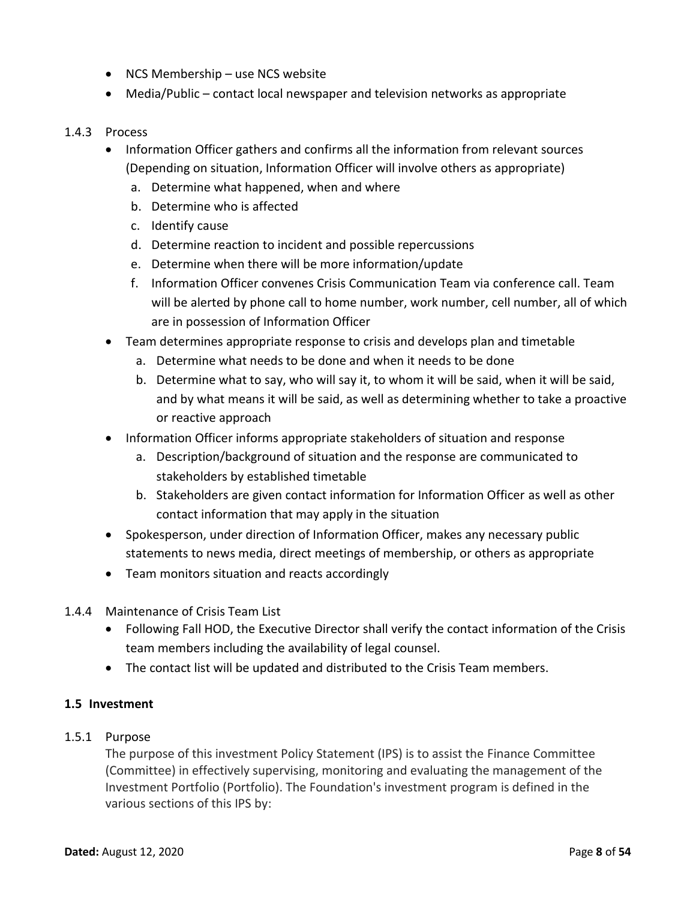- NCS Membership – use NCS website
- Media/Public – contact local newspaper and television networks as appropriate

1.4.3 Process

- Information Officer gathers and confirms all the information from relevant sources (Depending on situation, Information Officer will involve others as appropriate)
  a. Determine what happened, when and where
  b. Determine who is affected
  c. Identify cause
  d. Determine reaction to incident and possible repercussions
  e. Determine when there will be more information/update
  f. Information Officer convenes Crisis Communication Team via conference call. Team will be alerted by phone call to home number, work number, cell number, all of which are in possession of Information Officer
- Team determines appropriate response to crisis and develops plan and timetable
  a. Determine what needs to be done and when it needs to be done
  b. Determine what to say, who will say it, to whom it will be said, when it will be said, and by what means it will be said, as well as determining whether to take a proactive or reactive approach
- Information Officer informs appropriate stakeholders of situation and response
  a. Description/background of situation and the response are communicated to stakeholders by established timetable
  b. Stakeholders are given contact information for Information Officer as well as other contact information that may apply in the situation
- Spokesperson, under direction of Information Officer, makes any necessary public statements to news media, direct meetings of membership, or others as appropriate
- Team monitors situation and reacts accordingly

1.4.4 Maintenance of Crisis Team List

- Following Fall HOD, the Executive Director shall verify the contact information of the Crisis team members including the availability of legal counsel.
- The contact list will be updated and distributed to the Crisis Team members.

**1.5 Investment**

1.5.1 Purpose

The purpose of this investment Policy Statement (IPS) is to assist the Finance Committee (Committee) in effectively supervising, monitoring and evaluating the management of the Investment Portfolio (Portfolio). The Foundation's investment program is defined in the various sections of this IPS by: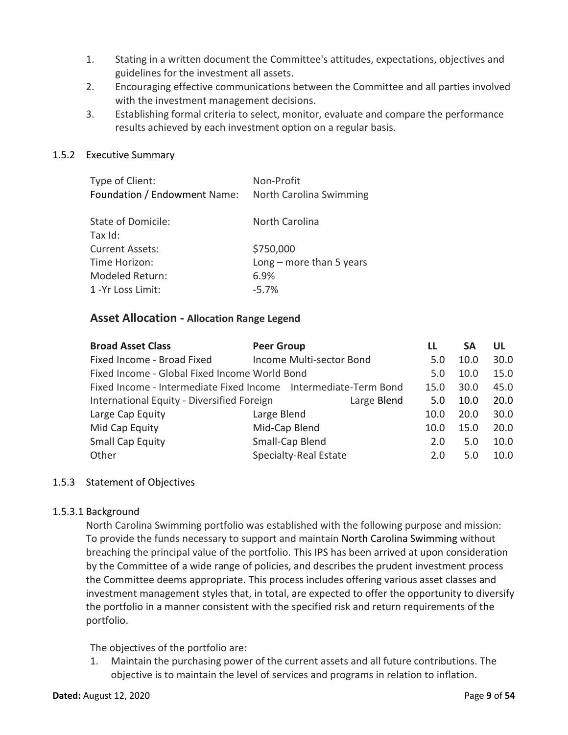1. Stating in a written document the Committee's attitudes, expectations, objectives and guidelines for the investment all assets.
2. Encouraging effective communications between the Committee and all parties involved with the investment management decisions.
3. Establishing formal criteria to select, monitor, evaluate and compare the performance results achieved by each investment option on a regular basis.

### 1.5.2 Executive Summary

| | |
|---|---|
| Type of Client: | Non-Profit |
| Foundation / Endowment Name: | North Carolina Swimming |
| State of Domicile: | North Carolina |
| Tax Id: | |
| Current Assets: | $750,000 |
| Time Horizon: | Long – more than 5 years |
| Modeled Return: | 6.9% |
| 1 -Yr Loss Limit: | -5.7% |

## Asset Allocation - Allocation Range Legend

| Broad Asset Class | Peer Group | LL | SA | UL |
|---|---|---|---|---|
| Fixed Income - Broad Fixed | Income Multi-sector Bond | 5.0 | 10.0 | 30.0 |
| Fixed Income - Global Fixed Income | World Bond | 5.0 | 10.0 | 15.0 |
| Fixed Income - Intermediate Fixed Income | Intermediate-Term Bond | 15.0 | 30.0 | 45.0 |
| International Equity - Diversified Foreign | Large Blend | 5.0 | 10.0 | 20.0 |
| Large Cap Equity | Large Blend | 10.0 | 20.0 | 30.0 |
| Mid Cap Equity | Mid-Cap Blend | 10.0 | 15.0 | 20.0 |
| Small Cap Equity | Small-Cap Blend | 2.0 | 5.0 | 10.0 |
| Other | Specialty-Real Estate | 2.0 | 5.0 | 10.0 |

### 1.5.3 Statement of Objectives

#### 1.5.3.1 Background

North Carolina Swimming portfolio was established with the following purpose and mission: To provide the funds necessary to support and maintain North Carolina Swimming without breaching the principal value of the portfolio. This IPS has been arrived at upon consideration by the Committee of a wide range of policies, and describes the prudent investment process the Committee deems appropriate. This process includes offering various asset classes and investment management styles that, in total, are expected to offer the opportunity to diversify the portfolio in a manner consistent with the specified risk and return requirements of the portfolio.

The objectives of the portfolio are:

1. Maintain the purchasing power of the current assets and all future contributions. The objective is to maintain the level of services and programs in relation to inflation.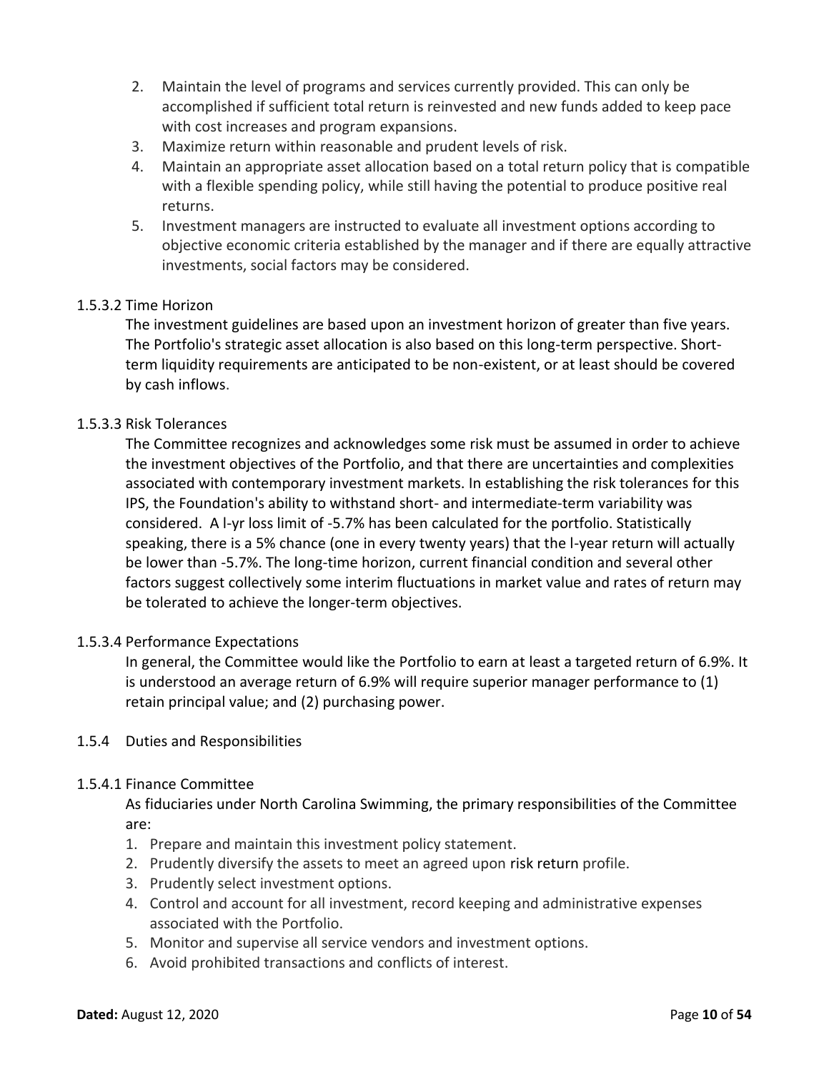2. Maintain the level of programs and services currently provided. This can only be accomplished if sufficient total return is reinvested and new funds added to keep pace with cost increases and program expansions.
3. Maximize return within reasonable and prudent levels of risk.
4. Maintain an appropriate asset allocation based on a total return policy that is compatible with a flexible spending policy, while still having the potential to produce positive real returns.
5. Investment managers are instructed to evaluate all investment options according to objective economic criteria established by the manager and if there are equally attractive investments, social factors may be considered.

1.5.3.2 Time Horizon

The investment guidelines are based upon an investment horizon of greater than five years. The Portfolio's strategic asset allocation is also based on this long-term perspective. Short-term liquidity requirements are anticipated to be non-existent, or at least should be covered by cash inflows.

1.5.3.3 Risk Tolerances

The Committee recognizes and acknowledges some risk must be assumed in order to achieve the investment objectives of the Portfolio, and that there are uncertainties and complexities associated with contemporary investment markets. In establishing the risk tolerances for this IPS, the Foundation's ability to withstand short- and intermediate-term variability was considered. A l-yr loss limit of -5.7% has been calculated for the portfolio. Statistically speaking, there is a 5% chance (one in every twenty years) that the l-year return will actually be lower than -5.7%. The long-time horizon, current financial condition and several other factors suggest collectively some interim fluctuations in market value and rates of return may be tolerated to achieve the longer-term objectives.

1.5.3.4 Performance Expectations

In general, the Committee would like the Portfolio to earn at least a targeted return of 6.9%. It is understood an average return of 6.9% will require superior manager performance to (1) retain principal value; and (2) purchasing power.

1.5.4 Duties and Responsibilities

1.5.4.1 Finance Committee

As fiduciaries under North Carolina Swimming, the primary responsibilities of the Committee are:

1. Prepare and maintain this investment policy statement.
2. Prudently diversify the assets to meet an agreed upon risk return profile.
3. Prudently select investment options.
4. Control and account for all investment, record keeping and administrative expenses associated with the Portfolio.
5. Monitor and supervise all service vendors and investment options.
6. Avoid prohibited transactions and conflicts of interest.

**Dated:** August 12, 2020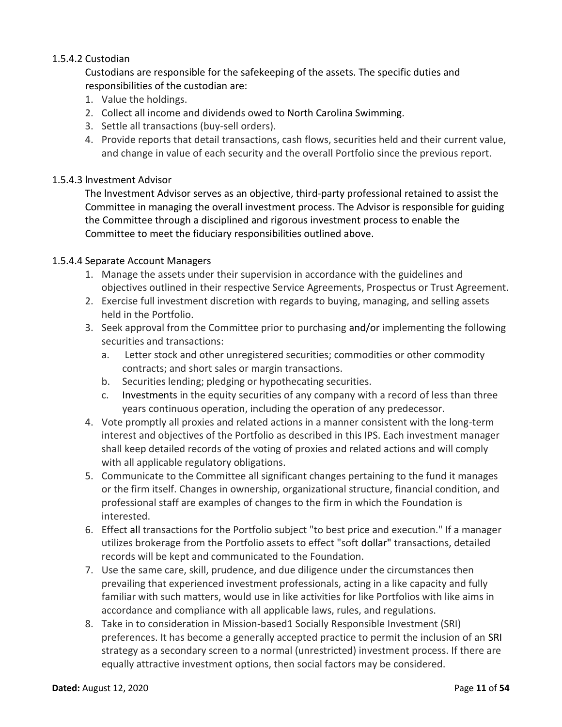#### 1.5.4.2 Custodian

Custodians are responsible for the safekeeping of the assets. The specific duties and responsibilities of the custodian are:

1. Value the holdings.
2. Collect all income and dividends owed to North Carolina Swimming.
3. Settle all transactions (buy-sell orders).
4. Provide reports that detail transactions, cash flows, securities held and their current value, and change in value of each security and the overall Portfolio since the previous report.

#### 1.5.4.3 lnvestment Advisor

The lnvestment Advisor serves as an objective, third-party professional retained to assist the Committee in managing the overall investment process. The Advisor is responsible for guiding the Committee through a disciplined and rigorous investment process to enable the Committee to meet the fiduciary responsibilities outlined above.

#### 1.5.4.4 Separate Account Managers

1. Manage the assets under their supervision in accordance with the guidelines and objectives outlined in their respective Service Agreements, Prospectus or Trust Agreement.
2. Exercise full investment discretion with regards to buying, managing, and selling assets held in the Portfolio.
3. Seek approval from the Committee prior to purchasing and/or implementing the following securities and transactions:
   a. Letter stock and other unregistered securities; commodities or other commodity contracts; and short sales or margin transactions.
   b. Securities lending; pledging or hypothecating securities.
   c. Investments in the equity securities of any company with a record of less than three years continuous operation, including the operation of any predecessor.
4. Vote promptly all proxies and related actions in a manner consistent with the long-term interest and objectives of the Portfolio as described in this IPS. Each investment manager shall keep detailed records of the voting of proxies and related actions and will comply with all applicable regulatory obligations.
5. Communicate to the Committee all significant changes pertaining to the fund it manages or the firm itself. Changes in ownership, organizational structure, financial condition, and professional staff are examples of changes to the firm in which the Foundation is interested.
6. Effect all transactions for the Portfolio subject "to best price and execution." If a manager utilizes brokerage from the Portfolio assets to effect "soft dollar" transactions, detailed records will be kept and communicated to the Foundation.
7. Use the same care, skill, prudence, and due diligence under the circumstances then prevailing that experienced investment professionals, acting in a like capacity and fully familiar with such matters, would use in like activities for like Portfolios with like aims in accordance and compliance with all applicable laws, rules, and regulations.
8. Take in to consideration in Mission-based[1] Socially Responsible Investment (SRI) preferences. It has become a generally accepted practice to permit the inclusion of an SRI strategy as a secondary screen to a normal (unrestricted) investment process. If there are equally attractive investment options, then social factors may be considered.

**Dated:** August 12, 2020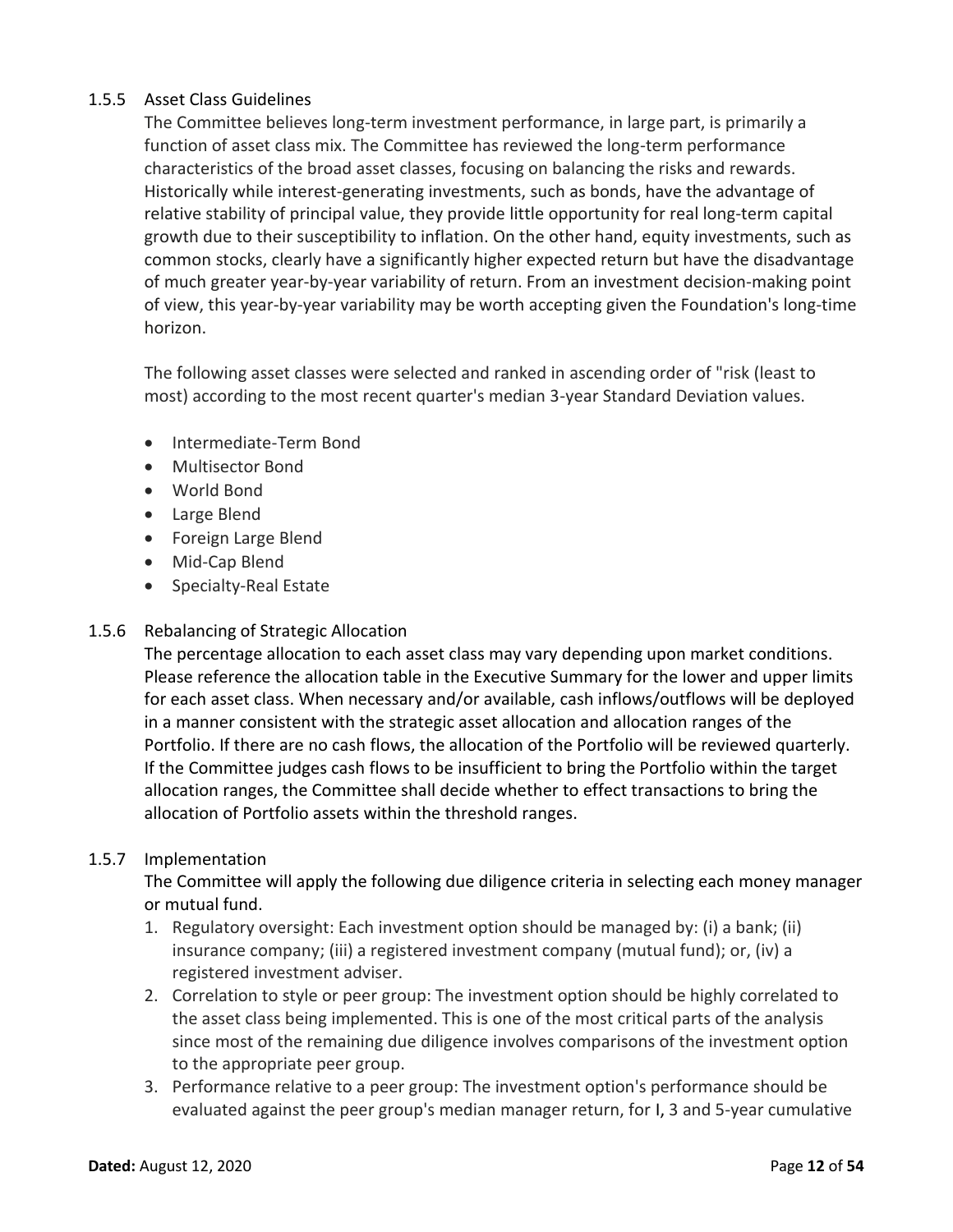### 1.5.5 Asset Class Guidelines

The Committee believes long-term investment performance, in large part, is primarily a function of asset class mix. The Committee has reviewed the long-term performance characteristics of the broad asset classes, focusing on balancing the risks and rewards. Historically while interest-generating investments, such as bonds, have the advantage of relative stability of principal value, they provide little opportunity for real long-term capital growth due to their susceptibility to inflation. On the other hand, equity investments, such as common stocks, clearly have a significantly higher expected return but have the disadvantage of much greater year-by-year variability of return. From an investment decision-making point of view, this year-by-year variability may be worth accepting given the Foundation's long-time horizon.

The following asset classes were selected and ranked in ascending order of "risk (least to most) according to the most recent quarter's median 3-year Standard Deviation values.

- Intermediate-Term Bond
- Multisector Bond
- World Bond
- Large Blend
- Foreign Large Blend
- Mid-Cap Blend
- Specialty-Real Estate

### 1.5.6 Rebalancing of Strategic Allocation

The percentage allocation to each asset class may vary depending upon market conditions. Please reference the allocation table in the Executive Summary for the lower and upper limits for each asset class. When necessary and/or available, cash inflows/outflows will be deployed in a manner consistent with the strategic asset allocation and allocation ranges of the Portfolio. If there are no cash flows, the allocation of the Portfolio will be reviewed quarterly. If the Committee judges cash flows to be insufficient to bring the Portfolio within the target allocation ranges, the Committee shall decide whether to effect transactions to bring the allocation of Portfolio assets within the threshold ranges.

### 1.5.7 Implementation

The Committee will apply the following due diligence criteria in selecting each money manager or mutual fund.

1. Regulatory oversight: Each investment option should be managed by: (i) a bank; (ii) insurance company; (iii) a registered investment company (mutual fund); or, (iv) a registered investment adviser.
2. Correlation to style or peer group: The investment option should be highly correlated to the asset class being implemented. This is one of the most critical parts of the analysis since most of the remaining due diligence involves comparisons of the investment option to the appropriate peer group.
3. Performance relative to a peer group: The investment option's performance should be evaluated against the peer group's median manager return, for I, 3 and 5-year cumulative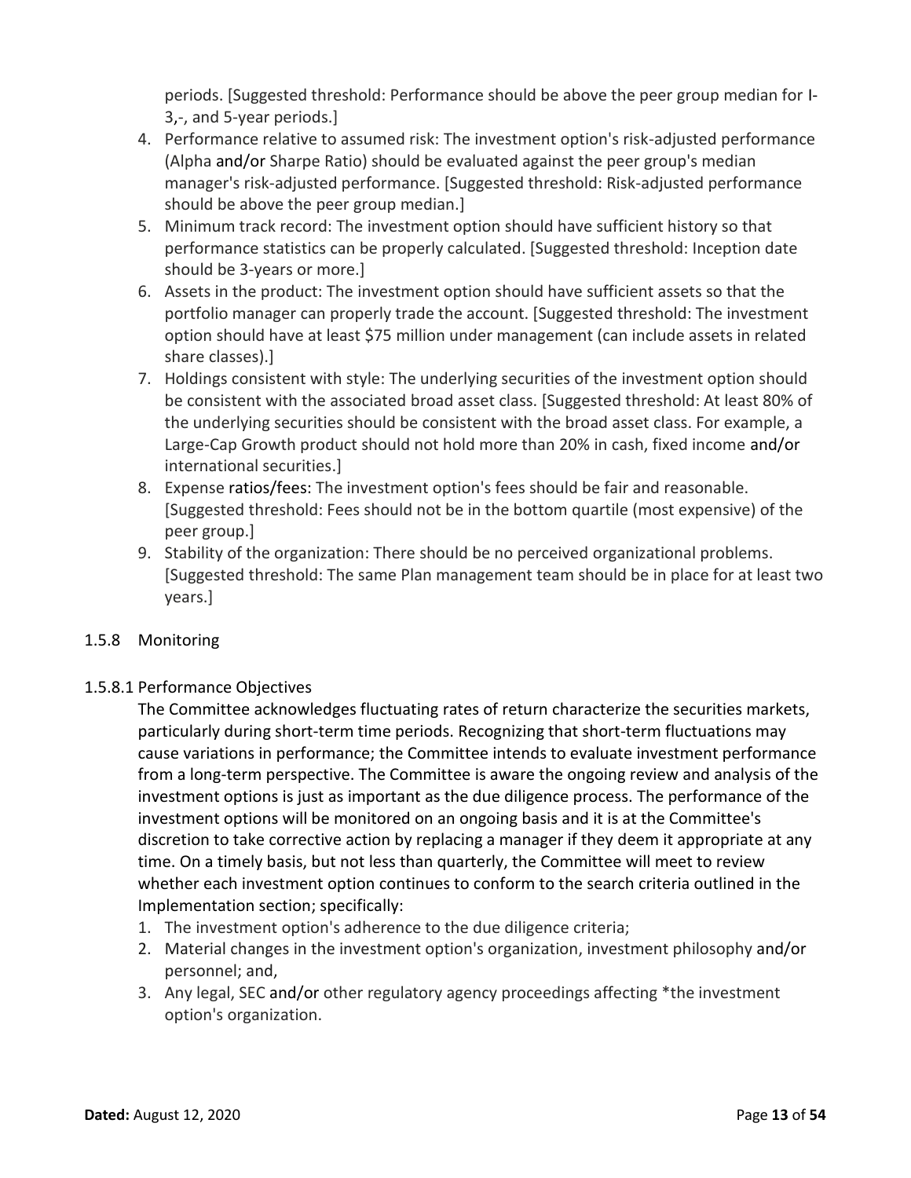periods. [Suggested threshold: Performance should be above the peer group median for I-3,-, and 5-year periods.]

4. Performance relative to assumed risk: The investment option's risk-adjusted performance (Alpha and/or Sharpe Ratio) should be evaluated against the peer group's median manager's risk-adjusted performance. [Suggested threshold: Risk-adjusted performance should be above the peer group median.]
5. Minimum track record: The investment option should have sufficient history so that performance statistics can be properly calculated. [Suggested threshold: Inception date should be 3-years or more.]
6. Assets in the product: The investment option should have sufficient assets so that the portfolio manager can properly trade the account. [Suggested threshold: The investment option should have at least $75 million under management (can include assets in related share classes).]
7. Holdings consistent with style: The underlying securities of the investment option should be consistent with the associated broad asset class. [Suggested threshold: At least 80% of the underlying securities should be consistent with the broad asset class. For example, a Large-Cap Growth product should not hold more than 20% in cash, fixed income and/or international securities.]
8. Expense ratios/fees: The investment option's fees should be fair and reasonable. [Suggested threshold: Fees should not be in the bottom quartile (most expensive) of the peer group.]
9. Stability of the organization: There should be no perceived organizational problems. [Suggested threshold: The same Plan management team should be in place for at least two years.]

### 1.5.8 Monitoring

#### 1.5.8.1 Performance Objectives

The Committee acknowledges fluctuating rates of return characterize the securities markets, particularly during short-term time periods. Recognizing that short-term fluctuations may cause variations in performance; the Committee intends to evaluate investment performance from a long-term perspective. The Committee is aware the ongoing review and analysis of the investment options is just as important as the due diligence process. The performance of the investment options will be monitored on an ongoing basis and it is at the Committee's discretion to take corrective action by replacing a manager if they deem it appropriate at any time. On a timely basis, but not less than quarterly, the Committee will meet to review whether each investment option continues to conform to the search criteria outlined in the Implementation section; specifically:

1. The investment option's adherence to the due diligence criteria;
2. Material changes in the investment option's organization, investment philosophy and/or personnel; and,
3. Any legal, SEC and/or other regulatory agency proceedings affecting *the investment option's organization.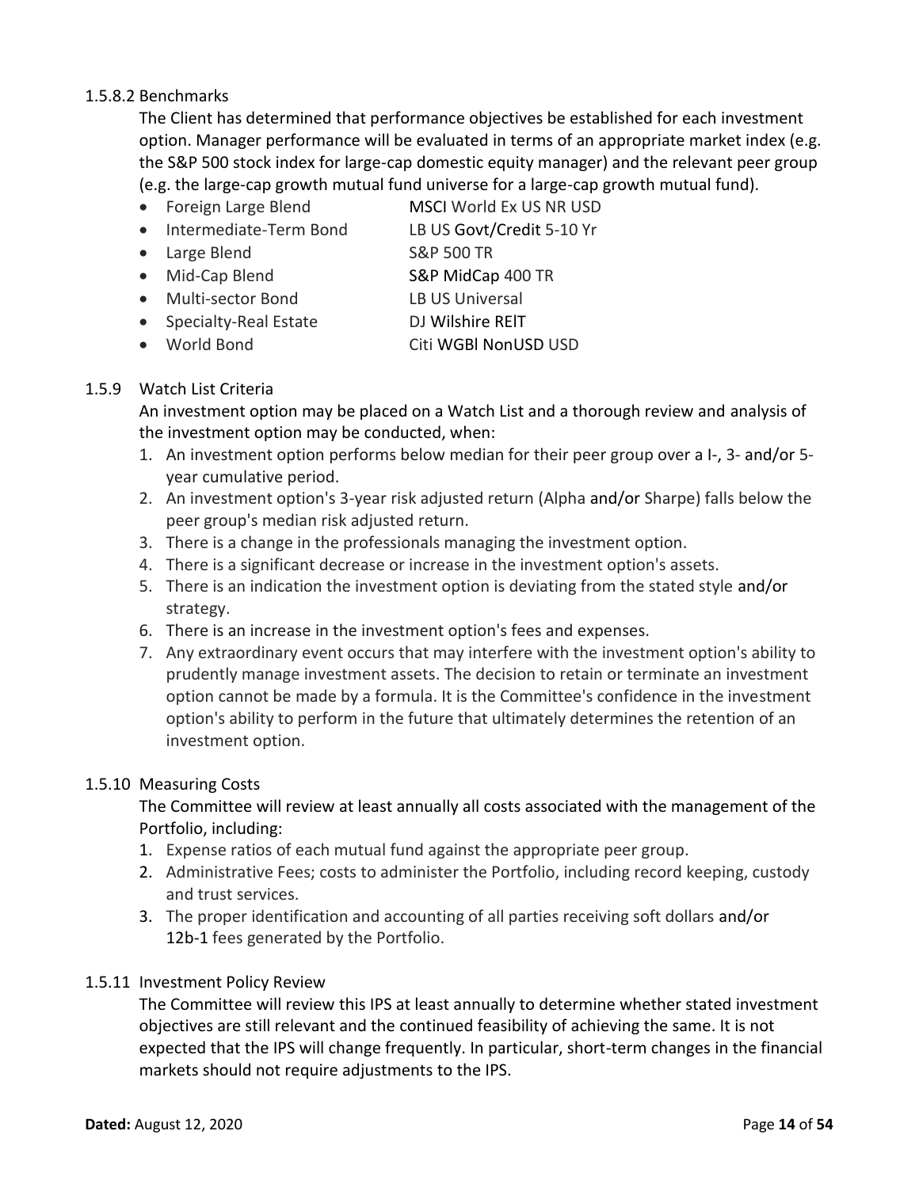#### 1.5.8.2 Benchmarks

The Client has determined that performance objectives be established for each investment option. Manager performance will be evaluated in terms of an appropriate market index (e.g. the S&P 500 stock index for large-cap domestic equity manager) and the relevant peer group (e.g. the large-cap growth mutual fund universe for a large-cap growth mutual fund).

| | |
|---|---|
| • Foreign Large Blend | MSCI World Ex US NR USD |
| • Intermediate-Term Bond | LB US Govt/Credit 5-10 Yr |
| • Large Blend | S&P 500 TR |
| • Mid-Cap Blend | S&P MidCap 400 TR |
| • Multi-sector Bond | LB US Universal |
| • Specialty-Real Estate | DJ Wilshire REIT |
| • World Bond | Citi WGBl NonUSD USD |

### 1.5.9 Watch List Criteria

An investment option may be placed on a Watch List and a thorough review and analysis of the investment option may be conducted, when:

1. An investment option performs below median for their peer group over a I-, 3- and/or 5-year cumulative period.
2. An investment option's 3-year risk adjusted return (Alpha and/or Sharpe) falls below the peer group's median risk adjusted return.
3. There is a change in the professionals managing the investment option.
4. There is a significant decrease or increase in the investment option's assets.
5. There is an indication the investment option is deviating from the stated style and/or strategy.
6. There is an increase in the investment option's fees and expenses.
7. Any extraordinary event occurs that may interfere with the investment option's ability to prudently manage investment assets. The decision to retain or terminate an investment option cannot be made by a formula. It is the Committee's confidence in the investment option's ability to perform in the future that ultimately determines the retention of an investment option.

### 1.5.10 Measuring Costs

The Committee will review at least annually all costs associated with the management of the Portfolio, including:

1. Expense ratios of each mutual fund against the appropriate peer group.
2. Administrative Fees; costs to administer the Portfolio, including record keeping, custody and trust services.
3. The proper identification and accounting of all parties receiving soft dollars and/or 12b-1 fees generated by the Portfolio.

### 1.5.11 Investment Policy Review

The Committee will review this IPS at least annually to determine whether stated investment objectives are still relevant and the continued feasibility of achieving the same. It is not expected that the IPS will change frequently. In particular, short-term changes in the financial markets should not require adjustments to the IPS.

**Dated:** August 12, 2020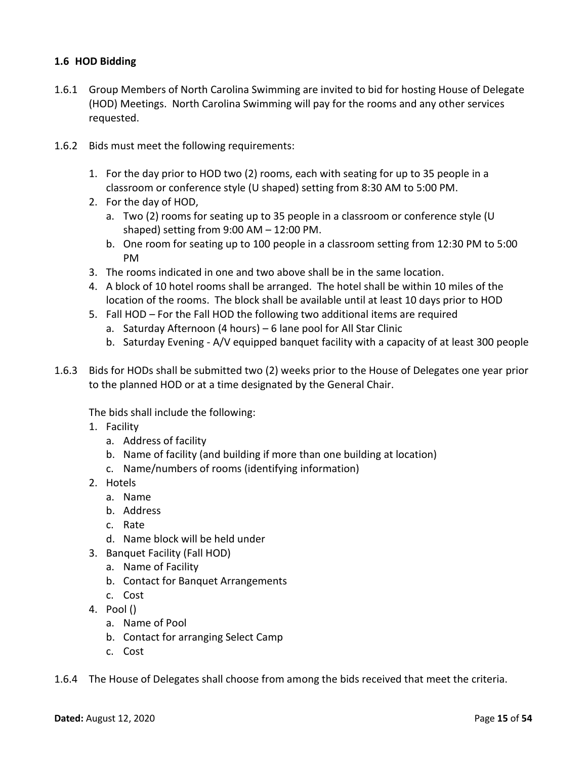### 1.6 HOD Bidding

1.6.1 Group Members of North Carolina Swimming are invited to bid for hosting House of Delegate (HOD) Meetings. North Carolina Swimming will pay for the rooms and any other services requested.

1.6.2 Bids must meet the following requirements:

1. For the day prior to HOD two (2) rooms, each with seating for up to 35 people in a classroom or conference style (U shaped) setting from 8:30 AM to 5:00 PM.
2. For the day of HOD,
   a. Two (2) rooms for seating up to 35 people in a classroom or conference style (U shaped) setting from 9:00 AM – 12:00 PM.
   b. One room for seating up to 100 people in a classroom setting from 12:30 PM to 5:00 PM
3. The rooms indicated in one and two above shall be in the same location.
4. A block of 10 hotel rooms shall be arranged. The hotel shall be within 10 miles of the location of the rooms. The block shall be available until at least 10 days prior to HOD
5. Fall HOD – For the Fall HOD the following two additional items are required
   a. Saturday Afternoon (4 hours) – 6 lane pool for All Star Clinic
   b. Saturday Evening - A/V equipped banquet facility with a capacity of at least 300 people

1.6.3 Bids for HODs shall be submitted two (2) weeks prior to the House of Delegates one year prior to the planned HOD or at a time designated by the General Chair.

The bids shall include the following:

1. Facility
   a. Address of facility
   b. Name of facility (and building if more than one building at location)
   c. Name/numbers of rooms (identifying information)
2. Hotels
   a. Name
   b. Address
   c. Rate
   d. Name block will be held under
3. Banquet Facility (Fall HOD)
   a. Name of Facility
   b. Contact for Banquet Arrangements
   c. Cost
4. Pool ()
   a. Name of Pool
   b. Contact for arranging Select Camp
   c. Cost

1.6.4 The House of Delegates shall choose from among the bids received that meet the criteria.

**Dated:** August 12, 2020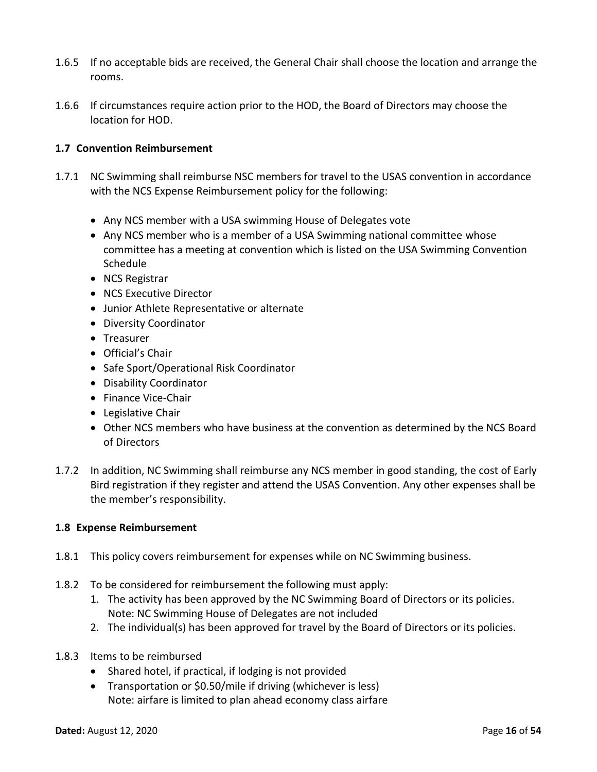1.6.5 If no acceptable bids are received, the General Chair shall choose the location and arrange the rooms.

1.6.6 If circumstances require action prior to the HOD, the Board of Directors may choose the location for HOD.

### 1.7 Convention Reimbursement

1.7.1 NC Swimming shall reimburse NSC members for travel to the USAS convention in accordance with the NCS Expense Reimbursement policy for the following:

- Any NCS member with a USA swimming House of Delegates vote
- Any NCS member who is a member of a USA Swimming national committee whose committee has a meeting at convention which is listed on the USA Swimming Convention Schedule
- NCS Registrar
- NCS Executive Director
- Junior Athlete Representative or alternate
- Diversity Coordinator
- Treasurer
- Official's Chair
- Safe Sport/Operational Risk Coordinator
- Disability Coordinator
- Finance Vice-Chair
- Legislative Chair
- Other NCS members who have business at the convention as determined by the NCS Board of Directors

1.7.2 In addition, NC Swimming shall reimburse any NCS member in good standing, the cost of Early Bird registration if they register and attend the USAS Convention. Any other expenses shall be the member's responsibility.

### 1.8 Expense Reimbursement

1.8.1 This policy covers reimbursement for expenses while on NC Swimming business.

1.8.2 To be considered for reimbursement the following must apply:

1. The activity has been approved by the NC Swimming Board of Directors or its policies. Note: NC Swimming House of Delegates are not included
2. The individual(s) has been approved for travel by the Board of Directors or its policies.

1.8.3 Items to be reimbursed

- Shared hotel, if practical, if lodging is not provided
- Transportation or $0.50/mile if driving (whichever is less)
  Note: airfare is limited to plan ahead economy class airfare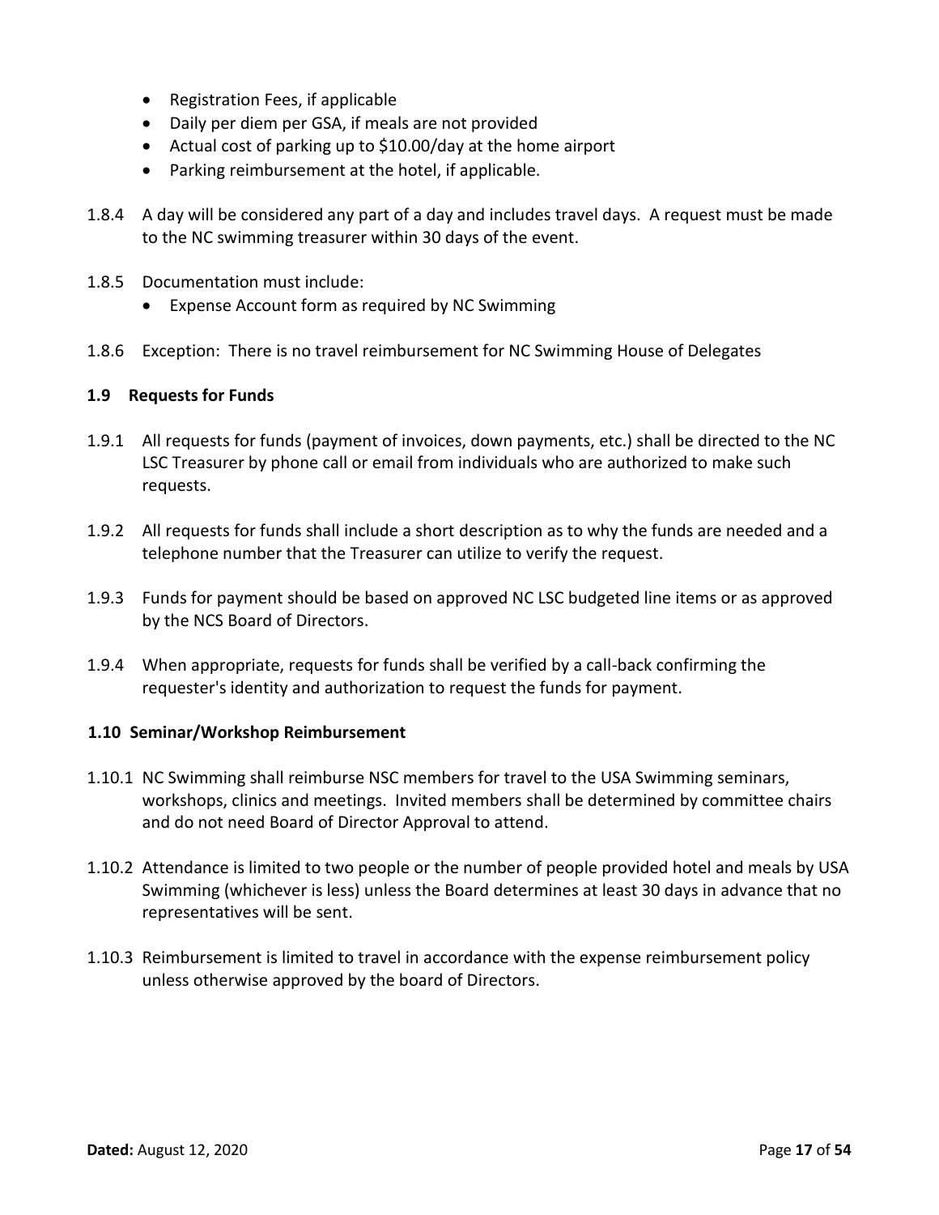- Registration Fees, if applicable
- Daily per diem per GSA, if meals are not provided
- Actual cost of parking up to $10.00/day at the home airport
- Parking reimbursement at the hotel, if applicable.

1.8.4 A day will be considered any part of a day and includes travel days. A request must be made to the NC swimming treasurer within 30 days of the event.

1.8.5 Documentation must include:

- Expense Account form as required by NC Swimming

1.8.6 Exception: There is no travel reimbursement for NC Swimming House of Delegates

### 1.9 Requests for Funds

1.9.1 All requests for funds (payment of invoices, down payments, etc.) shall be directed to the NC LSC Treasurer by phone call or email from individuals who are authorized to make such requests.

1.9.2 All requests for funds shall include a short description as to why the funds are needed and a telephone number that the Treasurer can utilize to verify the request.

1.9.3 Funds for payment should be based on approved NC LSC budgeted line items or as approved by the NCS Board of Directors.

1.9.4 When appropriate, requests for funds shall be verified by a call-back confirming the requester's identity and authorization to request the funds for payment.

### 1.10 Seminar/Workshop Reimbursement

1.10.1 NC Swimming shall reimburse NSC members for travel to the USA Swimming seminars, workshops, clinics and meetings. Invited members shall be determined by committee chairs and do not need Board of Director Approval to attend.

1.10.2 Attendance is limited to two people or the number of people provided hotel and meals by USA Swimming (whichever is less) unless the Board determines at least 30 days in advance that no representatives will be sent.

1.10.3 Reimbursement is limited to travel in accordance with the expense reimbursement policy unless otherwise approved by the board of Directors.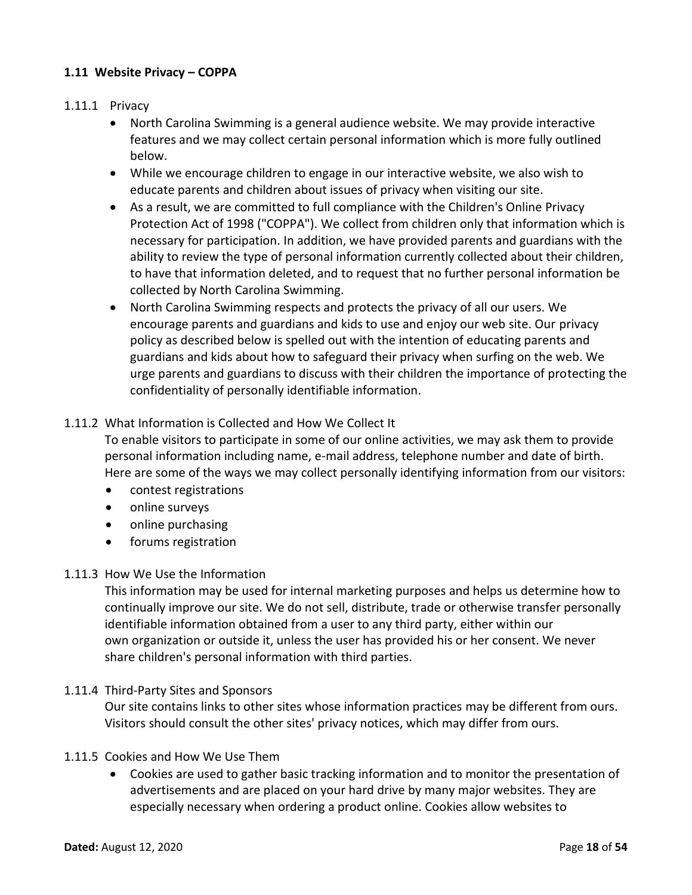### 1.11 Website Privacy – COPPA

1.11.1 Privacy

- North Carolina Swimming is a general audience website. We may provide interactive features and we may collect certain personal information which is more fully outlined below.
- While we encourage children to engage in our interactive website, we also wish to educate parents and children about issues of privacy when visiting our site.
- As a result, we are committed to full compliance with the Children's Online Privacy Protection Act of 1998 ("COPPA"). We collect from children only that information which is necessary for participation. In addition, we have provided parents and guardians with the ability to review the type of personal information currently collected about their children, to have that information deleted, and to request that no further personal information be collected by North Carolina Swimming.
- North Carolina Swimming respects and protects the privacy of all our users. We encourage parents and guardians and kids to use and enjoy our web site. Our privacy policy as described below is spelled out with the intention of educating parents and guardians and kids about how to safeguard their privacy when surfing on the web. We urge parents and guardians to discuss with their children the importance of protecting the confidentiality of personally identifiable information.

1.11.2 What Information is Collected and How We Collect It

To enable visitors to participate in some of our online activities, we may ask them to provide personal information including name, e-mail address, telephone number and date of birth. Here are some of the ways we may collect personally identifying information from our visitors:

- contest registrations
- online surveys
- online purchasing
- forums registration

1.11.3 How We Use the Information

This information may be used for internal marketing purposes and helps us determine how to continually improve our site. We do not sell, distribute, trade or otherwise transfer personally identifiable information obtained from a user to any third party, either within our own organization or outside it, unless the user has provided his or her consent. We never share children's personal information with third parties.

1.11.4 Third-Party Sites and Sponsors

Our site contains links to other sites whose information practices may be different from ours. Visitors should consult the other sites' privacy notices, which may differ from ours.

1.11.5 Cookies and How We Use Them

- Cookies are used to gather basic tracking information and to monitor the presentation of advertisements and are placed on your hard drive by many major websites. They are especially necessary when ordering a product online. Cookies allow websites to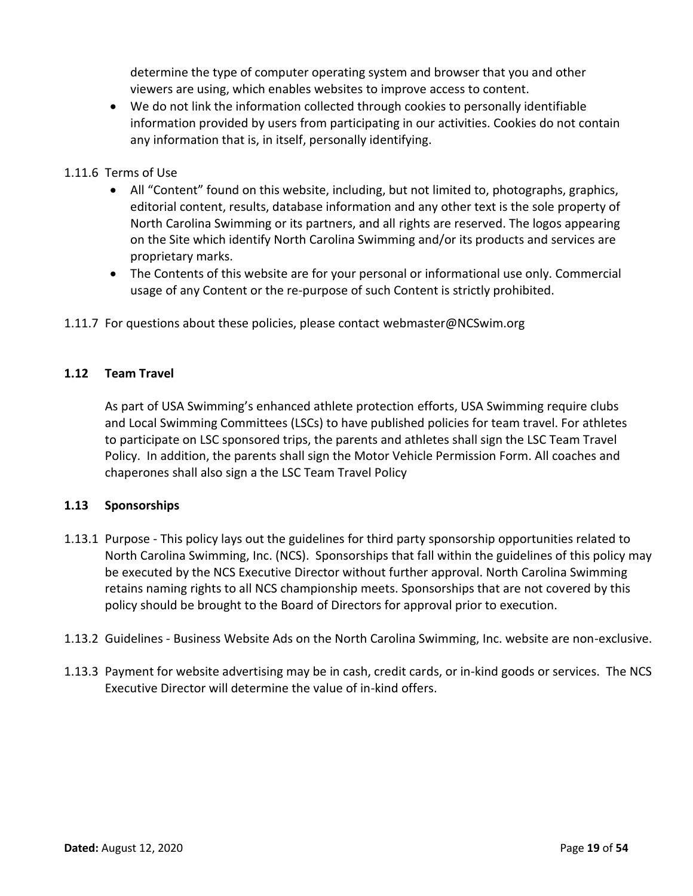determine the type of computer operating system and browser that you and other viewers are using, which enables websites to improve access to content.

- We do not link the information collected through cookies to personally identifiable information provided by users from participating in our activities. Cookies do not contain any information that is, in itself, personally identifying.

1.11.6 Terms of Use

- All "Content" found on this website, including, but not limited to, photographs, graphics, editorial content, results, database information and any other text is the sole property of North Carolina Swimming or its partners, and all rights are reserved. The logos appearing on the Site which identify North Carolina Swimming and/or its products and services are proprietary marks.
- The Contents of this website are for your personal or informational use only. Commercial usage of any Content or the re-purpose of such Content is strictly prohibited.

1.11.7 For questions about these policies, please contact webmaster@NCSwim.org

### 1.12 Team Travel

As part of USA Swimming's enhanced athlete protection efforts, USA Swimming require clubs and Local Swimming Committees (LSCs) to have published policies for team travel. For athletes to participate on LSC sponsored trips, the parents and athletes shall sign the LSC Team Travel Policy. In addition, the parents shall sign the Motor Vehicle Permission Form. All coaches and chaperones shall also sign a the LSC Team Travel Policy

### 1.13 Sponsorships

1.13.1 Purpose - This policy lays out the guidelines for third party sponsorship opportunities related to North Carolina Swimming, Inc. (NCS). Sponsorships that fall within the guidelines of this policy may be executed by the NCS Executive Director without further approval. North Carolina Swimming retains naming rights to all NCS championship meets. Sponsorships that are not covered by this policy should be brought to the Board of Directors for approval prior to execution.

1.13.2 Guidelines - Business Website Ads on the North Carolina Swimming, Inc. website are non-exclusive.

1.13.3 Payment for website advertising may be in cash, credit cards, or in-kind goods or services. The NCS Executive Director will determine the value of in-kind offers.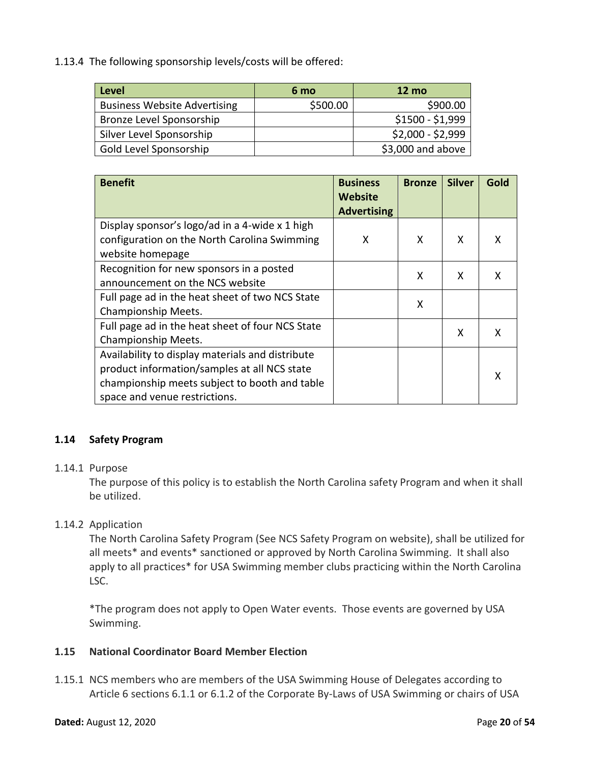1.13.4 The following sponsorship levels/costs will be offered:

| Level | 6 mo | 12 mo |
|---|---|---|
| Business Website Advertising | $500.00 | $900.00 |
| Bronze Level Sponsorship | | $1500 - $1,999 |
| Silver Level Sponsorship | | $2,000 - $2,999 |
| Gold Level Sponsorship | | $3,000 and above |

| Benefit | Business Website Advertising | Bronze | Silver | Gold |
|---|---|---|---|---|
| Display sponsor's logo/ad in a 4-wide x 1 high configuration on the North Carolina Swimming website homepage | X | X | X | X |
| Recognition for new sponsors in a posted announcement on the NCS website | | X | X | X |
| Full page ad in the heat sheet of two NCS State Championship Meets. | | X | | |
| Full page ad in the heat sheet of four NCS State Championship Meets. | | | X | X |
| Availability to display materials and distribute product information/samples at all NCS state championship meets subject to booth and table space and venue restrictions. | | | | X |

### 1.14 Safety Program

1.14.1 Purpose

The purpose of this policy is to establish the North Carolina safety Program and when it shall be utilized.

1.14.2 Application

The North Carolina Safety Program (See NCS Safety Program on website), shall be utilized for all meets* and events* sanctioned or approved by North Carolina Swimming. It shall also apply to all practices* for USA Swimming member clubs practicing within the North Carolina LSC.

*The program does not apply to Open Water events. Those events are governed by USA Swimming.

### 1.15 National Coordinator Board Member Election

1.15.1 NCS members who are members of the USA Swimming House of Delegates according to Article 6 sections 6.1.1 or 6.1.2 of the Corporate By-Laws of USA Swimming or chairs of USA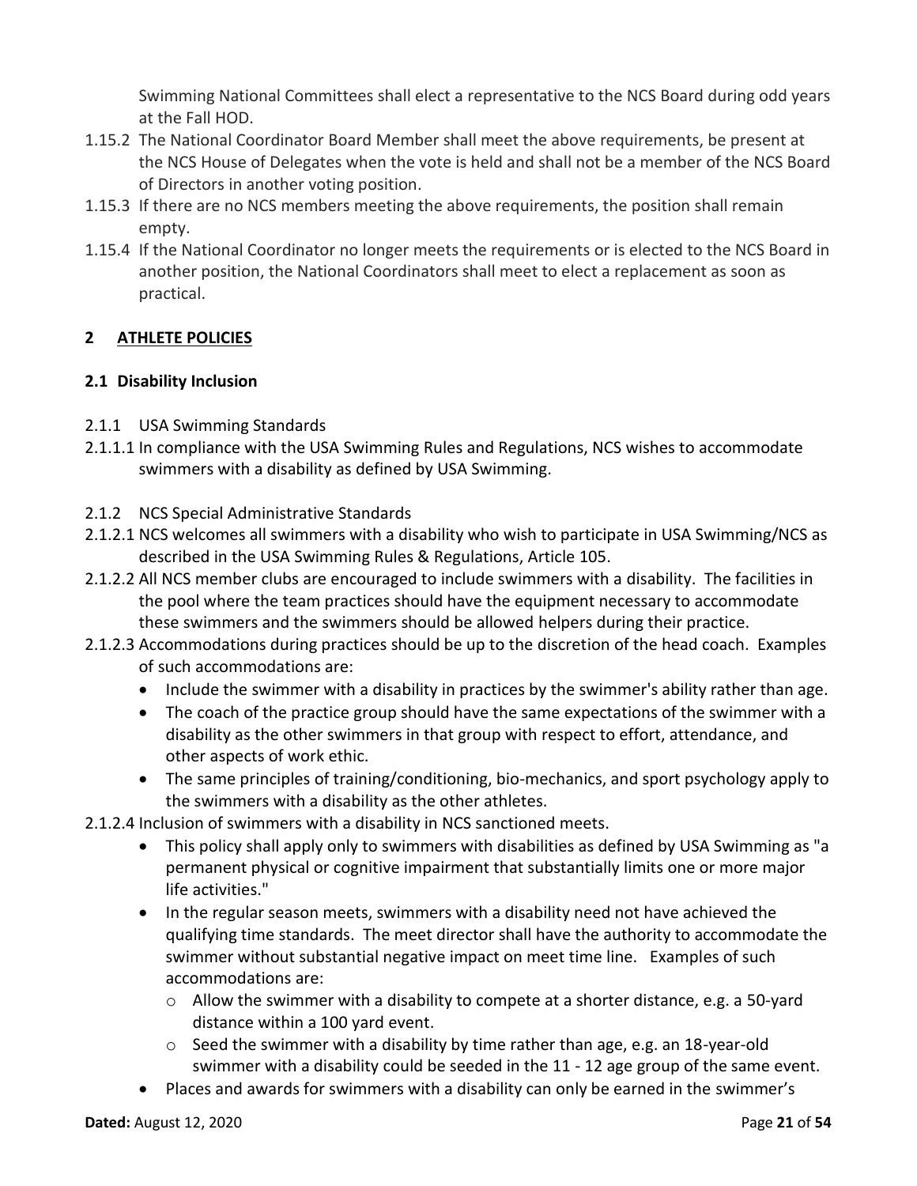Swimming National Committees shall elect a representative to the NCS Board during odd years at the Fall HOD.

1.15.2 The National Coordinator Board Member shall meet the above requirements, be present at the NCS House of Delegates when the vote is held and shall not be a member of the NCS Board of Directors in another voting position.

1.15.3 If there are no NCS members meeting the above requirements, the position shall remain empty.

1.15.4 If the National Coordinator no longer meets the requirements or is elected to the NCS Board in another position, the National Coordinators shall meet to elect a replacement as soon as practical.

## 2 ATHLETE POLICIES

### 2.1 Disability Inclusion

2.1.1 USA Swimming Standards

2.1.1.1 In compliance with the USA Swimming Rules and Regulations, NCS wishes to accommodate swimmers with a disability as defined by USA Swimming.

2.1.2 NCS Special Administrative Standards

2.1.2.1 NCS welcomes all swimmers with a disability who wish to participate in USA Swimming/NCS as described in the USA Swimming Rules & Regulations, Article 105.

2.1.2.2 All NCS member clubs are encouraged to include swimmers with a disability. The facilities in the pool where the team practices should have the equipment necessary to accommodate these swimmers and the swimmers should be allowed helpers during their practice.

2.1.2.3 Accommodations during practices should be up to the discretion of the head coach. Examples of such accommodations are:

- Include the swimmer with a disability in practices by the swimmer's ability rather than age.
- The coach of the practice group should have the same expectations of the swimmer with a disability as the other swimmers in that group with respect to effort, attendance, and other aspects of work ethic.
- The same principles of training/conditioning, bio-mechanics, and sport psychology apply to the swimmers with a disability as the other athletes.

2.1.2.4 Inclusion of swimmers with a disability in NCS sanctioned meets.

- This policy shall apply only to swimmers with disabilities as defined by USA Swimming as "a permanent physical or cognitive impairment that substantially limits one or more major life activities."
- In the regular season meets, swimmers with a disability need not have achieved the qualifying time standards. The meet director shall have the authority to accommodate the swimmer without substantial negative impact on meet time line. Examples of such accommodations are:
  - Allow the swimmer with a disability to compete at a shorter distance, e.g. a 50-yard distance within a 100 yard event.
  - Seed the swimmer with a disability by time rather than age, e.g. an 18-year-old swimmer with a disability could be seeded in the 11 - 12 age group of the same event.
- Places and awards for swimmers with a disability can only be earned in the swimmer's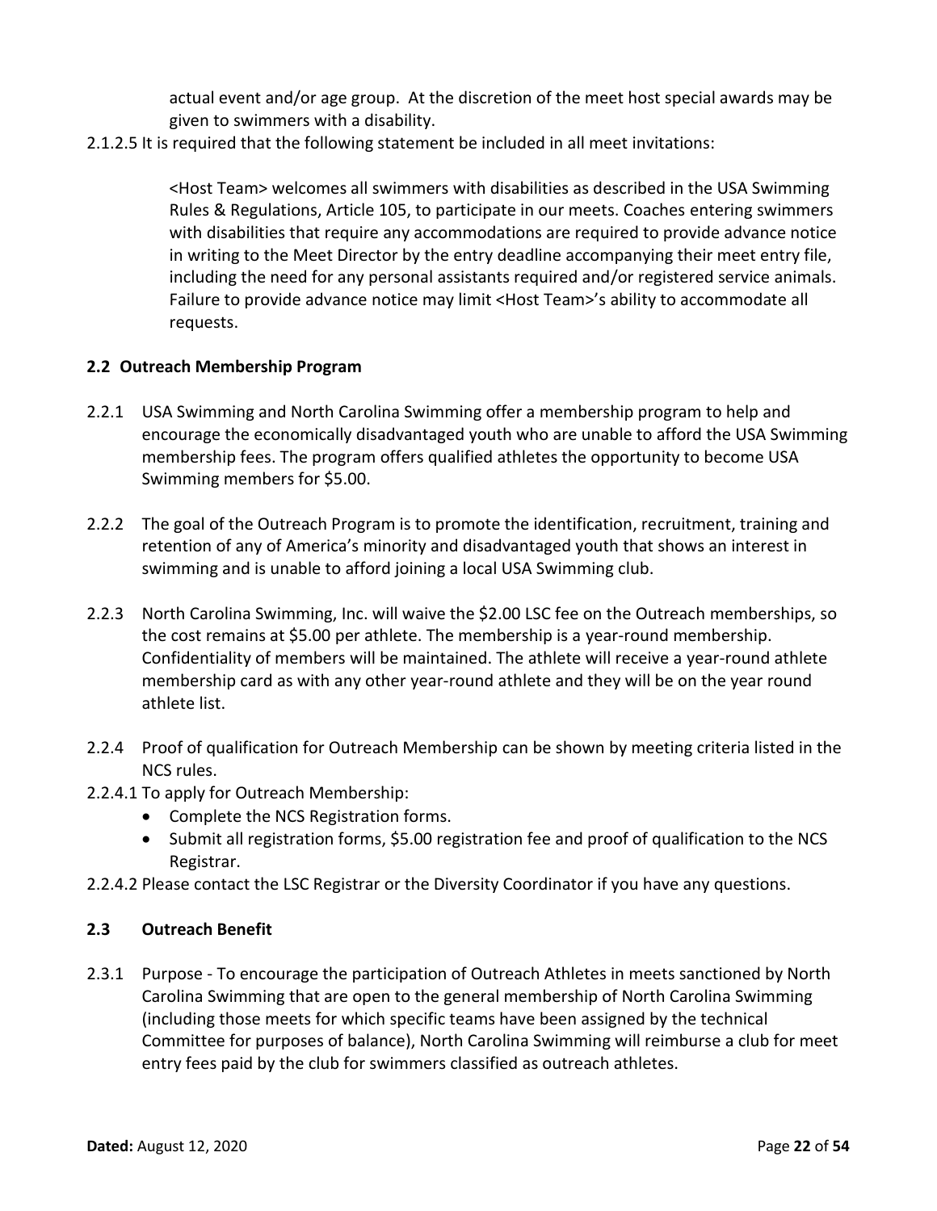actual event and/or age group. At the discretion of the meet host special awards may be given to swimmers with a disability.

2.1.2.5 It is required that the following statement be included in all meet invitations:

> <Host Team> welcomes all swimmers with disabilities as described in the USA Swimming Rules & Regulations, Article 105, to participate in our meets. Coaches entering swimmers with disabilities that require any accommodations are required to provide advance notice in writing to the Meet Director by the entry deadline accompanying their meet entry file, including the need for any personal assistants required and/or registered service animals. Failure to provide advance notice may limit <Host Team>'s ability to accommodate all requests.

### 2.2 Outreach Membership Program

2.2.1 USA Swimming and North Carolina Swimming offer a membership program to help and encourage the economically disadvantaged youth who are unable to afford the USA Swimming membership fees. The program offers qualified athletes the opportunity to become USA Swimming members for $5.00.

2.2.2 The goal of the Outreach Program is to promote the identification, recruitment, training and retention of any of America's minority and disadvantaged youth that shows an interest in swimming and is unable to afford joining a local USA Swimming club.

2.2.3 North Carolina Swimming, Inc. will waive the $2.00 LSC fee on the Outreach memberships, so the cost remains at $5.00 per athlete. The membership is a year-round membership. Confidentiality of members will be maintained. The athlete will receive a year-round athlete membership card as with any other year-round athlete and they will be on the year round athlete list.

2.2.4 Proof of qualification for Outreach Membership can be shown by meeting criteria listed in the NCS rules.

2.2.4.1 To apply for Outreach Membership:

- Complete the NCS Registration forms.
- Submit all registration forms, $5.00 registration fee and proof of qualification to the NCS Registrar.

2.2.4.2 Please contact the LSC Registrar or the Diversity Coordinator if you have any questions.

### 2.3 Outreach Benefit

2.3.1 Purpose - To encourage the participation of Outreach Athletes in meets sanctioned by North Carolina Swimming that are open to the general membership of North Carolina Swimming (including those meets for which specific teams have been assigned by the technical Committee for purposes of balance), North Carolina Swimming will reimburse a club for meet entry fees paid by the club for swimmers classified as outreach athletes.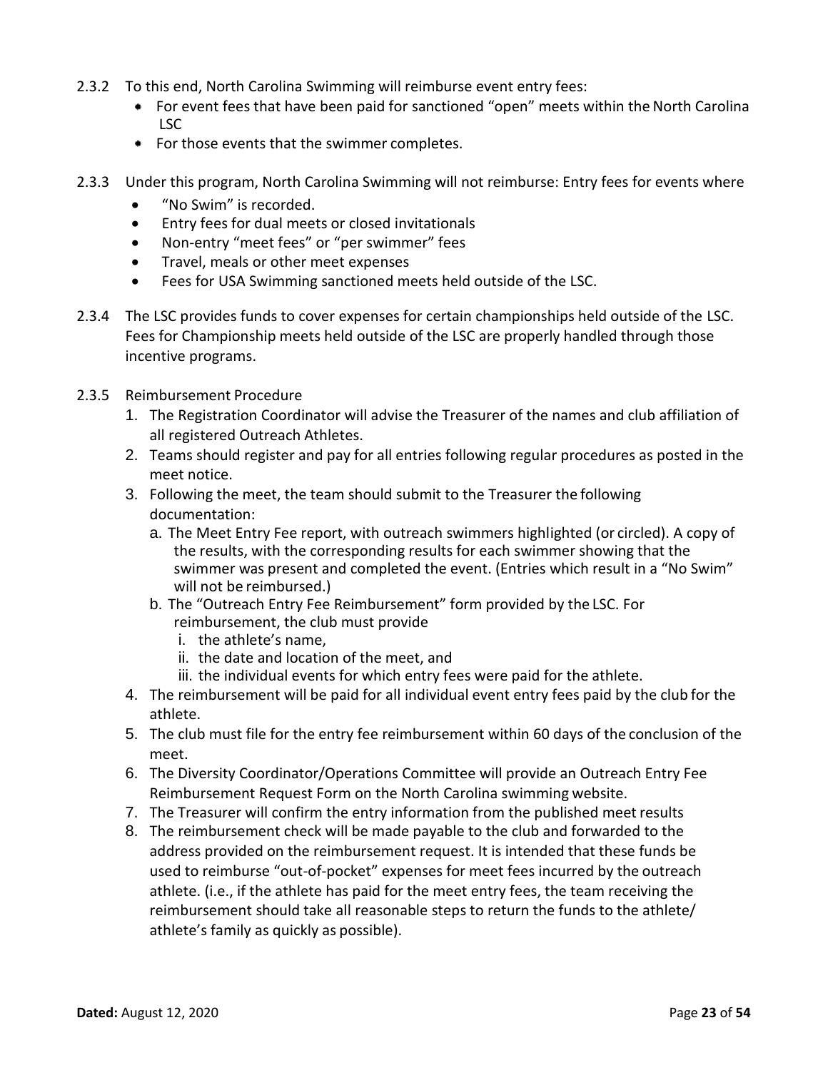2.3.2 To this end, North Carolina Swimming will reimburse event entry fees:

- For event fees that have been paid for sanctioned "open" meets within the North Carolina LSC
- For those events that the swimmer completes.

2.3.3 Under this program, North Carolina Swimming will not reimburse: Entry fees for events where

- "No Swim" is recorded.
- Entry fees for dual meets or closed invitationals
- Non-entry "meet fees" or "per swimmer" fees
- Travel, meals or other meet expenses
- Fees for USA Swimming sanctioned meets held outside of the LSC.

2.3.4 The LSC provides funds to cover expenses for certain championships held outside of the LSC. Fees for Championship meets held outside of the LSC are properly handled through those incentive programs.

2.3.5 Reimbursement Procedure

1. The Registration Coordinator will advise the Treasurer of the names and club affiliation of all registered Outreach Athletes.
2. Teams should register and pay for all entries following regular procedures as posted in the meet notice.
3. Following the meet, the team should submit to the Treasurer the following documentation:
   a. The Meet Entry Fee report, with outreach swimmers highlighted (or circled). A copy of the results, with the corresponding results for each swimmer showing that the swimmer was present and completed the event. (Entries which result in a "No Swim" will not be reimbursed.)
   b. The "Outreach Entry Fee Reimbursement" form provided by the LSC. For reimbursement, the club must provide
      i. the athlete's name,
      ii. the date and location of the meet, and
      iii. the individual events for which entry fees were paid for the athlete.
4. The reimbursement will be paid for all individual event entry fees paid by the club for the athlete.
5. The club must file for the entry fee reimbursement within 60 days of the conclusion of the meet.
6. The Diversity Coordinator/Operations Committee will provide an Outreach Entry Fee Reimbursement Request Form on the North Carolina swimming website.
7. The Treasurer will confirm the entry information from the published meet results
8. The reimbursement check will be made payable to the club and forwarded to the address provided on the reimbursement request. It is intended that these funds be used to reimburse "out-of-pocket" expenses for meet fees incurred by the outreach athlete. (i.e., if the athlete has paid for the meet entry fees, the team receiving the reimbursement should take all reasonable steps to return the funds to the athlete/ athlete's family as quickly as possible).

**Dated:** August 12, 2020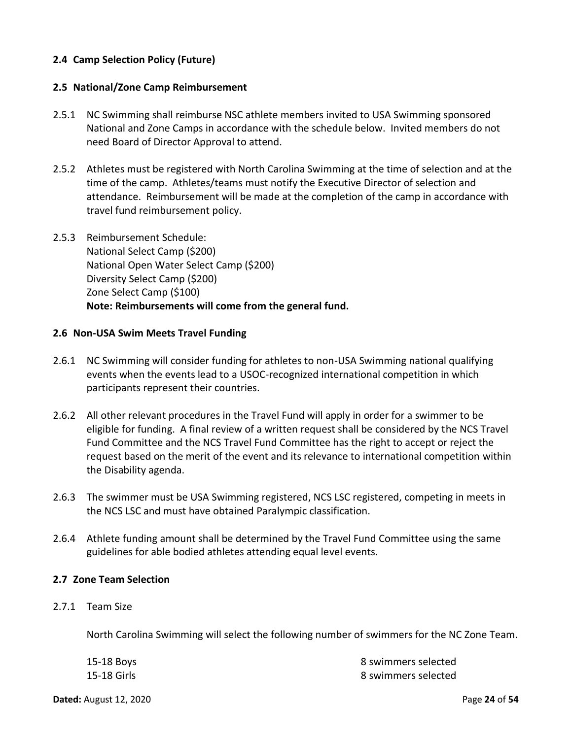### 2.4 Camp Selection Policy (Future)

### 2.5 National/Zone Camp Reimbursement

2.5.1 NC Swimming shall reimburse NSC athlete members invited to USA Swimming sponsored National and Zone Camps in accordance with the schedule below. Invited members do not need Board of Director Approval to attend.

2.5.2 Athletes must be registered with North Carolina Swimming at the time of selection and at the time of the camp. Athletes/teams must notify the Executive Director of selection and attendance. Reimbursement will be made at the completion of the camp in accordance with travel fund reimbursement policy.

2.5.3 Reimbursement Schedule:
National Select Camp ($200)
National Open Water Select Camp ($200)
Diversity Select Camp ($200)
Zone Select Camp ($100)
**Note: Reimbursements will come from the general fund.**

### 2.6 Non-USA Swim Meets Travel Funding

2.6.1 NC Swimming will consider funding for athletes to non-USA Swimming national qualifying events when the events lead to a USOC-recognized international competition in which participants represent their countries.

2.6.2 All other relevant procedures in the Travel Fund will apply in order for a swimmer to be eligible for funding. A final review of a written request shall be considered by the NCS Travel Fund Committee and the NCS Travel Fund Committee has the right to accept or reject the request based on the merit of the event and its relevance to international competition within the Disability agenda.

2.6.3 The swimmer must be USA Swimming registered, NCS LSC registered, competing in meets in the NCS LSC and must have obtained Paralympic classification.

2.6.4 Athlete funding amount shall be determined by the Travel Fund Committee using the same guidelines for able bodied athletes attending equal level events.

### 2.7 Zone Team Selection

2.7.1 Team Size

North Carolina Swimming will select the following number of swimmers for the NC Zone Team.

| | |
|---|---|
| 15-18 Boys | 8 swimmers selected |
| 15-18 Girls | 8 swimmers selected |

**Dated:** August 12, 2020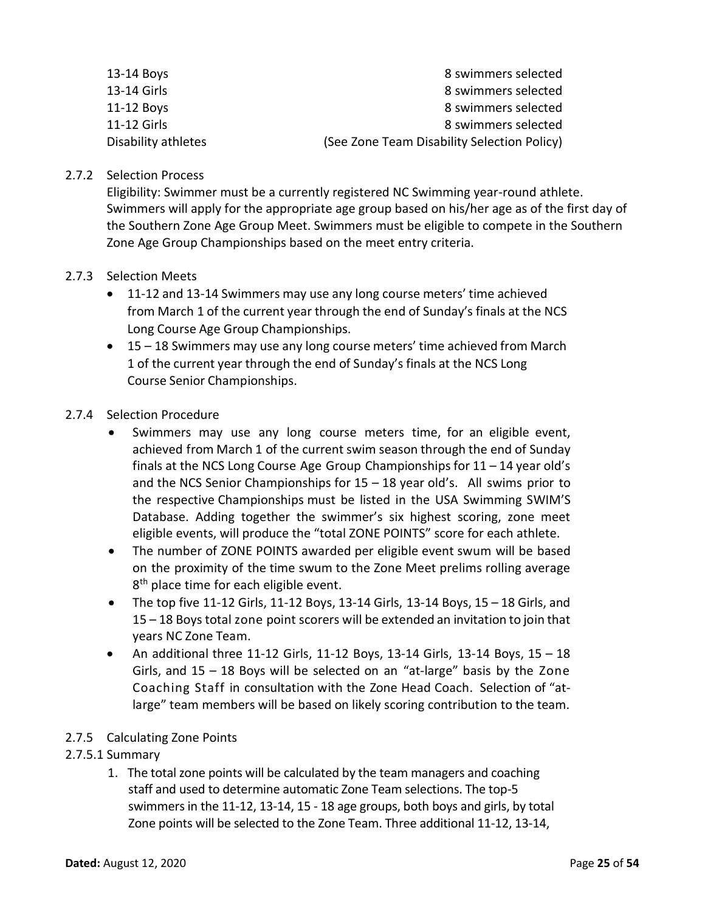| | |
|---|---|
| 13-14 Boys | 8 swimmers selected |
| 13-14 Girls | 8 swimmers selected |
| 11-12 Boys | 8 swimmers selected |
| 11-12 Girls | 8 swimmers selected |
| Disability athletes | (See Zone Team Disability Selection Policy) |

### 2.7.2 Selection Process

Eligibility: Swimmer must be a currently registered NC Swimming year-round athlete. Swimmers will apply for the appropriate age group based on his/her age as of the first day of the Southern Zone Age Group Meet. Swimmers must be eligible to compete in the Southern Zone Age Group Championships based on the meet entry criteria.

### 2.7.3 Selection Meets

- 11-12 and 13-14 Swimmers may use any long course meters' time achieved from March 1 of the current year through the end of Sunday's finals at the NCS Long Course Age Group Championships.
- 15 – 18 Swimmers may use any long course meters' time achieved from March 1 of the current year through the end of Sunday's finals at the NCS Long Course Senior Championships.

### 2.7.4 Selection Procedure

- Swimmers may use any long course meters time, for an eligible event, achieved from March 1 of the current swim season through the end of Sunday finals at the NCS Long Course Age Group Championships for 11 – 14 year old's and the NCS Senior Championships for 15 – 18 year old's. All swims prior to the respective Championships must be listed in the USA Swimming SWIM'S Database. Adding together the swimmer's six highest scoring, zone meet eligible events, will produce the "total ZONE POINTS" score for each athlete.
- The number of ZONE POINTS awarded per eligible event swum will be based on the proximity of the time swum to the Zone Meet prelims rolling average 8th place time for each eligible event.
- The top five 11-12 Girls, 11-12 Boys, 13-14 Girls, 13-14 Boys, 15 – 18 Girls, and 15 – 18 Boys total zone point scorers will be extended an invitation to join that years NC Zone Team.
- An additional three 11-12 Girls, 11-12 Boys, 13-14 Girls, 13-14 Boys, 15 – 18 Girls, and 15 – 18 Boys will be selected on an "at-large" basis by the Zone Coaching Staff in consultation with the Zone Head Coach. Selection of "at-large" team members will be based on likely scoring contribution to the team.

### 2.7.5 Calculating Zone Points

#### 2.7.5.1 Summary

1. The total zone points will be calculated by the team managers and coaching staff and used to determine automatic Zone Team selections. The top-5 swimmers in the 11-12, 13-14, 15 - 18 age groups, both boys and girls, by total Zone points will be selected to the Zone Team. Three additional 11-12, 13-14,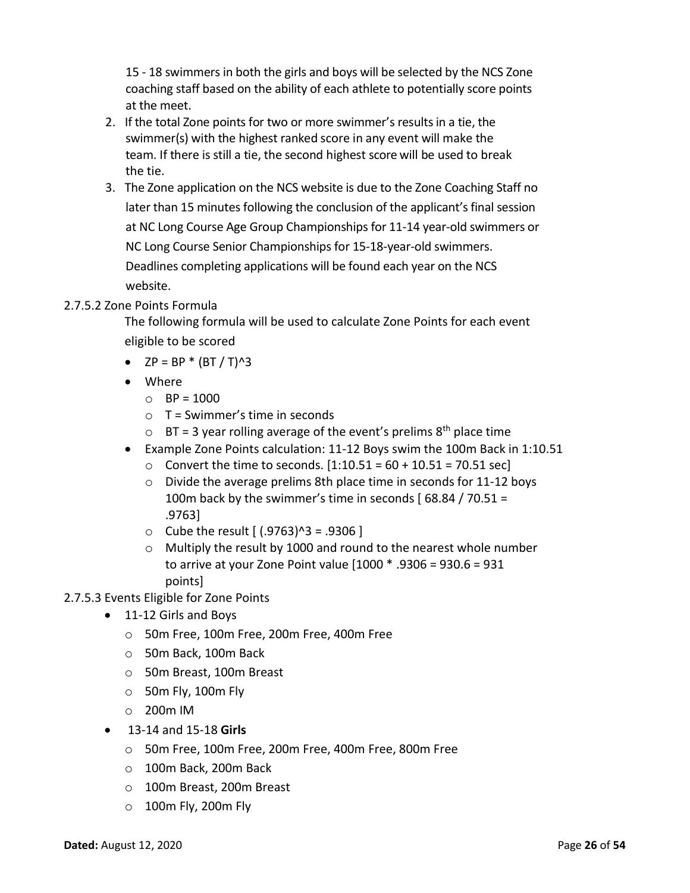15 - 18 swimmers in both the girls and boys will be selected by the NCS Zone coaching staff based on the ability of each athlete to potentially score points at the meet.

2. If the total Zone points for two or more swimmer's results in a tie, the swimmer(s) with the highest ranked score in any event will make the team. If there is still a tie, the second highest score will be used to break the tie.
3. The Zone application on the NCS website is due to the Zone Coaching Staff no later than 15 minutes following the conclusion of the applicant's final session at NC Long Course Age Group Championships for 11-14 year-old swimmers or NC Long Course Senior Championships for 15-18-year-old swimmers. Deadlines completing applications will be found each year on the NCS website.

2.7.5.2 Zone Points Formula

The following formula will be used to calculate Zone Points for each event eligible to be scored

- $ZP = BP * (BT / T)^3$
- Where
  - $BP = 1000$
  - $T$ = Swimmer's time in seconds
  - $BT$ = 3 year rolling average of the event's prelims 8th place time
- Example Zone Points calculation: 11-12 Boys swim the 100m Back in 1:10.51
  - Convert the time to seconds. [1:10.51 = 60 + 10.51 = 70.51 sec]
  - Divide the average prelims 8th place time in seconds for 11-12 boys 100m back by the swimmer's time in seconds [ 68.84 / 70.51 = .9763]
  - Cube the result [ $(.9763)^3 = .9306$ ]
  - Multiply the result by 1000 and round to the nearest whole number to arrive at your Zone Point value [1000 * .9306 = 930.6 = 931 points]

2.7.5.3 Events Eligible for Zone Points

- 11-12 Girls and Boys
  - 50m Free, 100m Free, 200m Free, 400m Free
  - 50m Back, 100m Back
  - 50m Breast, 100m Breast
  - 50m Fly, 100m Fly
  - 200m IM
- 13-14 and 15-18 **Girls**
  - 50m Free, 100m Free, 200m Free, 400m Free, 800m Free
  - 100m Back, 200m Back
  - 100m Breast, 200m Breast
  - 100m Fly, 200m Fly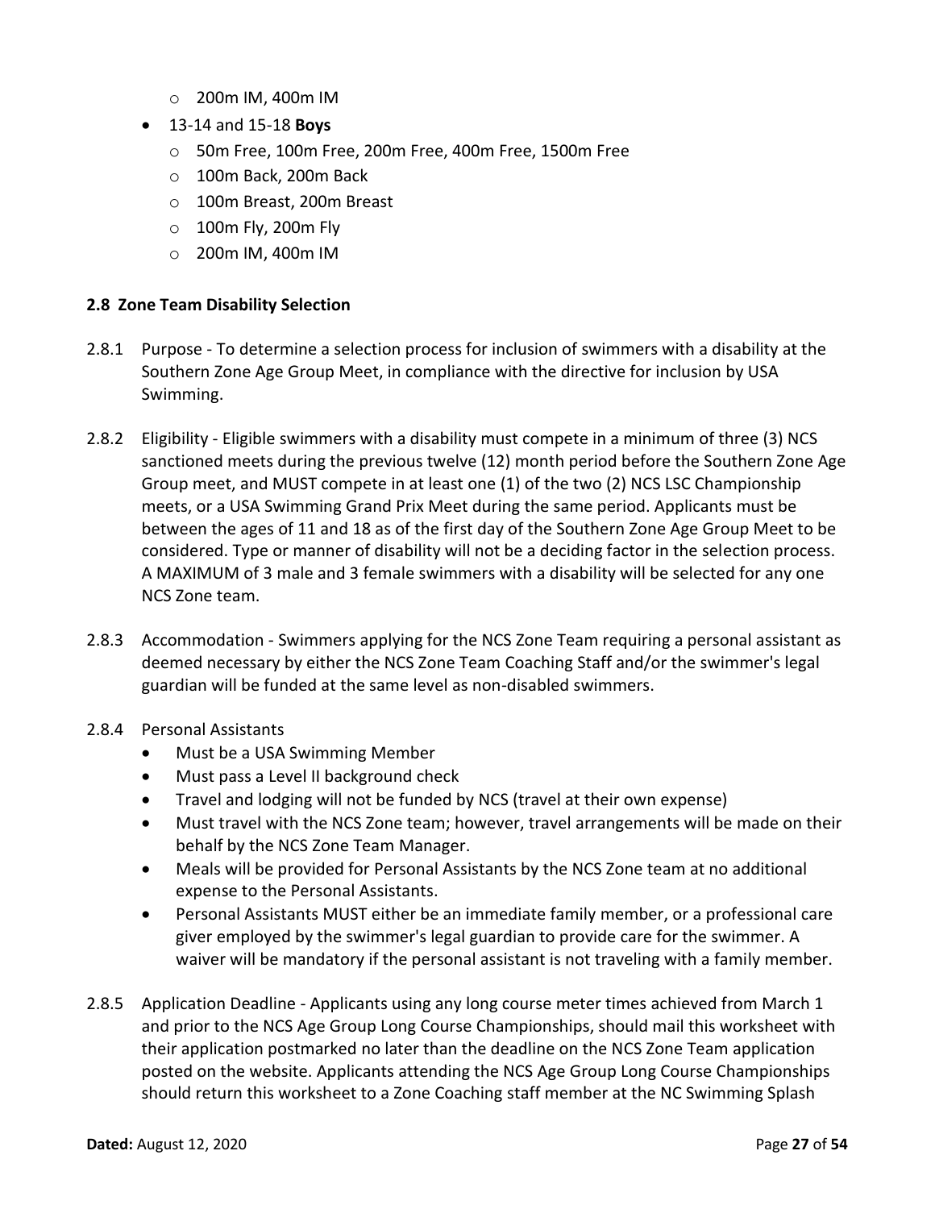- 200m IM, 400m IM
- 13-14 and 15-18 **Boys**
  - 50m Free, 100m Free, 200m Free, 400m Free, 1500m Free
  - 100m Back, 200m Back
  - 100m Breast, 200m Breast
  - 100m Fly, 200m Fly
  - 200m IM, 400m IM

### 2.8 Zone Team Disability Selection

2.8.1 Purpose - To determine a selection process for inclusion of swimmers with a disability at the Southern Zone Age Group Meet, in compliance with the directive for inclusion by USA Swimming.

2.8.2 Eligibility - Eligible swimmers with a disability must compete in a minimum of three (3) NCS sanctioned meets during the previous twelve (12) month period before the Southern Zone Age Group meet, and MUST compete in at least one (1) of the two (2) NCS LSC Championship meets, or a USA Swimming Grand Prix Meet during the same period. Applicants must be between the ages of 11 and 18 as of the first day of the Southern Zone Age Group Meet to be considered. Type or manner of disability will not be a deciding factor in the selection process. A MAXIMUM of 3 male and 3 female swimmers with a disability will be selected for any one NCS Zone team.

2.8.3 Accommodation - Swimmers applying for the NCS Zone Team requiring a personal assistant as deemed necessary by either the NCS Zone Team Coaching Staff and/or the swimmer's legal guardian will be funded at the same level as non-disabled swimmers.

2.8.4 Personal Assistants

- Must be a USA Swimming Member
- Must pass a Level II background check
- Travel and lodging will not be funded by NCS (travel at their own expense)
- Must travel with the NCS Zone team; however, travel arrangements will be made on their behalf by the NCS Zone Team Manager.
- Meals will be provided for Personal Assistants by the NCS Zone team at no additional expense to the Personal Assistants.
- Personal Assistants MUST either be an immediate family member, or a professional care giver employed by the swimmer's legal guardian to provide care for the swimmer. A waiver will be mandatory if the personal assistant is not traveling with a family member.

2.8.5 Application Deadline - Applicants using any long course meter times achieved from March 1 and prior to the NCS Age Group Long Course Championships, should mail this worksheet with their application postmarked no later than the deadline on the NCS Zone Team application posted on the website. Applicants attending the NCS Age Group Long Course Championships should return this worksheet to a Zone Coaching staff member at the NC Swimming Splash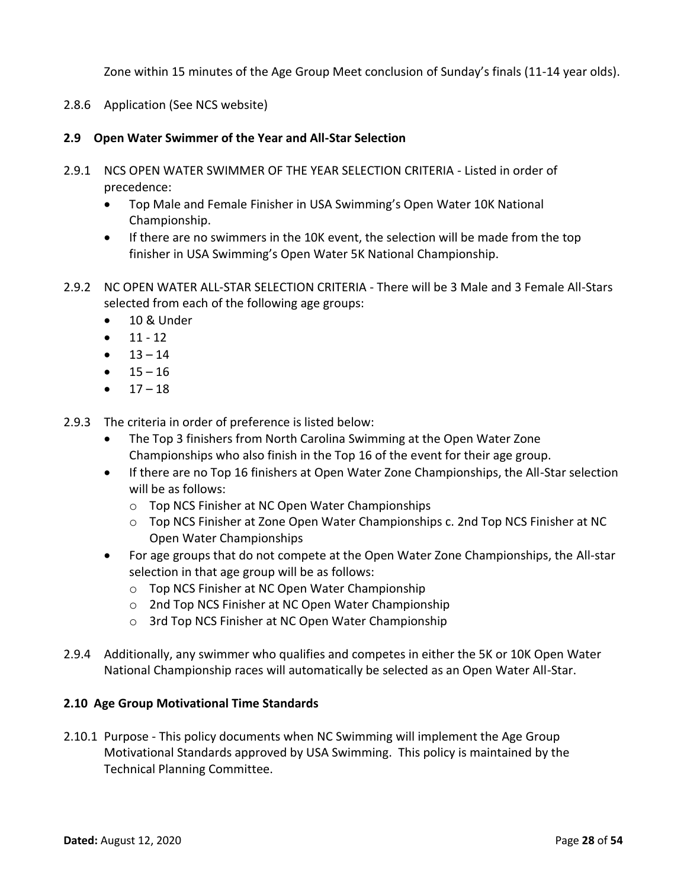Zone within 15 minutes of the Age Group Meet conclusion of Sunday's finals (11-14 year olds).

2.8.6 Application (See NCS website)

### 2.9 Open Water Swimmer of the Year and All-Star Selection

2.9.1 NCS OPEN WATER SWIMMER OF THE YEAR SELECTION CRITERIA - Listed in order of precedence:

- Top Male and Female Finisher in USA Swimming's Open Water 10K National Championship.
- If there are no swimmers in the 10K event, the selection will be made from the top finisher in USA Swimming's Open Water 5K National Championship.

2.9.2 NC OPEN WATER ALL-STAR SELECTION CRITERIA - There will be 3 Male and 3 Female All-Stars selected from each of the following age groups:

- 10 & Under
- 11 - 12
- 13 – 14
- 15 – 16
- 17 – 18

2.9.3 The criteria in order of preference is listed below:

- The Top 3 finishers from North Carolina Swimming at the Open Water Zone Championships who also finish in the Top 16 of the event for their age group.
- If there are no Top 16 finishers at Open Water Zone Championships, the All-Star selection will be as follows:
  - Top NCS Finisher at NC Open Water Championships
  - Top NCS Finisher at Zone Open Water Championships c. 2nd Top NCS Finisher at NC Open Water Championships
- For age groups that do not compete at the Open Water Zone Championships, the All-star selection in that age group will be as follows:
  - Top NCS Finisher at NC Open Water Championship
  - 2nd Top NCS Finisher at NC Open Water Championship
  - 3rd Top NCS Finisher at NC Open Water Championship

2.9.4 Additionally, any swimmer who qualifies and competes in either the 5K or 10K Open Water National Championship races will automatically be selected as an Open Water All-Star.

### 2.10 Age Group Motivational Time Standards

2.10.1 Purpose - This policy documents when NC Swimming will implement the Age Group Motivational Standards approved by USA Swimming. This policy is maintained by the Technical Planning Committee.

**Dated:** August 12, 2020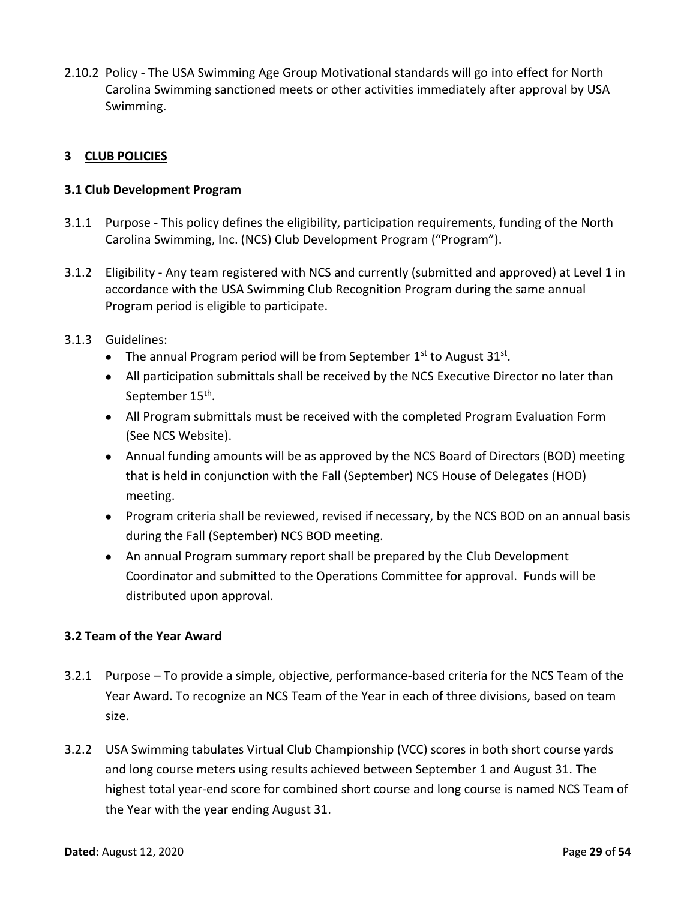2.10.2 Policy - The USA Swimming Age Group Motivational standards will go into effect for North Carolina Swimming sanctioned meets or other activities immediately after approval by USA Swimming.

## 3 CLUB POLICIES

### 3.1 Club Development Program

3.1.1 Purpose - This policy defines the eligibility, participation requirements, funding of the North Carolina Swimming, Inc. (NCS) Club Development Program ("Program").

3.1.2 Eligibility - Any team registered with NCS and currently (submitted and approved) at Level 1 in accordance with the USA Swimming Club Recognition Program during the same annual Program period is eligible to participate.

3.1.3 Guidelines:

- The annual Program period will be from September 1st to August 31st.
- All participation submittals shall be received by the NCS Executive Director no later than September 15th.
- All Program submittals must be received with the completed Program Evaluation Form (See NCS Website).
- Annual funding amounts will be as approved by the NCS Board of Directors (BOD) meeting that is held in conjunction with the Fall (September) NCS House of Delegates (HOD) meeting.
- Program criteria shall be reviewed, revised if necessary, by the NCS BOD on an annual basis during the Fall (September) NCS BOD meeting.
- An annual Program summary report shall be prepared by the Club Development Coordinator and submitted to the Operations Committee for approval. Funds will be distributed upon approval.

### 3.2 Team of the Year Award

3.2.1 Purpose – To provide a simple, objective, performance-based criteria for the NCS Team of the Year Award. To recognize an NCS Team of the Year in each of three divisions, based on team size.

3.2.2 USA Swimming tabulates Virtual Club Championship (VCC) scores in both short course yards and long course meters using results achieved between September 1 and August 31. The highest total year-end score for combined short course and long course is named NCS Team of the Year with the year ending August 31.

**Dated:** August 12, 2020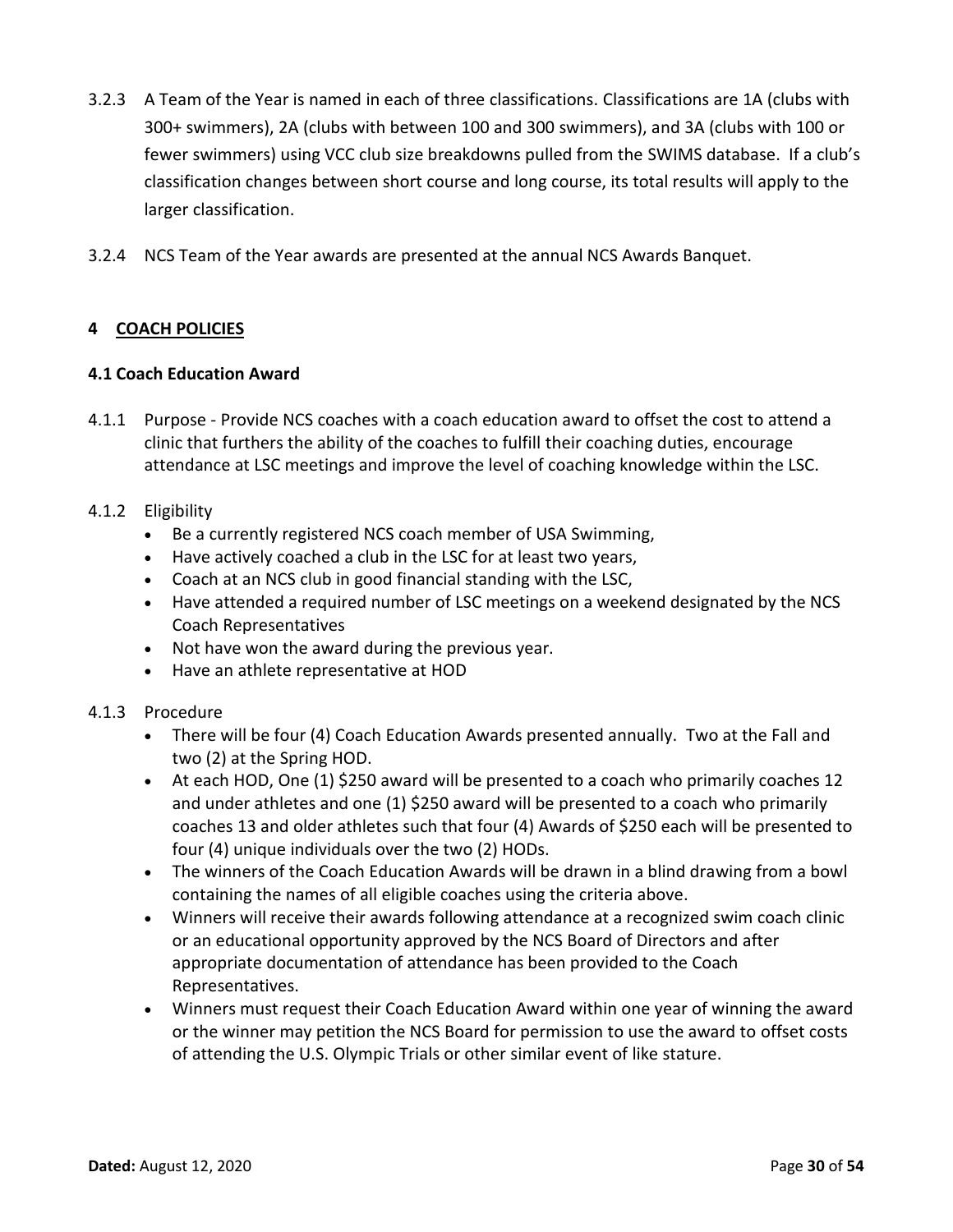3.2.3 A Team of the Year is named in each of three classifications. Classifications are 1A (clubs with 300+ swimmers), 2A (clubs with between 100 and 300 swimmers), and 3A (clubs with 100 or fewer swimmers) using VCC club size breakdowns pulled from the SWIMS database. If a club's classification changes between short course and long course, its total results will apply to the larger classification.

3.2.4 NCS Team of the Year awards are presented at the annual NCS Awards Banquet.

## 4 <u>COACH POLICIES</u>

### 4.1 Coach Education Award

4.1.1 Purpose - Provide NCS coaches with a coach education award to offset the cost to attend a clinic that furthers the ability of the coaches to fulfill their coaching duties, encourage attendance at LSC meetings and improve the level of coaching knowledge within the LSC.

4.1.2 Eligibility

- Be a currently registered NCS coach member of USA Swimming,
- Have actively coached a club in the LSC for at least two years,
- Coach at an NCS club in good financial standing with the LSC,
- Have attended a required number of LSC meetings on a weekend designated by the NCS Coach Representatives
- Not have won the award during the previous year.
- Have an athlete representative at HOD

4.1.3 Procedure

- There will be four (4) Coach Education Awards presented annually. Two at the Fall and two (2) at the Spring HOD.
- At each HOD, One (1) $250 award will be presented to a coach who primarily coaches 12 and under athletes and one (1) $250 award will be presented to a coach who primarily coaches 13 and older athletes such that four (4) Awards of $250 each will be presented to four (4) unique individuals over the two (2) HODs.
- The winners of the Coach Education Awards will be drawn in a blind drawing from a bowl containing the names of all eligible coaches using the criteria above.
- Winners will receive their awards following attendance at a recognized swim coach clinic or an educational opportunity approved by the NCS Board of Directors and after appropriate documentation of attendance has been provided to the Coach Representatives.
- Winners must request their Coach Education Award within one year of winning the award or the winner may petition the NCS Board for permission to use the award to offset costs of attending the U.S. Olympic Trials or other similar event of like stature.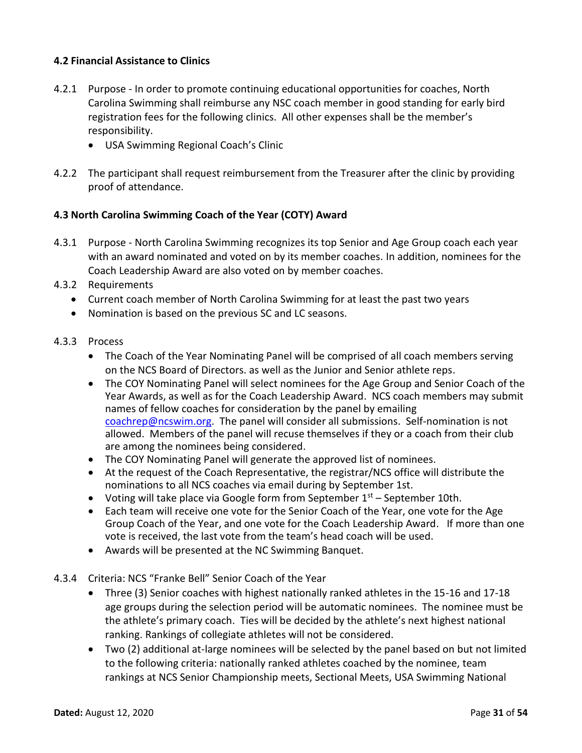**4.2 Financial Assistance to Clinics**

4.2.1 Purpose - In order to promote continuing educational opportunities for coaches, North Carolina Swimming shall reimburse any NSC coach member in good standing for early bird registration fees for the following clinics. All other expenses shall be the member's responsibility.

- USA Swimming Regional Coach's Clinic

4.2.2 The participant shall request reimbursement from the Treasurer after the clinic by providing proof of attendance.

**4.3 North Carolina Swimming Coach of the Year (COTY) Award**

4.3.1 Purpose - North Carolina Swimming recognizes its top Senior and Age Group coach each year with an award nominated and voted on by its member coaches. In addition, nominees for the Coach Leadership Award are also voted on by member coaches.

4.3.2 Requirements

- Current coach member of North Carolina Swimming for at least the past two years
- Nomination is based on the previous SC and LC seasons.

4.3.3 Process

- The Coach of the Year Nominating Panel will be comprised of all coach members serving on the NCS Board of Directors. as well as the Junior and Senior athlete reps.
- The COY Nominating Panel will select nominees for the Age Group and Senior Coach of the Year Awards, as well as for the Coach Leadership Award. NCS coach members may submit names of fellow coaches for consideration by the panel by emailing coachrep@ncswim.org. The panel will consider all submissions. Self-nomination is not allowed. Members of the panel will recuse themselves if they or a coach from their club are among the nominees being considered.
- The COY Nominating Panel will generate the approved list of nominees.
- At the request of the Coach Representative, the registrar/NCS office will distribute the nominations to all NCS coaches via email during by September 1st.
- Voting will take place via Google form from September 1st – September 10th.
- Each team will receive one vote for the Senior Coach of the Year, one vote for the Age Group Coach of the Year, and one vote for the Coach Leadership Award. If more than one vote is received, the last vote from the team's head coach will be used.
- Awards will be presented at the NC Swimming Banquet.

4.3.4 Criteria: NCS "Franke Bell" Senior Coach of the Year

- Three (3) Senior coaches with highest nationally ranked athletes in the 15-16 and 17-18 age groups during the selection period will be automatic nominees. The nominee must be the athlete's primary coach. Ties will be decided by the athlete's next highest national ranking. Rankings of collegiate athletes will not be considered.
- Two (2) additional at-large nominees will be selected by the panel based on but not limited to the following criteria: nationally ranked athletes coached by the nominee, team rankings at NCS Senior Championship meets, Sectional Meets, USA Swimming National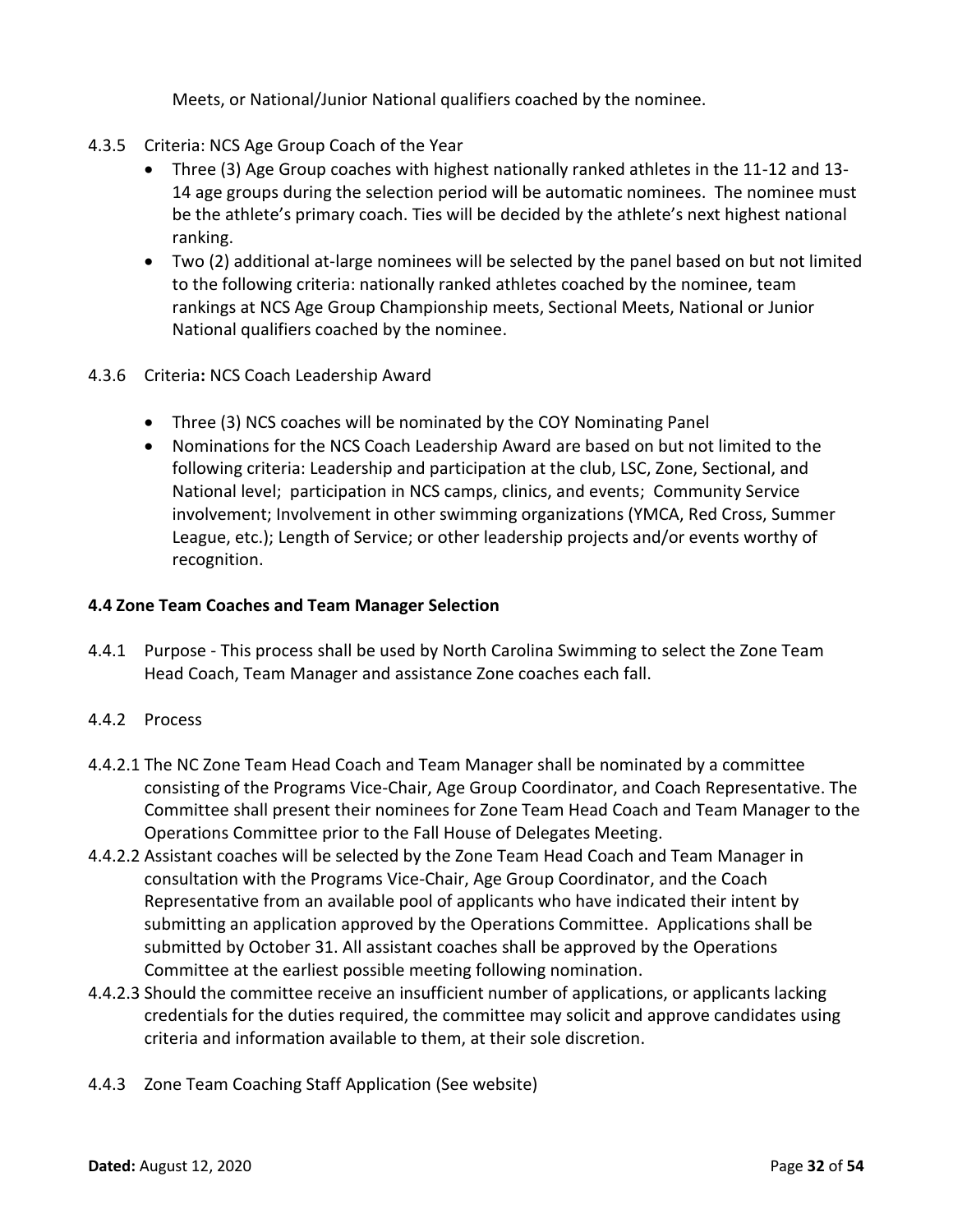Meets, or National/Junior National qualifiers coached by the nominee.

4.3.5 Criteria: NCS Age Group Coach of the Year

- Three (3) Age Group coaches with highest nationally ranked athletes in the 11-12 and 13-14 age groups during the selection period will be automatic nominees. The nominee must be the athlete's primary coach. Ties will be decided by the athlete's next highest national ranking.
- Two (2) additional at-large nominees will be selected by the panel based on but not limited to the following criteria: nationally ranked athletes coached by the nominee, team rankings at NCS Age Group Championship meets, Sectional Meets, National or Junior National qualifiers coached by the nominee.

4.3.6 Criteria**:** NCS Coach Leadership Award

- Three (3) NCS coaches will be nominated by the COY Nominating Panel
- Nominations for the NCS Coach Leadership Award are based on but not limited to the following criteria: Leadership and participation at the club, LSC, Zone, Sectional, and National level; participation in NCS camps, clinics, and events; Community Service involvement; Involvement in other swimming organizations (YMCA, Red Cross, Summer League, etc.); Length of Service; or other leadership projects and/or events worthy of recognition.

**4.4 Zone Team Coaches and Team Manager Selection**

4.4.1 Purpose - This process shall be used by North Carolina Swimming to select the Zone Team Head Coach, Team Manager and assistance Zone coaches each fall.

4.4.2 Process

4.4.2.1 The NC Zone Team Head Coach and Team Manager shall be nominated by a committee consisting of the Programs Vice-Chair, Age Group Coordinator, and Coach Representative. The Committee shall present their nominees for Zone Team Head Coach and Team Manager to the Operations Committee prior to the Fall House of Delegates Meeting.

4.4.2.2 Assistant coaches will be selected by the Zone Team Head Coach and Team Manager in consultation with the Programs Vice-Chair, Age Group Coordinator, and the Coach Representative from an available pool of applicants who have indicated their intent by submitting an application approved by the Operations Committee. Applications shall be submitted by October 31. All assistant coaches shall be approved by the Operations Committee at the earliest possible meeting following nomination.

4.4.2.3 Should the committee receive an insufficient number of applications, or applicants lacking credentials for the duties required, the committee may solicit and approve candidates using criteria and information available to them, at their sole discretion.

4.4.3 Zone Team Coaching Staff Application (See website)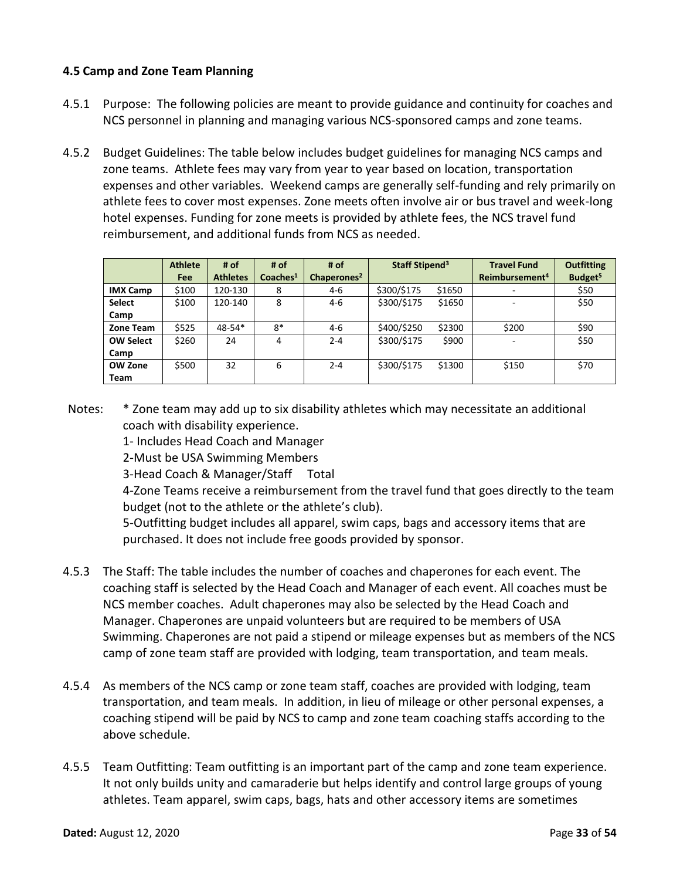### 4.5 Camp and Zone Team Planning

4.5.1 Purpose: The following policies are meant to provide guidance and continuity for coaches and NCS personnel in planning and managing various NCS-sponsored camps and zone teams.

4.5.2 Budget Guidelines: The table below includes budget guidelines for managing NCS camps and zone teams. Athlete fees may vary from year to year based on location, transportation expenses and other variables. Weekend camps are generally self-funding and rely primarily on athlete fees to cover most expenses. Zone meets often involve air or bus travel and week-long hotel expenses. Funding for zone meets is provided by athlete fees, the NCS travel fund reimbursement, and additional funds from NCS as needed.

| | Athlete Fee | # of Athletes | # of Coaches[1] | # of Chaperones[2] | Staff Stipend[3] | | Travel Fund Reimbursement[4] | Outfitting Budget[5] |
|---|---|---|---|---|---|---|---|---|
| IMX Camp | $100 | 120-130 | 8 | 4-6 | $300/$175 | $1650 | - | $50 |
| Select Camp | $100 | 120-140 | 8 | 4-6 | $300/$175 | $1650 | - | $50 |
| Zone Team | $525 | 48-54* | 8* | 4-6 | $400/$250 | $2300 | $200 | $90 |
| OW Select Camp | $260 | 24 | 4 | 2-4 | $300/$175 | $900 | - | $50 |
| OW Zone Team | $500 | 32 | 6 | 2-4 | $300/$175 | $1300 | $150 | $70 |

Notes: * Zone team may add up to six disability athletes which may necessitate an additional coach with disability experience.

1- Includes Head Coach and Manager

2-Must be USA Swimming Members

3-Head Coach & Manager/Staff Total

4-Zone Teams receive a reimbursement from the travel fund that goes directly to the team budget (not to the athlete or the athlete's club).

5-Outfitting budget includes all apparel, swim caps, bags and accessory items that are purchased. It does not include free goods provided by sponsor.

4.5.3 The Staff: The table includes the number of coaches and chaperones for each event. The coaching staff is selected by the Head Coach and Manager of each event. All coaches must be NCS member coaches. Adult chaperones may also be selected by the Head Coach and Manager. Chaperones are unpaid volunteers but are required to be members of USA Swimming. Chaperones are not paid a stipend or mileage expenses but as members of the NCS camp of zone team staff are provided with lodging, team transportation, and team meals.

4.5.4 As members of the NCS camp or zone team staff, coaches are provided with lodging, team transportation, and team meals. In addition, in lieu of mileage or other personal expenses, a coaching stipend will be paid by NCS to camp and zone team coaching staffs according to the above schedule.

4.5.5 Team Outfitting: Team outfitting is an important part of the camp and zone team experience. It not only builds unity and camaraderie but helps identify and control large groups of young athletes. Team apparel, swim caps, bags, hats and other accessory items are sometimes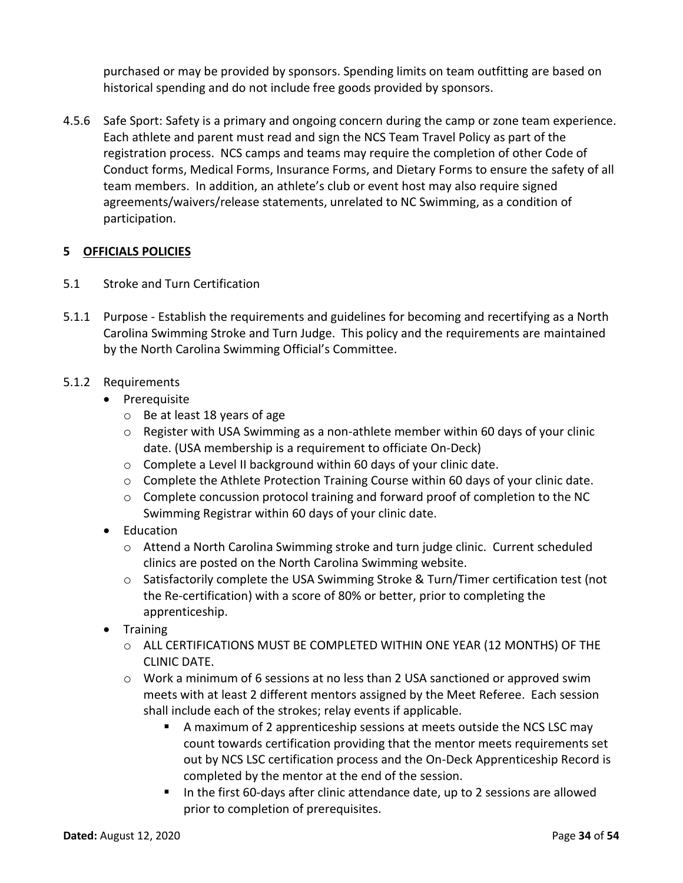purchased or may be provided by sponsors. Spending limits on team outfitting are based on historical spending and do not include free goods provided by sponsors.

4.5.6 Safe Sport: Safety is a primary and ongoing concern during the camp or zone team experience. Each athlete and parent must read and sign the NCS Team Travel Policy as part of the registration process. NCS camps and teams may require the completion of other Code of Conduct forms, Medical Forms, Insurance Forms, and Dietary Forms to ensure the safety of all team members. In addition, an athlete's club or event host may also require signed agreements/waivers/release statements, unrelated to NC Swimming, as a condition of participation.

## 5 OFFICIALS POLICIES

### 5.1 Stroke and Turn Certification

5.1.1 Purpose - Establish the requirements and guidelines for becoming and recertifying as a North Carolina Swimming Stroke and Turn Judge. This policy and the requirements are maintained by the North Carolina Swimming Official's Committee.

5.1.2 Requirements

- Prerequisite
  - Be at least 18 years of age
  - Register with USA Swimming as a non-athlete member within 60 days of your clinic date. (USA membership is a requirement to officiate On-Deck)
  - Complete a Level II background within 60 days of your clinic date.
  - Complete the Athlete Protection Training Course within 60 days of your clinic date.
  - Complete concussion protocol training and forward proof of completion to the NC Swimming Registrar within 60 days of your clinic date.
- Education
  - Attend a North Carolina Swimming stroke and turn judge clinic. Current scheduled clinics are posted on the North Carolina Swimming website.
  - Satisfactorily complete the USA Swimming Stroke & Turn/Timer certification test (not the Re-certification) with a score of 80% or better, prior to completing the apprenticeship.
- Training
  - ALL CERTIFICATIONS MUST BE COMPLETED WITHIN ONE YEAR (12 MONTHS) OF THE CLINIC DATE.
  - Work a minimum of 6 sessions at no less than 2 USA sanctioned or approved swim meets with at least 2 different mentors assigned by the Meet Referee. Each session shall include each of the strokes; relay events if applicable.
    - A maximum of 2 apprenticeship sessions at meets outside the NCS LSC may count towards certification providing that the mentor meets requirements set out by NCS LSC certification process and the On-Deck Apprenticeship Record is completed by the mentor at the end of the session.
    - In the first 60-days after clinic attendance date, up to 2 sessions are allowed prior to completion of prerequisites.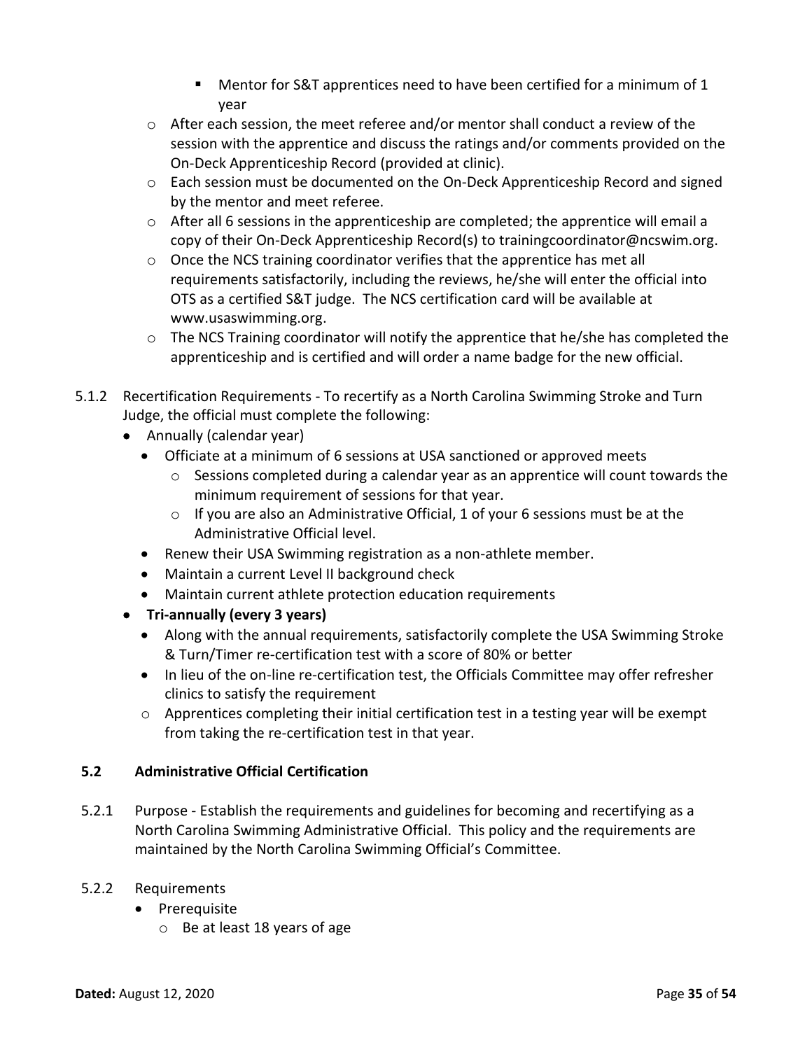- Mentor for S&T apprentices need to have been certified for a minimum of 1 year
    - After each session, the meet referee and/or mentor shall conduct a review of the session with the apprentice and discuss the ratings and/or comments provided on the On-Deck Apprenticeship Record (provided at clinic).
    - Each session must be documented on the On-Deck Apprenticeship Record and signed by the mentor and meet referee.
    - After all 6 sessions in the apprenticeship are completed; the apprentice will email a copy of their On-Deck Apprenticeship Record(s) to trainingcoordinator@ncswim.org.
    - Once the NCS training coordinator verifies that the apprentice has met all requirements satisfactorily, including the reviews, he/she will enter the official into OTS as a certified S&T judge. The NCS certification card will be available at www.usaswimming.org.
    - The NCS Training coordinator will notify the apprentice that he/she has completed the apprenticeship and is certified and will order a name badge for the new official.

5.1.2 Recertification Requirements - To recertify as a North Carolina Swimming Stroke and Turn Judge, the official must complete the following:

- Annually (calendar year)
    - Officiate at a minimum of 6 sessions at USA sanctioned or approved meets
        - Sessions completed during a calendar year as an apprentice will count towards the minimum requirement of sessions for that year.
        - If you are also an Administrative Official, 1 of your 6 sessions must be at the Administrative Official level.
    - Renew their USA Swimming registration as a non-athlete member.
    - Maintain a current Level II background check
    - Maintain current athlete protection education requirements
- **Tri-annually (every 3 years)**
    - Along with the annual requirements, satisfactorily complete the USA Swimming Stroke & Turn/Timer re-certification test with a score of 80% or better
    - In lieu of the on-line re-certification test, the Officials Committee may offer refresher clinics to satisfy the requirement
        - Apprentices completing their initial certification test in a testing year will be exempt from taking the re-certification test in that year.

### 5.2 Administrative Official Certification

5.2.1 Purpose - Establish the requirements and guidelines for becoming and recertifying as a North Carolina Swimming Administrative Official. This policy and the requirements are maintained by the North Carolina Swimming Official's Committee.

5.2.2 Requirements

- Prerequisite
    - Be at least 18 years of age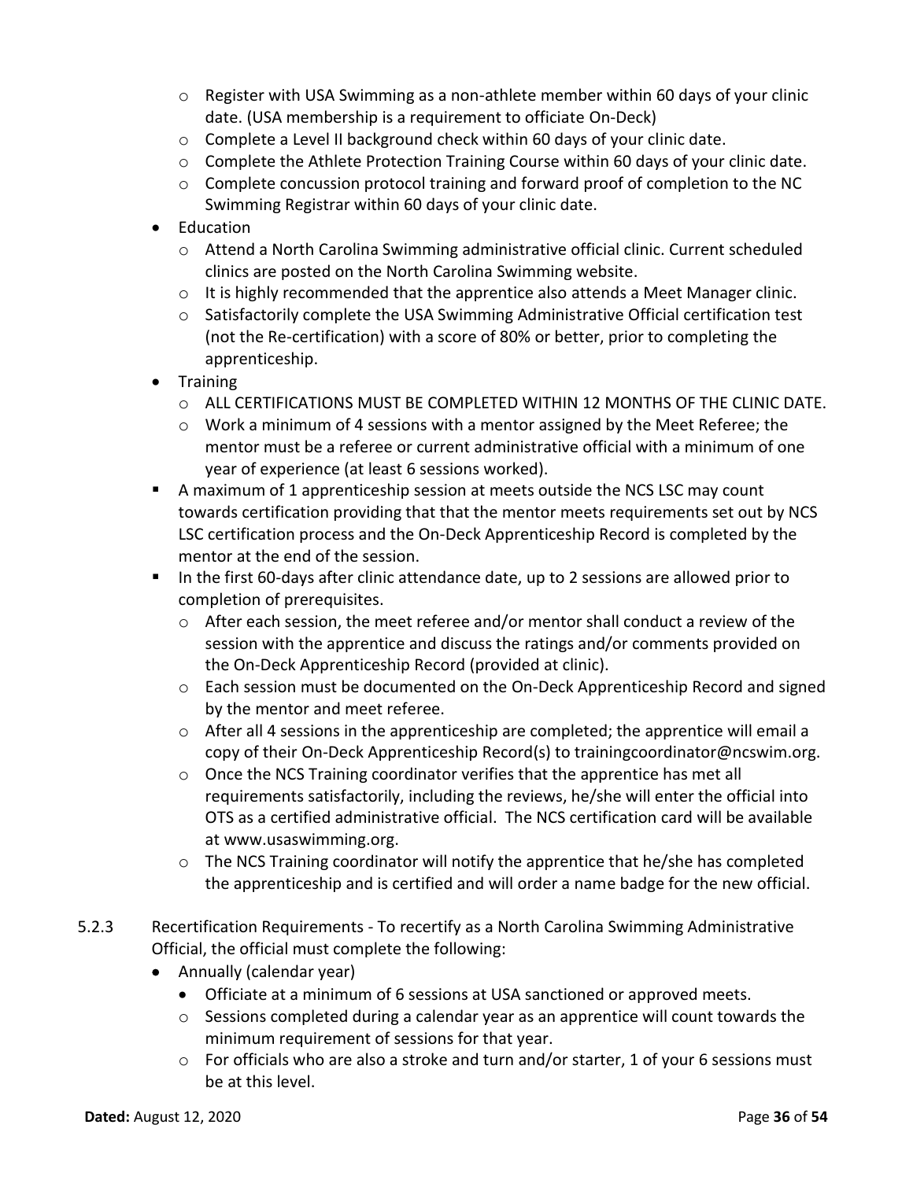- Register with USA Swimming as a non-athlete member within 60 days of your clinic date. (USA membership is a requirement to officiate On-Deck)
    - Complete a Level II background check within 60 days of your clinic date.
    - Complete the Athlete Protection Training Course within 60 days of your clinic date.
    - Complete concussion protocol training and forward proof of completion to the NC Swimming Registrar within 60 days of your clinic date.
- Education
    - Attend a North Carolina Swimming administrative official clinic. Current scheduled clinics are posted on the North Carolina Swimming website.
    - It is highly recommended that the apprentice also attends a Meet Manager clinic.
    - Satisfactorily complete the USA Swimming Administrative Official certification test (not the Re-certification) with a score of 80% or better, prior to completing the apprenticeship.
- Training
    - ALL CERTIFICATIONS MUST BE COMPLETED WITHIN 12 MONTHS OF THE CLINIC DATE.
    - Work a minimum of 4 sessions with a mentor assigned by the Meet Referee; the mentor must be a referee or current administrative official with a minimum of one year of experience (at least 6 sessions worked).
- A maximum of 1 apprenticeship session at meets outside the NCS LSC may count towards certification providing that that the mentor meets requirements set out by NCS LSC certification process and the On-Deck Apprenticeship Record is completed by the mentor at the end of the session.
- In the first 60-days after clinic attendance date, up to 2 sessions are allowed prior to completion of prerequisites.
    - After each session, the meet referee and/or mentor shall conduct a review of the session with the apprentice and discuss the ratings and/or comments provided on the On-Deck Apprenticeship Record (provided at clinic).
    - Each session must be documented on the On-Deck Apprenticeship Record and signed by the mentor and meet referee.
    - After all 4 sessions in the apprenticeship are completed; the apprentice will email a copy of their On-Deck Apprenticeship Record(s) to trainingcoordinator@ncswim.org.
    - Once the NCS Training coordinator verifies that the apprentice has met all requirements satisfactorily, including the reviews, he/she will enter the official into OTS as a certified administrative official. The NCS certification card will be available at www.usaswimming.org.
    - The NCS Training coordinator will notify the apprentice that he/she has completed the apprenticeship and is certified and will order a name badge for the new official.

5.2.3 Recertification Requirements - To recertify as a North Carolina Swimming Administrative Official, the official must complete the following:

- Annually (calendar year)
    - Officiate at a minimum of 6 sessions at USA sanctioned or approved meets.
        - Sessions completed during a calendar year as an apprentice will count towards the minimum requirement of sessions for that year.
        - For officials who are also a stroke and turn and/or starter, 1 of your 6 sessions must be at this level.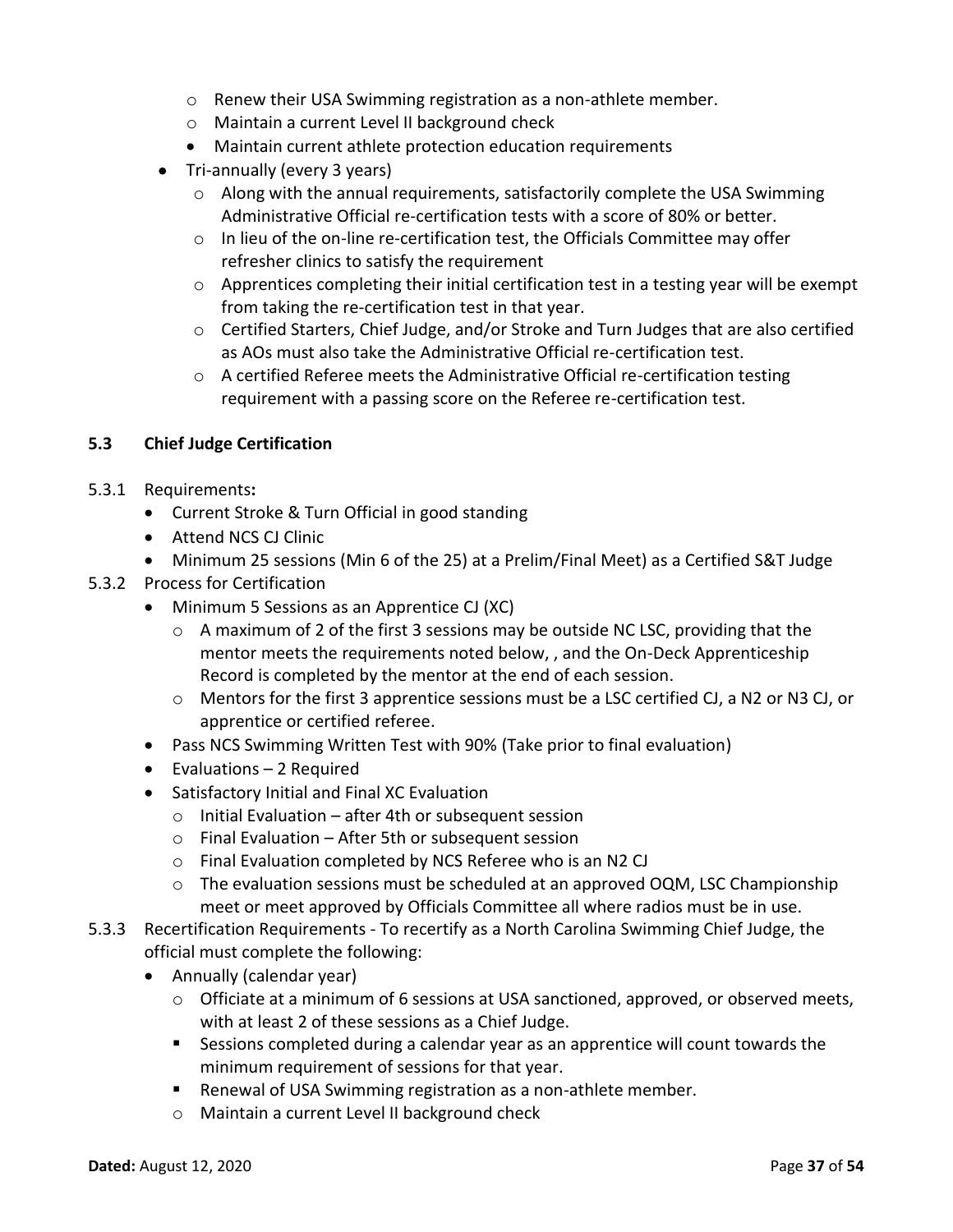- Renew their USA Swimming registration as a non-athlete member.
  - Maintain a current Level II background check
  - Maintain current athlete protection education requirements
- Tri-annually (every 3 years)
  - Along with the annual requirements, satisfactorily complete the USA Swimming Administrative Official re-certification tests with a score of 80% or better.
  - In lieu of the on-line re-certification test, the Officials Committee may offer refresher clinics to satisfy the requirement
  - Apprentices completing their initial certification test in a testing year will be exempt from taking the re-certification test in that year.
  - Certified Starters, Chief Judge, and/or Stroke and Turn Judges that are also certified as AOs must also take the Administrative Official re-certification test.
  - A certified Referee meets the Administrative Official re-certification testing requirement with a passing score on the Referee re-certification test.

### 5.3 Chief Judge Certification

5.3.1 Requirements**:**

- Current Stroke & Turn Official in good standing
- Attend NCS CJ Clinic
- Minimum 25 sessions (Min 6 of the 25) at a Prelim/Final Meet) as a Certified S&T Judge

5.3.2 Process for Certification

- Minimum 5 Sessions as an Apprentice CJ (XC)
  - A maximum of 2 of the first 3 sessions may be outside NC LSC, providing that the mentor meets the requirements noted below, , and the On-Deck Apprenticeship Record is completed by the mentor at the end of each session.
  - Mentors for the first 3 apprentice sessions must be a LSC certified CJ, a N2 or N3 CJ, or apprentice or certified referee.
- Pass NCS Swimming Written Test with 90% (Take prior to final evaluation)
- Evaluations – 2 Required
- Satisfactory Initial and Final XC Evaluation
  - Initial Evaluation – after 4th or subsequent session
  - Final Evaluation – After 5th or subsequent session
  - Final Evaluation completed by NCS Referee who is an N2 CJ
  - The evaluation sessions must be scheduled at an approved OQM, LSC Championship meet or meet approved by Officials Committee all where radios must be in use.

5.3.3 Recertification Requirements - To recertify as a North Carolina Swimming Chief Judge, the official must complete the following:

- Annually (calendar year)
  - Officiate at a minimum of 6 sessions at USA sanctioned, approved, or observed meets, with at least 2 of these sessions as a Chief Judge.
    - Sessions completed during a calendar year as an apprentice will count towards the minimum requirement of sessions for that year.
    - Renewal of USA Swimming registration as a non-athlete member.
  - Maintain a current Level II background check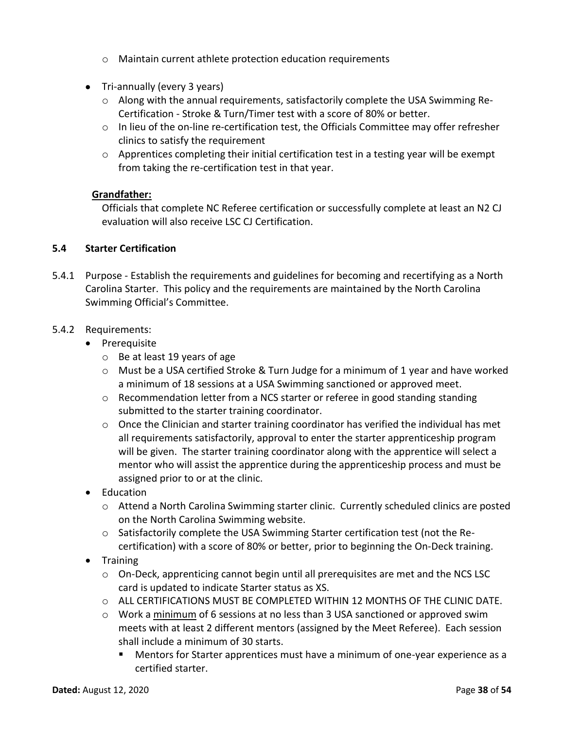- Maintain current athlete protection education requirements

- Tri-annually (every 3 years)
  - Along with the annual requirements, satisfactorily complete the USA Swimming Re-Certification - Stroke & Turn/Timer test with a score of 80% or better.
  - In lieu of the on-line re-certification test, the Officials Committee may offer refresher clinics to satisfy the requirement
  - Apprentices completing their initial certification test in a testing year will be exempt from taking the re-certification test in that year.

**Grandfather:**

Officials that complete NC Referee certification or successfully complete at least an N2 CJ evaluation will also receive LSC CJ Certification.

### 5.4 Starter Certification

5.4.1 Purpose - Establish the requirements and guidelines for becoming and recertifying as a North Carolina Starter. This policy and the requirements are maintained by the North Carolina Swimming Official's Committee.

5.4.2 Requirements:

- Prerequisite
  - Be at least 19 years of age
  - Must be a USA certified Stroke & Turn Judge for a minimum of 1 year and have worked a minimum of 18 sessions at a USA Swimming sanctioned or approved meet.
  - Recommendation letter from a NCS starter or referee in good standing standing submitted to the starter training coordinator.
  - Once the Clinician and starter training coordinator has verified the individual has met all requirements satisfactorily, approval to enter the starter apprenticeship program will be given. The starter training coordinator along with the apprentice will select a mentor who will assist the apprentice during the apprenticeship process and must be assigned prior to or at the clinic.
- Education
  - Attend a North Carolina Swimming starter clinic. Currently scheduled clinics are posted on the North Carolina Swimming website.
  - Satisfactorily complete the USA Swimming Starter certification test (not the Re-certification) with a score of 80% or better, prior to beginning the On-Deck training.
- Training
  - On-Deck, apprenticing cannot begin until all prerequisites are met and the NCS LSC card is updated to indicate Starter status as XS.
  - ALL CERTIFICATIONS MUST BE COMPLETED WITHIN 12 MONTHS OF THE CLINIC DATE.
  - Work a <u>minimum</u> of 6 sessions at no less than 3 USA sanctioned or approved swim meets with at least 2 different mentors (assigned by the Meet Referee). Each session shall include a minimum of 30 starts.
    - Mentors for Starter apprentices must have a minimum of one-year experience as a certified starter.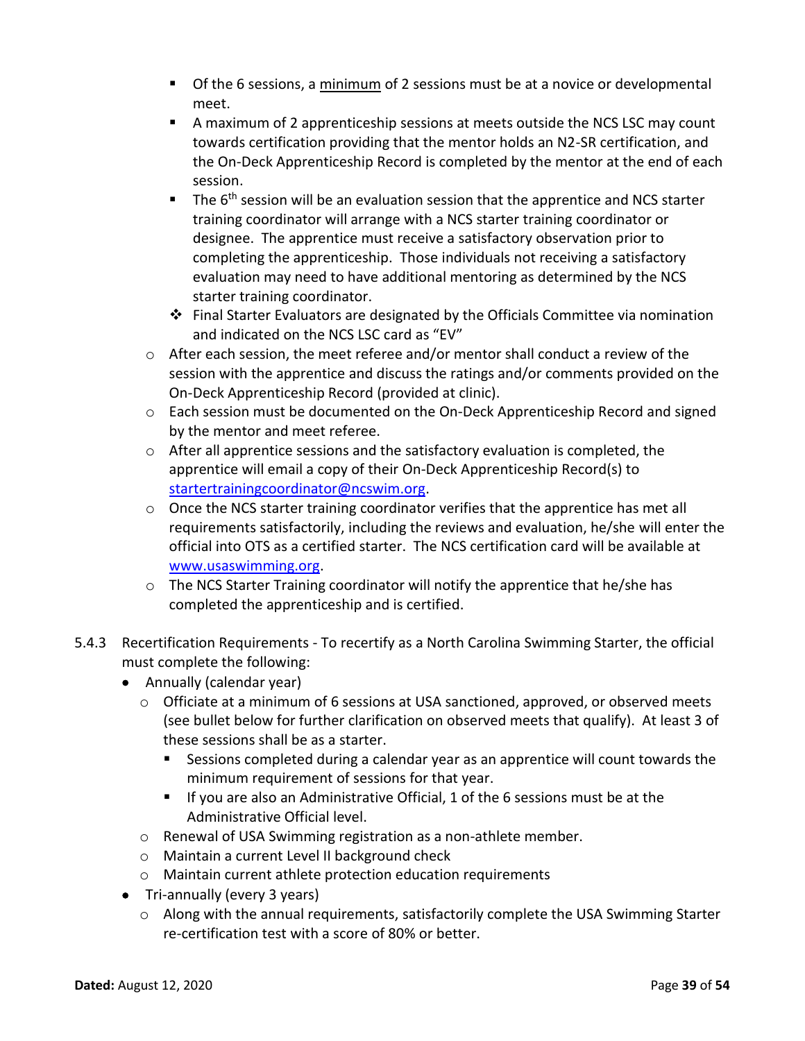- Of the 6 sessions, a <u>minimum</u> of 2 sessions must be at a novice or developmental meet.
        - A maximum of 2 apprenticeship sessions at meets outside the NCS LSC may count towards certification providing that the mentor holds an N2-SR certification, and the On-Deck Apprenticeship Record is completed by the mentor at the end of each session.
        - The 6th session will be an evaluation session that the apprentice and NCS starter training coordinator will arrange with a NCS starter training coordinator or designee. The apprentice must receive a satisfactory observation prior to completing the apprenticeship. Those individuals not receiving a satisfactory evaluation may need to have additional mentoring as determined by the NCS starter training coordinator.
        - ❖ Final Starter Evaluators are designated by the Officials Committee via nomination and indicated on the NCS LSC card as "EV"
    - After each session, the meet referee and/or mentor shall conduct a review of the session with the apprentice and discuss the ratings and/or comments provided on the On-Deck Apprenticeship Record (provided at clinic).
    - Each session must be documented on the On-Deck Apprenticeship Record and signed by the mentor and meet referee.
    - After all apprentice sessions and the satisfactory evaluation is completed, the apprentice will email a copy of their On-Deck Apprenticeship Record(s) to startertrainingcoordinator@ncswim.org.
    - Once the NCS starter training coordinator verifies that the apprentice has met all requirements satisfactorily, including the reviews and evaluation, he/she will enter the official into OTS as a certified starter. The NCS certification card will be available at www.usaswimming.org.
    - The NCS Starter Training coordinator will notify the apprentice that he/she has completed the apprenticeship and is certified.

5.4.3 Recertification Requirements - To recertify as a North Carolina Swimming Starter, the official must complete the following:

- Annually (calendar year)
    - Officiate at a minimum of 6 sessions at USA sanctioned, approved, or observed meets (see bullet below for further clarification on observed meets that qualify). At least 3 of these sessions shall be as a starter.
        - Sessions completed during a calendar year as an apprentice will count towards the minimum requirement of sessions for that year.
        - If you are also an Administrative Official, 1 of the 6 sessions must be at the Administrative Official level.
    - Renewal of USA Swimming registration as a non-athlete member.
    - Maintain a current Level II background check
    - Maintain current athlete protection education requirements
- Tri-annually (every 3 years)
    - Along with the annual requirements, satisfactorily complete the USA Swimming Starter re-certification test with a score of 80% or better.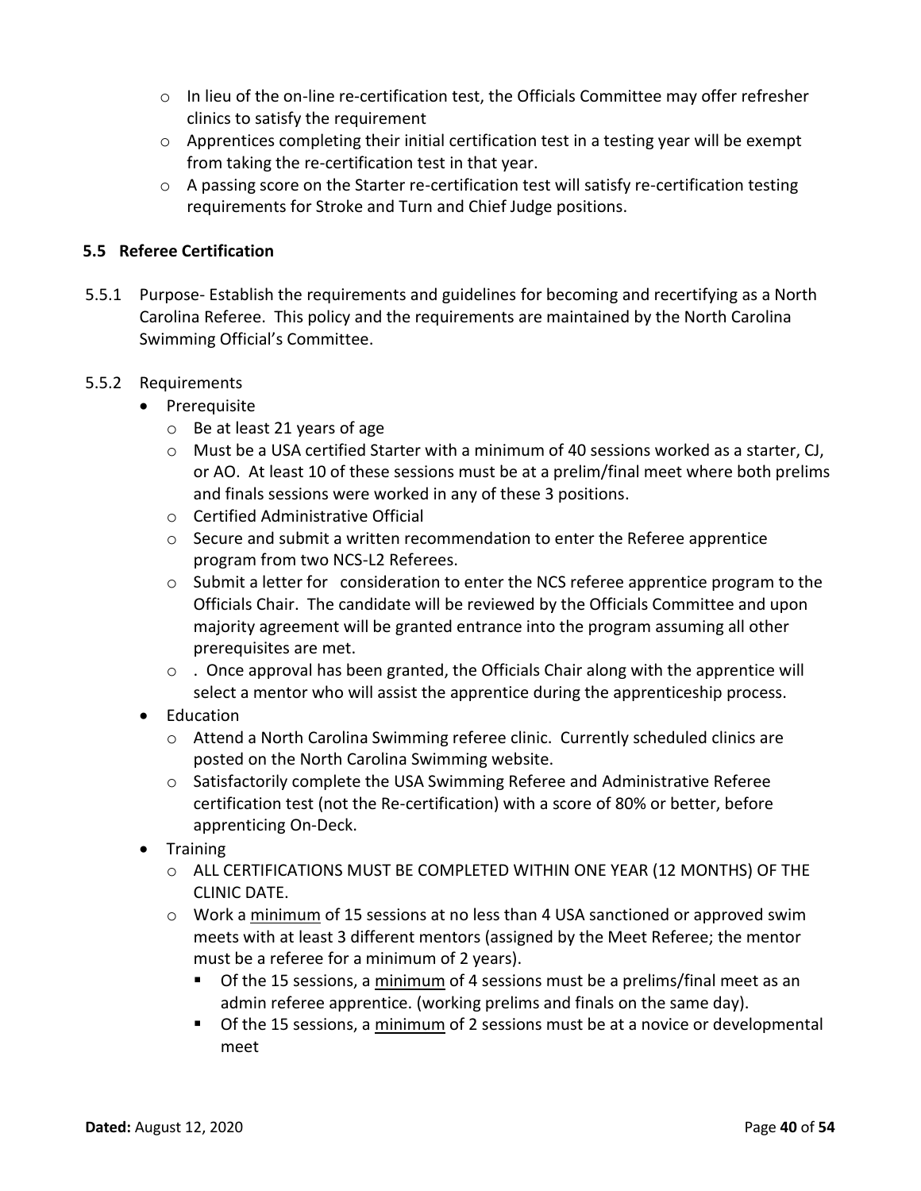- In lieu of the on-line re-certification test, the Officials Committee may offer refresher clinics to satisfy the requirement
- Apprentices completing their initial certification test in a testing year will be exempt from taking the re-certification test in that year.
- A passing score on the Starter re-certification test will satisfy re-certification testing requirements for Stroke and Turn and Chief Judge positions.

### 5.5 Referee Certification

5.5.1 Purpose- Establish the requirements and guidelines for becoming and recertifying as a North Carolina Referee. This policy and the requirements are maintained by the North Carolina Swimming Official's Committee.

5.5.2 Requirements

- Prerequisite
  - Be at least 21 years of age
  - Must be a USA certified Starter with a minimum of 40 sessions worked as a starter, CJ, or AO. At least 10 of these sessions must be at a prelim/final meet where both prelims and finals sessions were worked in any of these 3 positions.
  - Certified Administrative Official
  - Secure and submit a written recommendation to enter the Referee apprentice program from two NCS-L2 Referees.
  - Submit a letter for consideration to enter the NCS referee apprentice program to the Officials Chair. The candidate will be reviewed by the Officials Committee and upon majority agreement will be granted entrance into the program assuming all other prerequisites are met.
  - . Once approval has been granted, the Officials Chair along with the apprentice will select a mentor who will assist the apprentice during the apprenticeship process.
- Education
  - Attend a North Carolina Swimming referee clinic. Currently scheduled clinics are posted on the North Carolina Swimming website.
  - Satisfactorily complete the USA Swimming Referee and Administrative Referee certification test (not the Re-certification) with a score of 80% or better, before apprenticing On-Deck.
- Training
  - ALL CERTIFICATIONS MUST BE COMPLETED WITHIN ONE YEAR (12 MONTHS) OF THE CLINIC DATE.
  - Work a minimum of 15 sessions at no less than 4 USA sanctioned or approved swim meets with at least 3 different mentors (assigned by the Meet Referee; the mentor must be a referee for a minimum of 2 years).
    - Of the 15 sessions, a minimum of 4 sessions must be a prelims/final meet as an admin referee apprentice. (working prelims and finals on the same day).
    - Of the 15 sessions, a minimum of 2 sessions must be at a novice or developmental meet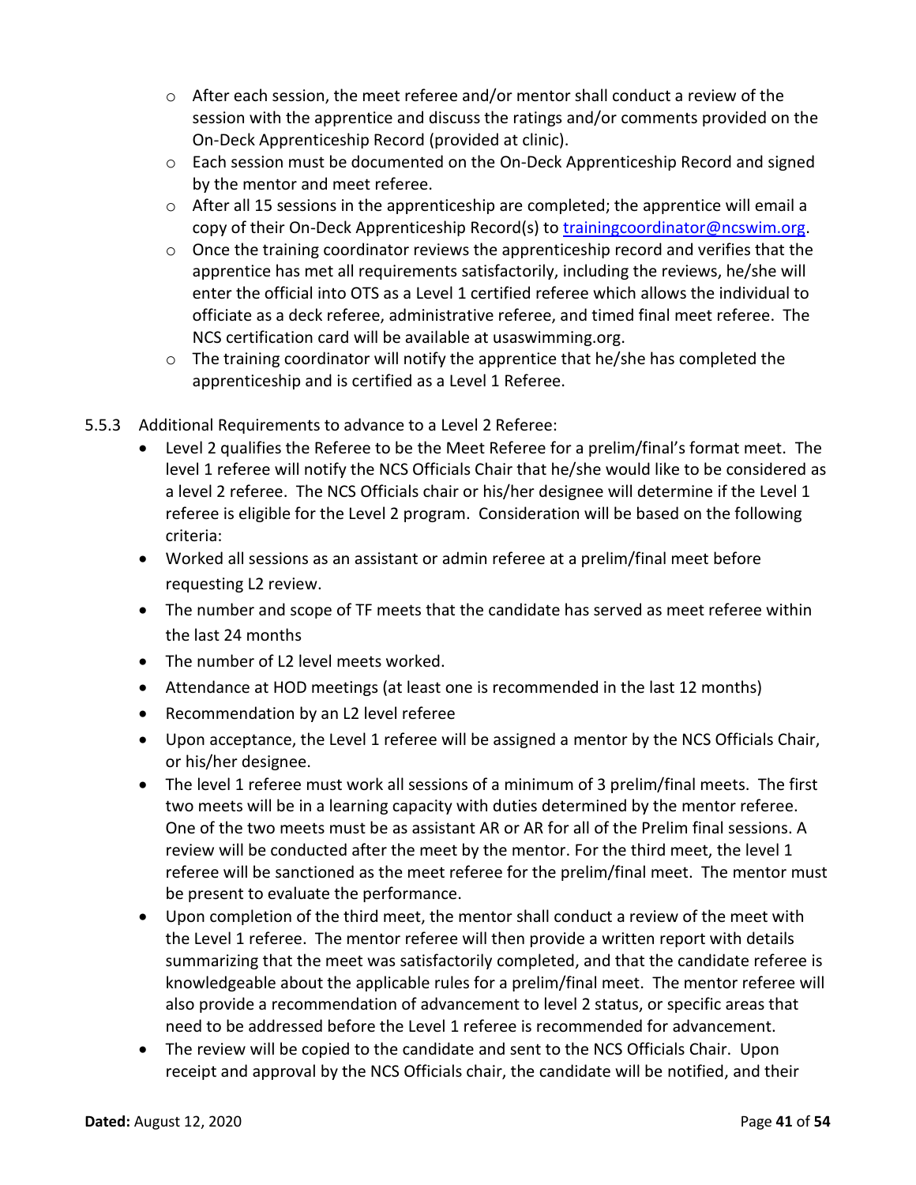- After each session, the meet referee and/or mentor shall conduct a review of the session with the apprentice and discuss the ratings and/or comments provided on the On-Deck Apprenticeship Record (provided at clinic).
- Each session must be documented on the On-Deck Apprenticeship Record and signed by the mentor and meet referee.
- After all 15 sessions in the apprenticeship are completed; the apprentice will email a copy of their On-Deck Apprenticeship Record(s) to trainingcoordinator@ncswim.org.
- Once the training coordinator reviews the apprenticeship record and verifies that the apprentice has met all requirements satisfactorily, including the reviews, he/she will enter the official into OTS as a Level 1 certified referee which allows the individual to officiate as a deck referee, administrative referee, and timed final meet referee. The NCS certification card will be available at usaswimming.org.
- The training coordinator will notify the apprentice that he/she has completed the apprenticeship and is certified as a Level 1 Referee.

5.5.3 Additional Requirements to advance to a Level 2 Referee:

- Level 2 qualifies the Referee to be the Meet Referee for a prelim/final's format meet. The level 1 referee will notify the NCS Officials Chair that he/she would like to be considered as a level 2 referee. The NCS Officials chair or his/her designee will determine if the Level 1 referee is eligible for the Level 2 program. Consideration will be based on the following criteria:
- Worked all sessions as an assistant or admin referee at a prelim/final meet before requesting L2 review.
- The number and scope of TF meets that the candidate has served as meet referee within the last 24 months
- The number of L2 level meets worked.
- Attendance at HOD meetings (at least one is recommended in the last 12 months)
- Recommendation by an L2 level referee
- Upon acceptance, the Level 1 referee will be assigned a mentor by the NCS Officials Chair, or his/her designee.
- The level 1 referee must work all sessions of a minimum of 3 prelim/final meets. The first two meets will be in a learning capacity with duties determined by the mentor referee. One of the two meets must be as assistant AR or AR for all of the Prelim final sessions. A review will be conducted after the meet by the mentor. For the third meet, the level 1 referee will be sanctioned as the meet referee for the prelim/final meet. The mentor must be present to evaluate the performance.
- Upon completion of the third meet, the mentor shall conduct a review of the meet with the Level 1 referee. The mentor referee will then provide a written report with details summarizing that the meet was satisfactorily completed, and that the candidate referee is knowledgeable about the applicable rules for a prelim/final meet. The mentor referee will also provide a recommendation of advancement to level 2 status, or specific areas that need to be addressed before the Level 1 referee is recommended for advancement.
- The review will be copied to the candidate and sent to the NCS Officials Chair. Upon receipt and approval by the NCS Officials chair, the candidate will be notified, and their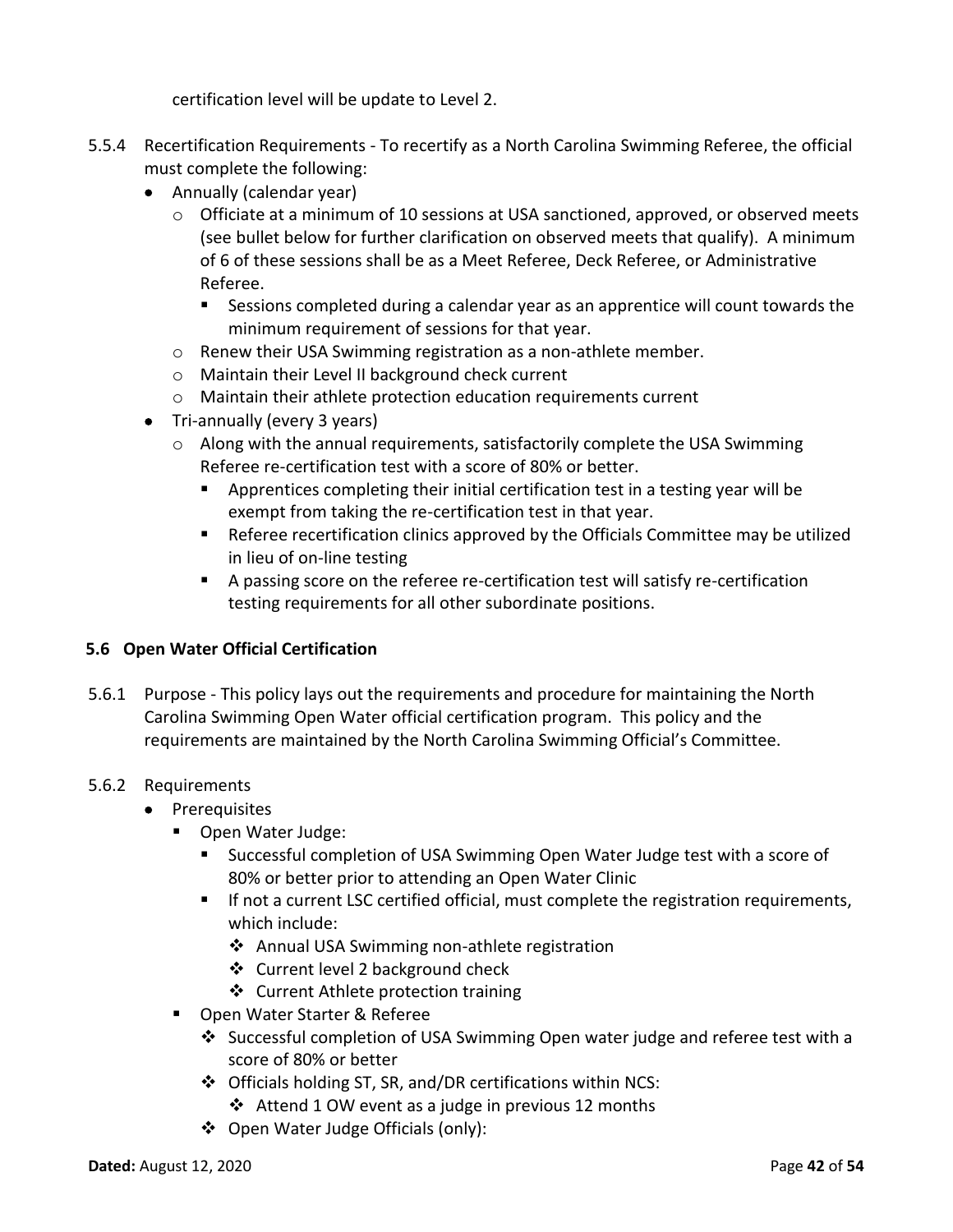certification level will be update to Level 2.

5.5.4 Recertification Requirements - To recertify as a North Carolina Swimming Referee, the official must complete the following:

- Annually (calendar year)
  - Officiate at a minimum of 10 sessions at USA sanctioned, approved, or observed meets (see bullet below for further clarification on observed meets that qualify). A minimum of 6 of these sessions shall be as a Meet Referee, Deck Referee, or Administrative Referee.
    - Sessions completed during a calendar year as an apprentice will count towards the minimum requirement of sessions for that year.
  - Renew their USA Swimming registration as a non-athlete member.
  - Maintain their Level II background check current
  - Maintain their athlete protection education requirements current
- Tri-annually (every 3 years)
  - Along with the annual requirements, satisfactorily complete the USA Swimming Referee re-certification test with a score of 80% or better.
    - Apprentices completing their initial certification test in a testing year will be exempt from taking the re-certification test in that year.
    - Referee recertification clinics approved by the Officials Committee may be utilized in lieu of on-line testing
    - A passing score on the referee re-certification test will satisfy re-certification testing requirements for all other subordinate positions.

### 5.6 Open Water Official Certification

5.6.1 Purpose - This policy lays out the requirements and procedure for maintaining the North Carolina Swimming Open Water official certification program. This policy and the requirements are maintained by the North Carolina Swimming Official's Committee.

5.6.2 Requirements

- Prerequisites
  - Open Water Judge:
    - Successful completion of USA Swimming Open Water Judge test with a score of 80% or better prior to attending an Open Water Clinic
    - If not a current LSC certified official, must complete the registration requirements, which include:
      - Annual USA Swimming non-athlete registration
      - Current level 2 background check
      - Current Athlete protection training
  - Open Water Starter & Referee
    - Successful completion of USA Swimming Open water judge and referee test with a score of 80% or better
    - Officials holding ST, SR, and/DR certifications within NCS:
      - Attend 1 OW event as a judge in previous 12 months
    - Open Water Judge Officials (only):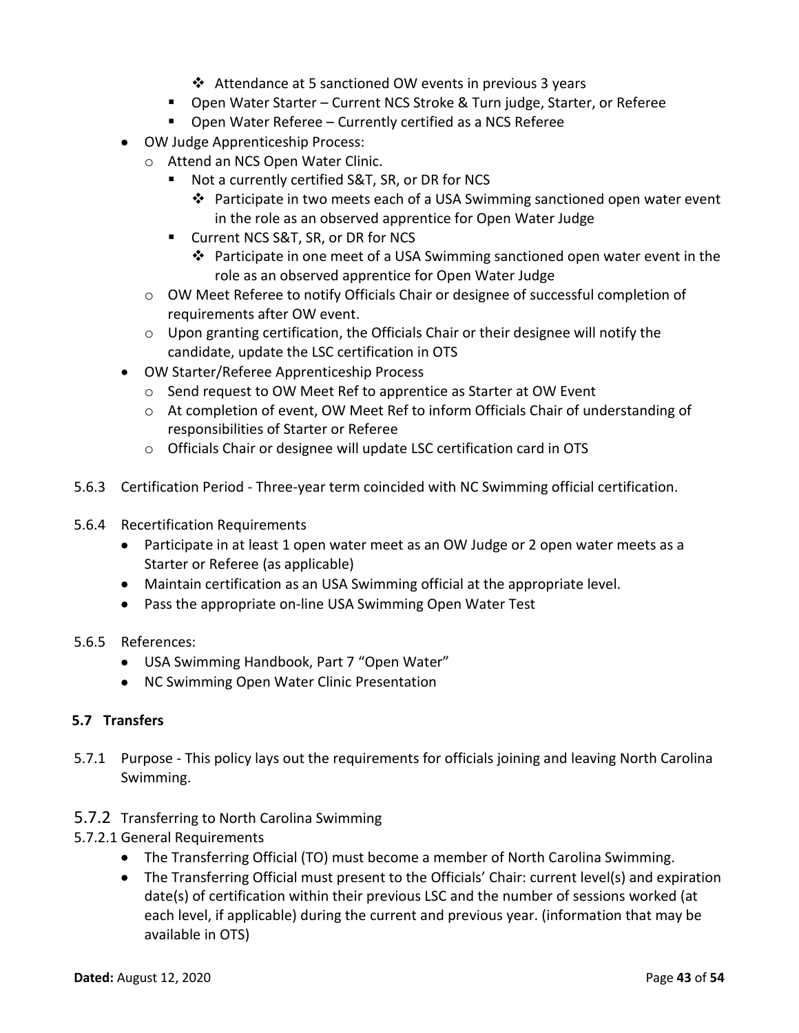- Attendance at 5 sanctioned OW events in previous 3 years
    - Open Water Starter – Current NCS Stroke & Turn judge, Starter, or Referee
    - Open Water Referee – Currently certified as a NCS Referee
- OW Judge Apprenticeship Process:
  - Attend an NCS Open Water Clinic.
    - Not a currently certified S&T, SR, or DR for NCS
      - Participate in two meets each of a USA Swimming sanctioned open water event in the role as an observed apprentice for Open Water Judge
    - Current NCS S&T, SR, or DR for NCS
      - Participate in one meet of a USA Swimming sanctioned open water event in the role as an observed apprentice for Open Water Judge
  - OW Meet Referee to notify Officials Chair or designee of successful completion of requirements after OW event.
  - Upon granting certification, the Officials Chair or their designee will notify the candidate, update the LSC certification in OTS
- OW Starter/Referee Apprenticeship Process
  - Send request to OW Meet Ref to apprentice as Starter at OW Event
  - At completion of event, OW Meet Ref to inform Officials Chair of understanding of responsibilities of Starter or Referee
  - Officials Chair or designee will update LSC certification card in OTS

5.6.3 Certification Period - Three-year term coincided with NC Swimming official certification.

5.6.4 Recertification Requirements
- Participate in at least 1 open water meet as an OW Judge or 2 open water meets as a Starter or Referee (as applicable)
- Maintain certification as an USA Swimming official at the appropriate level.
- Pass the appropriate on-line USA Swimming Open Water Test

5.6.5 References:
- USA Swimming Handbook, Part 7 "Open Water"
- NC Swimming Open Water Clinic Presentation

### 5.7 Transfers

5.7.1 Purpose - This policy lays out the requirements for officials joining and leaving North Carolina Swimming.

#### 5.7.2 Transferring to North Carolina Swimming

5.7.2.1 General Requirements
- The Transferring Official (TO) must become a member of North Carolina Swimming.
- The Transferring Official must present to the Officials' Chair: current level(s) and expiration date(s) of certification within their previous LSC and the number of sessions worked (at each level, if applicable) during the current and previous year. (information that may be available in OTS)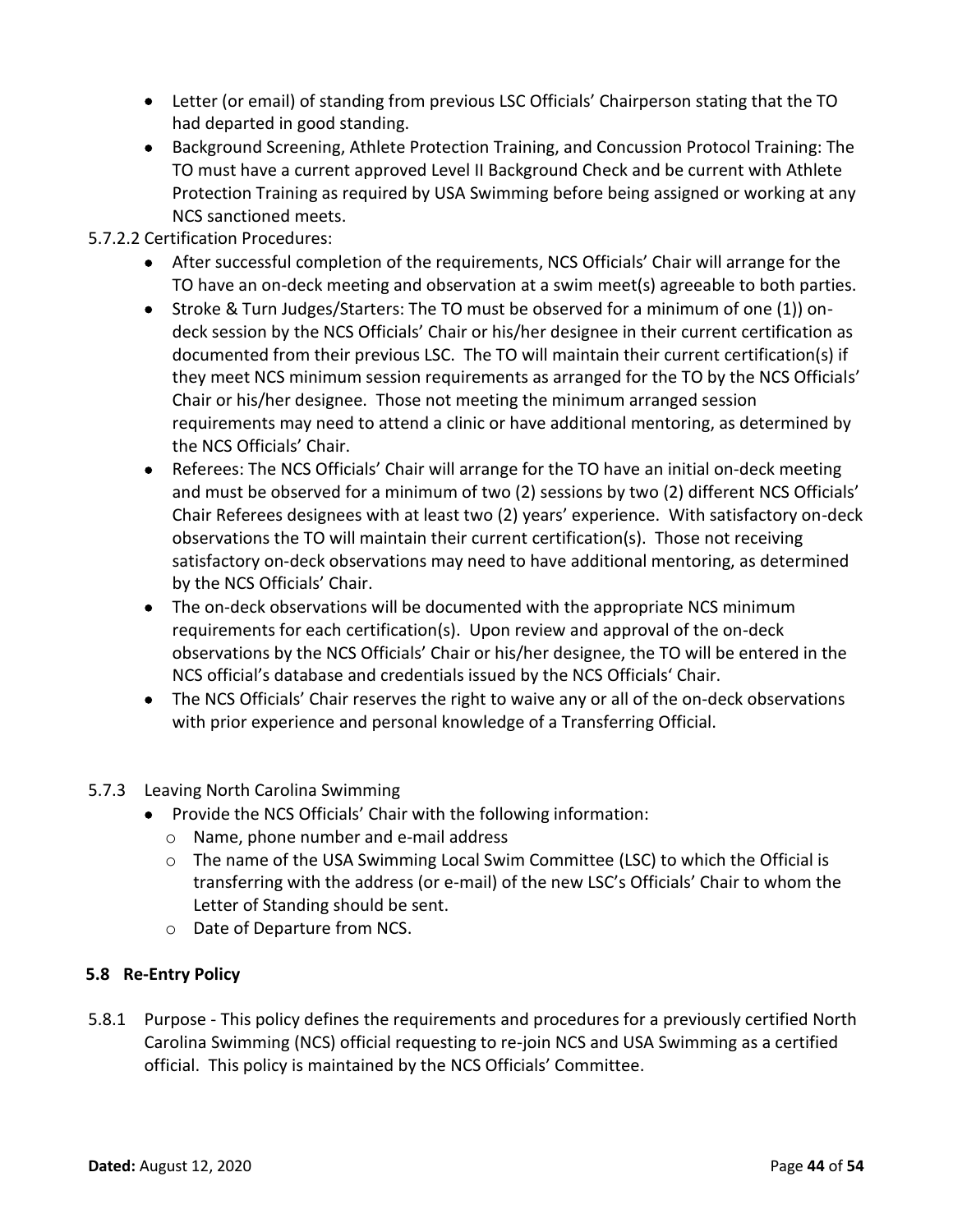- Letter (or email) of standing from previous LSC Officials' Chairperson stating that the TO had departed in good standing.
- Background Screening, Athlete Protection Training, and Concussion Protocol Training: The TO must have a current approved Level II Background Check and be current with Athlete Protection Training as required by USA Swimming before being assigned or working at any NCS sanctioned meets.

5.7.2.2 Certification Procedures:

- After successful completion of the requirements, NCS Officials' Chair will arrange for the TO have an on-deck meeting and observation at a swim meet(s) agreeable to both parties.
- Stroke & Turn Judges/Starters: The TO must be observed for a minimum of one (1)) on-deck session by the NCS Officials' Chair or his/her designee in their current certification as documented from their previous LSC. The TO will maintain their current certification(s) if they meet NCS minimum session requirements as arranged for the TO by the NCS Officials' Chair or his/her designee. Those not meeting the minimum arranged session requirements may need to attend a clinic or have additional mentoring, as determined by the NCS Officials' Chair.
- Referees: The NCS Officials' Chair will arrange for the TO have an initial on-deck meeting and must be observed for a minimum of two (2) sessions by two (2) different NCS Officials' Chair Referees designees with at least two (2) years' experience. With satisfactory on-deck observations the TO will maintain their current certification(s). Those not receiving satisfactory on-deck observations may need to have additional mentoring, as determined by the NCS Officials' Chair.
- The on-deck observations will be documented with the appropriate NCS minimum requirements for each certification(s). Upon review and approval of the on-deck observations by the NCS Officials' Chair or his/her designee, the TO will be entered in the NCS official's database and credentials issued by the NCS Officials' Chair.
- The NCS Officials' Chair reserves the right to waive any or all of the on-deck observations with prior experience and personal knowledge of a Transferring Official.

5.7.3 Leaving North Carolina Swimming

- Provide the NCS Officials' Chair with the following information:
  - Name, phone number and e-mail address
  - The name of the USA Swimming Local Swim Committee (LSC) to which the Official is transferring with the address (or e-mail) of the new LSC's Officials' Chair to whom the Letter of Standing should be sent.
  - Date of Departure from NCS.

### 5.8 Re-Entry Policy

5.8.1 Purpose - This policy defines the requirements and procedures for a previously certified North Carolina Swimming (NCS) official requesting to re-join NCS and USA Swimming as a certified official. This policy is maintained by the NCS Officials' Committee.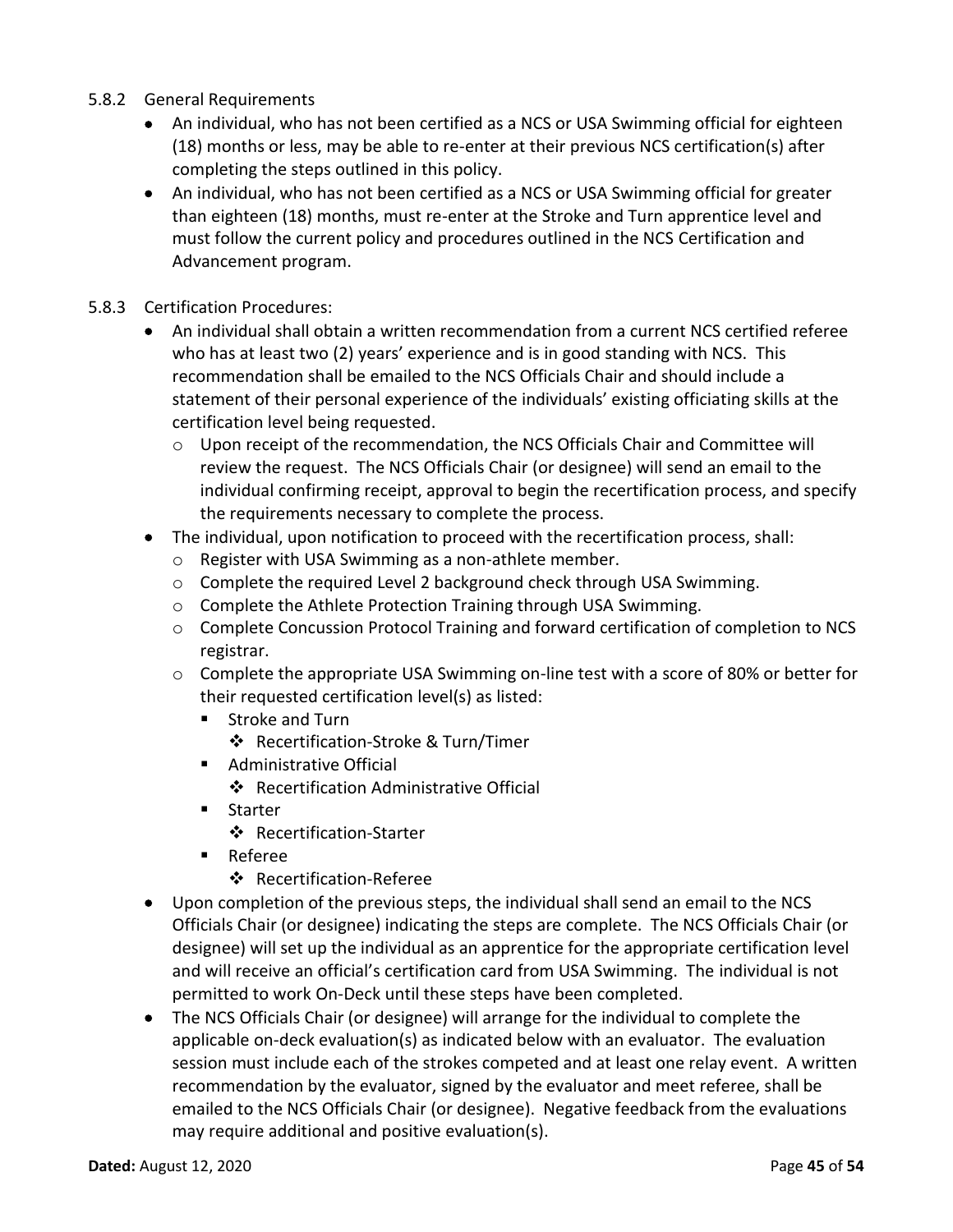5.8.2 General Requirements

- An individual, who has not been certified as a NCS or USA Swimming official for eighteen (18) months or less, may be able to re-enter at their previous NCS certification(s) after completing the steps outlined in this policy.
- An individual, who has not been certified as a NCS or USA Swimming official for greater than eighteen (18) months, must re-enter at the Stroke and Turn apprentice level and must follow the current policy and procedures outlined in the NCS Certification and Advancement program.

5.8.3 Certification Procedures:

- An individual shall obtain a written recommendation from a current NCS certified referee who has at least two (2) years' experience and is in good standing with NCS. This recommendation shall be emailed to the NCS Officials Chair and should include a statement of their personal experience of the individuals' existing officiating skills at the certification level being requested.
  - Upon receipt of the recommendation, the NCS Officials Chair and Committee will review the request. The NCS Officials Chair (or designee) will send an email to the individual confirming receipt, approval to begin the recertification process, and specify the requirements necessary to complete the process.
- The individual, upon notification to proceed with the recertification process, shall:
  - Register with USA Swimming as a non-athlete member.
  - Complete the required Level 2 background check through USA Swimming.
  - Complete the Athlete Protection Training through USA Swimming.
  - Complete Concussion Protocol Training and forward certification of completion to NCS registrar.
  - Complete the appropriate USA Swimming on-line test with a score of 80% or better for their requested certification level(s) as listed:
    - Stroke and Turn
      - Recertification-Stroke & Turn/Timer
    - Administrative Official
      - Recertification Administrative Official
    - Starter
      - Recertification-Starter
    - Referee
      - Recertification-Referee
- Upon completion of the previous steps, the individual shall send an email to the NCS Officials Chair (or designee) indicating the steps are complete. The NCS Officials Chair (or designee) will set up the individual as an apprentice for the appropriate certification level and will receive an official's certification card from USA Swimming. The individual is not permitted to work On-Deck until these steps have been completed.
- The NCS Officials Chair (or designee) will arrange for the individual to complete the applicable on-deck evaluation(s) as indicated below with an evaluator. The evaluation session must include each of the strokes competed and at least one relay event. A written recommendation by the evaluator, signed by the evaluator and meet referee, shall be emailed to the NCS Officials Chair (or designee). Negative feedback from the evaluations may require additional and positive evaluation(s).

**Dated:** August 12, 2020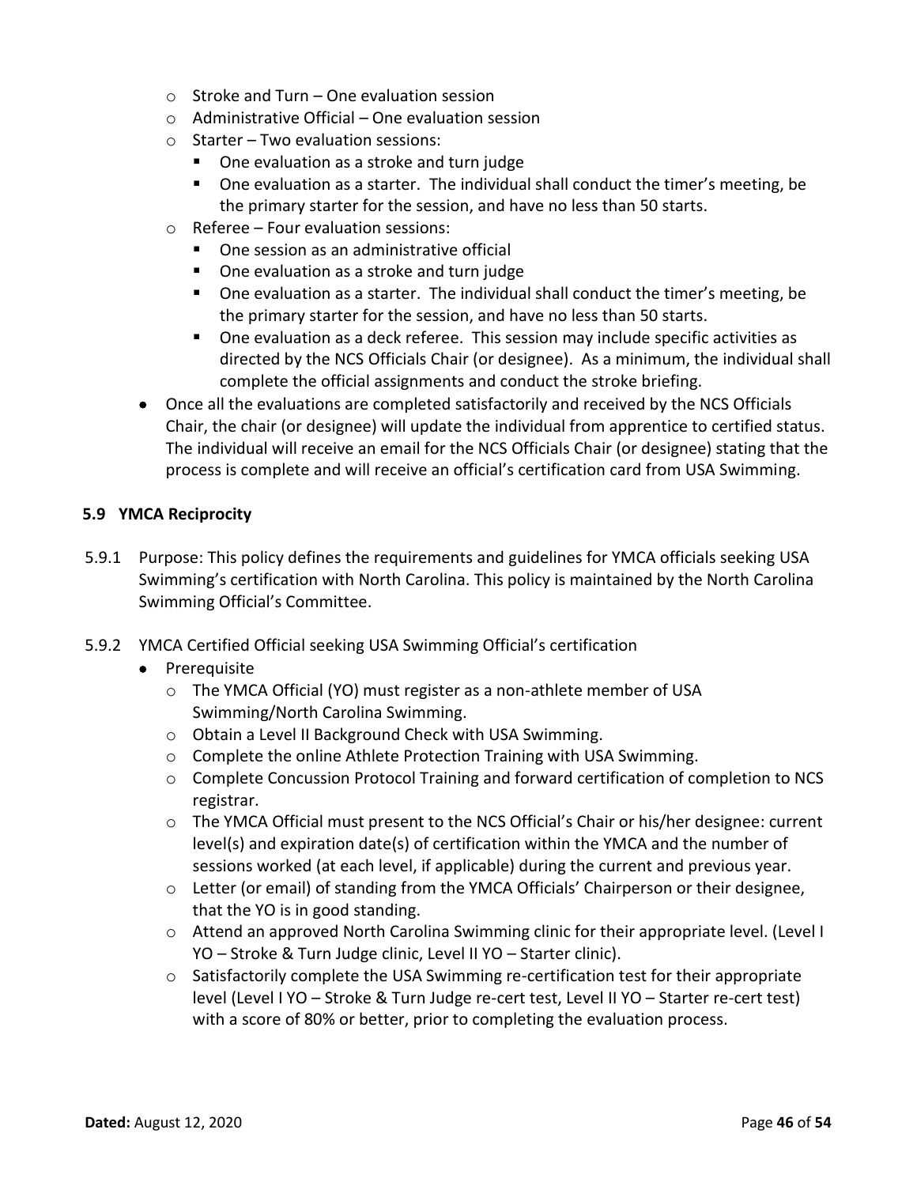- Stroke and Turn – One evaluation session
- Administrative Official – One evaluation session
- Starter – Two evaluation sessions:
  - One evaluation as a stroke and turn judge
  - One evaluation as a starter. The individual shall conduct the timer's meeting, be the primary starter for the session, and have no less than 50 starts.
- Referee – Four evaluation sessions:
  - One session as an administrative official
  - One evaluation as a stroke and turn judge
  - One evaluation as a starter. The individual shall conduct the timer's meeting, be the primary starter for the session, and have no less than 50 starts.
  - One evaluation as a deck referee. This session may include specific activities as directed by the NCS Officials Chair (or designee). As a minimum, the individual shall complete the official assignments and conduct the stroke briefing.

- Once all the evaluations are completed satisfactorily and received by the NCS Officials Chair, the chair (or designee) will update the individual from apprentice to certified status. The individual will receive an email for the NCS Officials Chair (or designee) stating that the process is complete and will receive an official's certification card from USA Swimming.

### 5.9 YMCA Reciprocity

5.9.1 Purpose: This policy defines the requirements and guidelines for YMCA officials seeking USA Swimming's certification with North Carolina. This policy is maintained by the North Carolina Swimming Official's Committee.

5.9.2 YMCA Certified Official seeking USA Swimming Official's certification

- Prerequisite
  - The YMCA Official (YO) must register as a non-athlete member of USA Swimming/North Carolina Swimming.
  - Obtain a Level II Background Check with USA Swimming.
  - Complete the online Athlete Protection Training with USA Swimming.
  - Complete Concussion Protocol Training and forward certification of completion to NCS registrar.
  - The YMCA Official must present to the NCS Official's Chair or his/her designee: current level(s) and expiration date(s) of certification within the YMCA and the number of sessions worked (at each level, if applicable) during the current and previous year.
  - Letter (or email) of standing from the YMCA Officials' Chairperson or their designee, that the YO is in good standing.
  - Attend an approved North Carolina Swimming clinic for their appropriate level. (Level I YO – Stroke & Turn Judge clinic, Level II YO – Starter clinic).
  - Satisfactorily complete the USA Swimming re-certification test for their appropriate level (Level I YO – Stroke & Turn Judge re-cert test, Level II YO – Starter re-cert test) with a score of 80% or better, prior to completing the evaluation process.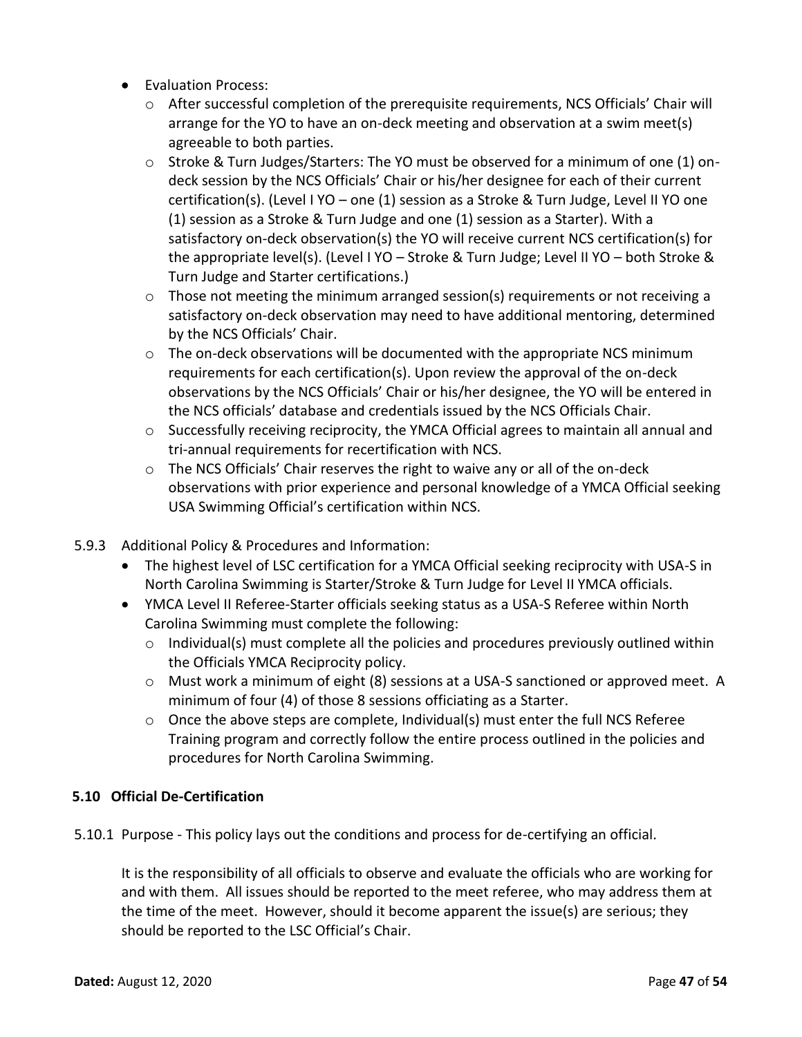- Evaluation Process:
  - After successful completion of the prerequisite requirements, NCS Officials' Chair will arrange for the YO to have an on-deck meeting and observation at a swim meet(s) agreeable to both parties.
  - Stroke & Turn Judges/Starters: The YO must be observed for a minimum of one (1) on-deck session by the NCS Officials' Chair or his/her designee for each of their current certification(s). (Level I YO – one (1) session as a Stroke & Turn Judge, Level II YO one (1) session as a Stroke & Turn Judge and one (1) session as a Starter). With a satisfactory on-deck observation(s) the YO will receive current NCS certification(s) for the appropriate level(s). (Level I YO – Stroke & Turn Judge; Level II YO – both Stroke & Turn Judge and Starter certifications.)
  - Those not meeting the minimum arranged session(s) requirements or not receiving a satisfactory on-deck observation may need to have additional mentoring, determined by the NCS Officials' Chair.
  - The on-deck observations will be documented with the appropriate NCS minimum requirements for each certification(s). Upon review the approval of the on-deck observations by the NCS Officials' Chair or his/her designee, the YO will be entered in the NCS officials' database and credentials issued by the NCS Officials Chair.
  - Successfully receiving reciprocity, the YMCA Official agrees to maintain all annual and tri-annual requirements for recertification with NCS.
  - The NCS Officials' Chair reserves the right to waive any or all of the on-deck observations with prior experience and personal knowledge of a YMCA Official seeking USA Swimming Official's certification within NCS.

5.9.3 Additional Policy & Procedures and Information:

- The highest level of LSC certification for a YMCA Official seeking reciprocity with USA-S in North Carolina Swimming is Starter/Stroke & Turn Judge for Level II YMCA officials.
- YMCA Level II Referee-Starter officials seeking status as a USA-S Referee within North Carolina Swimming must complete the following:
  - Individual(s) must complete all the policies and procedures previously outlined within the Officials YMCA Reciprocity policy.
  - Must work a minimum of eight (8) sessions at a USA-S sanctioned or approved meet. A minimum of four (4) of those 8 sessions officiating as a Starter.
  - Once the above steps are complete, Individual(s) must enter the full NCS Referee Training program and correctly follow the entire process outlined in the policies and procedures for North Carolina Swimming.

### 5.10 Official De-Certification

5.10.1 Purpose - This policy lays out the conditions and process for de-certifying an official.

It is the responsibility of all officials to observe and evaluate the officials who are working for and with them. All issues should be reported to the meet referee, who may address them at the time of the meet. However, should it become apparent the issue(s) are serious; they should be reported to the LSC Official's Chair.

**Dated:** August 12, 2020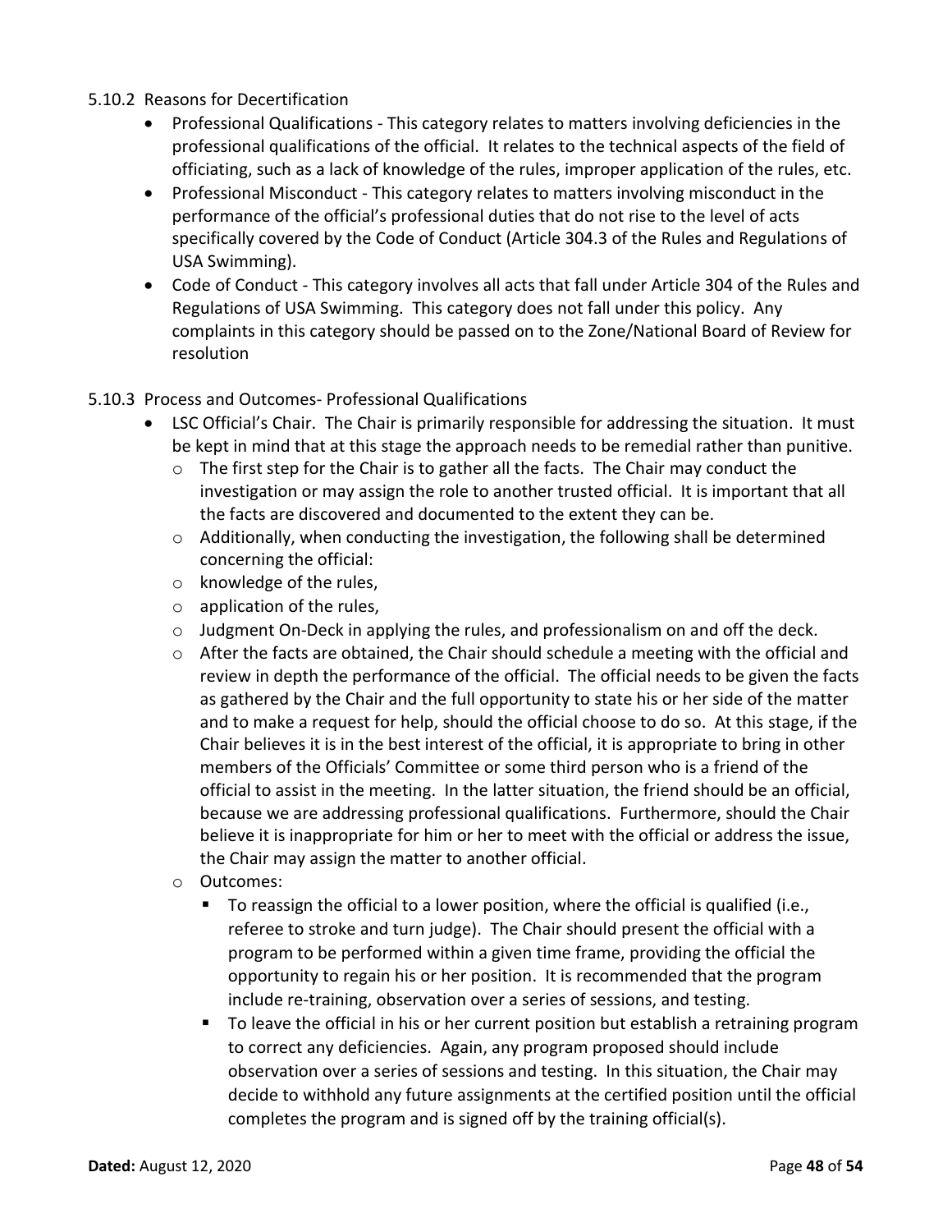### 5.10.2 Reasons for Decertification

- Professional Qualifications - This category relates to matters involving deficiencies in the professional qualifications of the official. It relates to the technical aspects of the field of officiating, such as a lack of knowledge of the rules, improper application of the rules, etc.
- Professional Misconduct - This category relates to matters involving misconduct in the performance of the official's professional duties that do not rise to the level of acts specifically covered by the Code of Conduct (Article 304.3 of the Rules and Regulations of USA Swimming).
- Code of Conduct - This category involves all acts that fall under Article 304 of the Rules and Regulations of USA Swimming. This category does not fall under this policy. Any complaints in this category should be passed on to the Zone/National Board of Review for resolution

### 5.10.3 Process and Outcomes- Professional Qualifications

- LSC Official's Chair. The Chair is primarily responsible for addressing the situation. It must be kept in mind that at this stage the approach needs to be remedial rather than punitive.
  - The first step for the Chair is to gather all the facts. The Chair may conduct the investigation or may assign the role to another trusted official. It is important that all the facts are discovered and documented to the extent they can be.
  - Additionally, when conducting the investigation, the following shall be determined concerning the official:
  - knowledge of the rules,
  - application of the rules,
  - Judgment On-Deck in applying the rules, and professionalism on and off the deck.
  - After the facts are obtained, the Chair should schedule a meeting with the official and review in depth the performance of the official. The official needs to be given the facts as gathered by the Chair and the full opportunity to state his or her side of the matter and to make a request for help, should the official choose to do so. At this stage, if the Chair believes it is in the best interest of the official, it is appropriate to bring in other members of the Officials' Committee or some third person who is a friend of the official to assist in the meeting. In the latter situation, the friend should be an official, because we are addressing professional qualifications. Furthermore, should the Chair believe it is inappropriate for him or her to meet with the official or address the issue, the Chair may assign the matter to another official.
  - Outcomes:
    - To reassign the official to a lower position, where the official is qualified (i.e., referee to stroke and turn judge). The Chair should present the official with a program to be performed within a given time frame, providing the official the opportunity to regain his or her position. It is recommended that the program include re-training, observation over a series of sessions, and testing.
    - To leave the official in his or her current position but establish a retraining program to correct any deficiencies. Again, any program proposed should include observation over a series of sessions and testing. In this situation, the Chair may decide to withhold any future assignments at the certified position until the official completes the program and is signed off by the training official(s).

**Dated:** August 12, 2020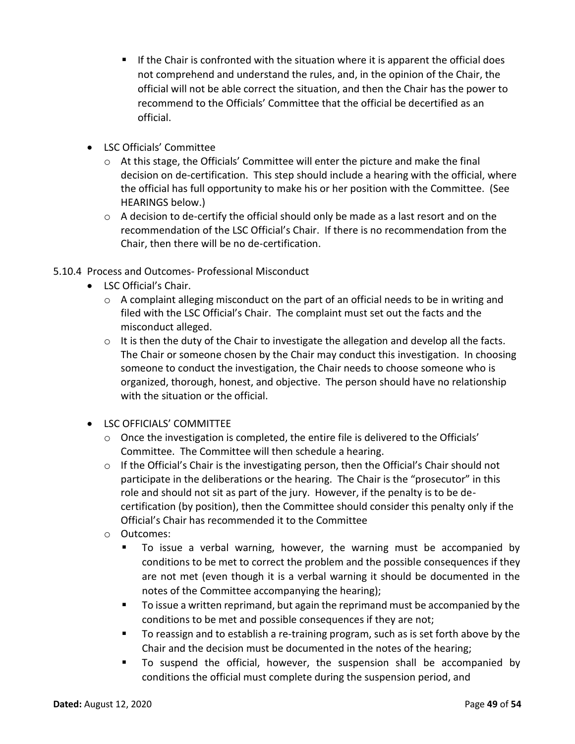- If the Chair is confronted with the situation where it is apparent the official does not comprehend and understand the rules, and, in the opinion of the Chair, the official will not be able correct the situation, and then the Chair has the power to recommend to the Officials' Committee that the official be decertified as an official.

- LSC Officials' Committee
  - At this stage, the Officials' Committee will enter the picture and make the final decision on de-certification. This step should include a hearing with the official, where the official has full opportunity to make his or her position with the Committee. (See HEARINGS below.)
  - A decision to de-certify the official should only be made as a last resort and on the recommendation of the LSC Official's Chair. If there is no recommendation from the Chair, then there will be no de-certification.

5.10.4 Process and Outcomes- Professional Misconduct

- LSC Official's Chair.
  - A complaint alleging misconduct on the part of an official needs to be in writing and filed with the LSC Official's Chair. The complaint must set out the facts and the misconduct alleged.
  - It is then the duty of the Chair to investigate the allegation and develop all the facts. The Chair or someone chosen by the Chair may conduct this investigation. In choosing someone to conduct the investigation, the Chair needs to choose someone who is organized, thorough, honest, and objective. The person should have no relationship with the situation or the official.

- LSC OFFICIALS' COMMITTEE
  - Once the investigation is completed, the entire file is delivered to the Officials' Committee. The Committee will then schedule a hearing.
  - If the Official's Chair is the investigating person, then the Official's Chair should not participate in the deliberations or the hearing. The Chair is the "prosecutor" in this role and should not sit as part of the jury. However, if the penalty is to be de-certification (by position), then the Committee should consider this penalty only if the Official's Chair has recommended it to the Committee
  - Outcomes:
    - To issue a verbal warning, however, the warning must be accompanied by conditions to be met to correct the problem and the possible consequences if they are not met (even though it is a verbal warning it should be documented in the notes of the Committee accompanying the hearing);
    - To issue a written reprimand, but again the reprimand must be accompanied by the conditions to be met and possible consequences if they are not;
    - To reassign and to establish a re-training program, such as is set forth above by the Chair and the decision must be documented in the notes of the hearing;
    - To suspend the official, however, the suspension shall be accompanied by conditions the official must complete during the suspension period, and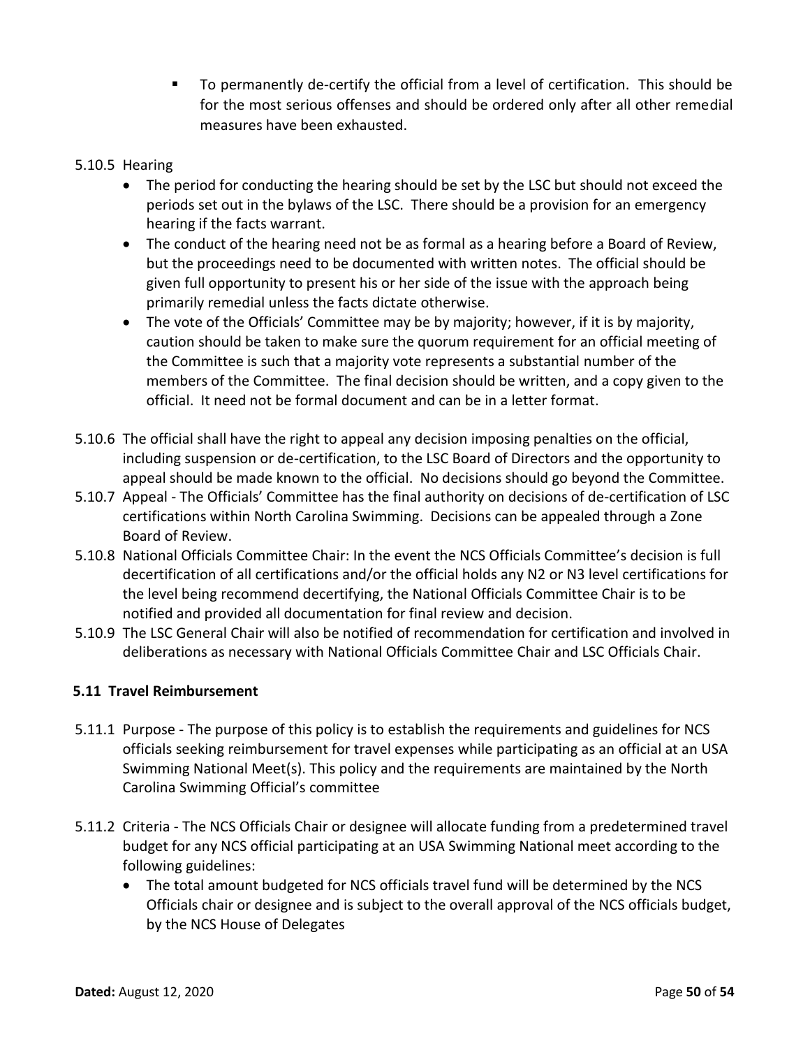- To permanently de-certify the official from a level of certification. This should be for the most serious offenses and should be ordered only after all other remedial measures have been exhausted.

5.10.5 Hearing

- The period for conducting the hearing should be set by the LSC but should not exceed the periods set out in the bylaws of the LSC. There should be a provision for an emergency hearing if the facts warrant.
- The conduct of the hearing need not be as formal as a hearing before a Board of Review, but the proceedings need to be documented with written notes. The official should be given full opportunity to present his or her side of the issue with the approach being primarily remedial unless the facts dictate otherwise.
- The vote of the Officials' Committee may be by majority; however, if it is by majority, caution should be taken to make sure the quorum requirement for an official meeting of the Committee is such that a majority vote represents a substantial number of the members of the Committee. The final decision should be written, and a copy given to the official. It need not be formal document and can be in a letter format.

5.10.6 The official shall have the right to appeal any decision imposing penalties on the official, including suspension or de-certification, to the LSC Board of Directors and the opportunity to appeal should be made known to the official. No decisions should go beyond the Committee.

5.10.7 Appeal - The Officials' Committee has the final authority on decisions of de-certification of LSC certifications within North Carolina Swimming. Decisions can be appealed through a Zone Board of Review.

5.10.8 National Officials Committee Chair: In the event the NCS Officials Committee's decision is full decertification of all certifications and/or the official holds any N2 or N3 level certifications for the level being recommend decertifying, the National Officials Committee Chair is to be notified and provided all documentation for final review and decision.

5.10.9 The LSC General Chair will also be notified of recommendation for certification and involved in deliberations as necessary with National Officials Committee Chair and LSC Officials Chair.

### 5.11 Travel Reimbursement

5.11.1 Purpose - The purpose of this policy is to establish the requirements and guidelines for NCS officials seeking reimbursement for travel expenses while participating as an official at an USA Swimming National Meet(s). This policy and the requirements are maintained by the North Carolina Swimming Official's committee

5.11.2 Criteria - The NCS Officials Chair or designee will allocate funding from a predetermined travel budget for any NCS official participating at an USA Swimming National meet according to the following guidelines:

- The total amount budgeted for NCS officials travel fund will be determined by the NCS Officials chair or designee and is subject to the overall approval of the NCS officials budget, by the NCS House of Delegates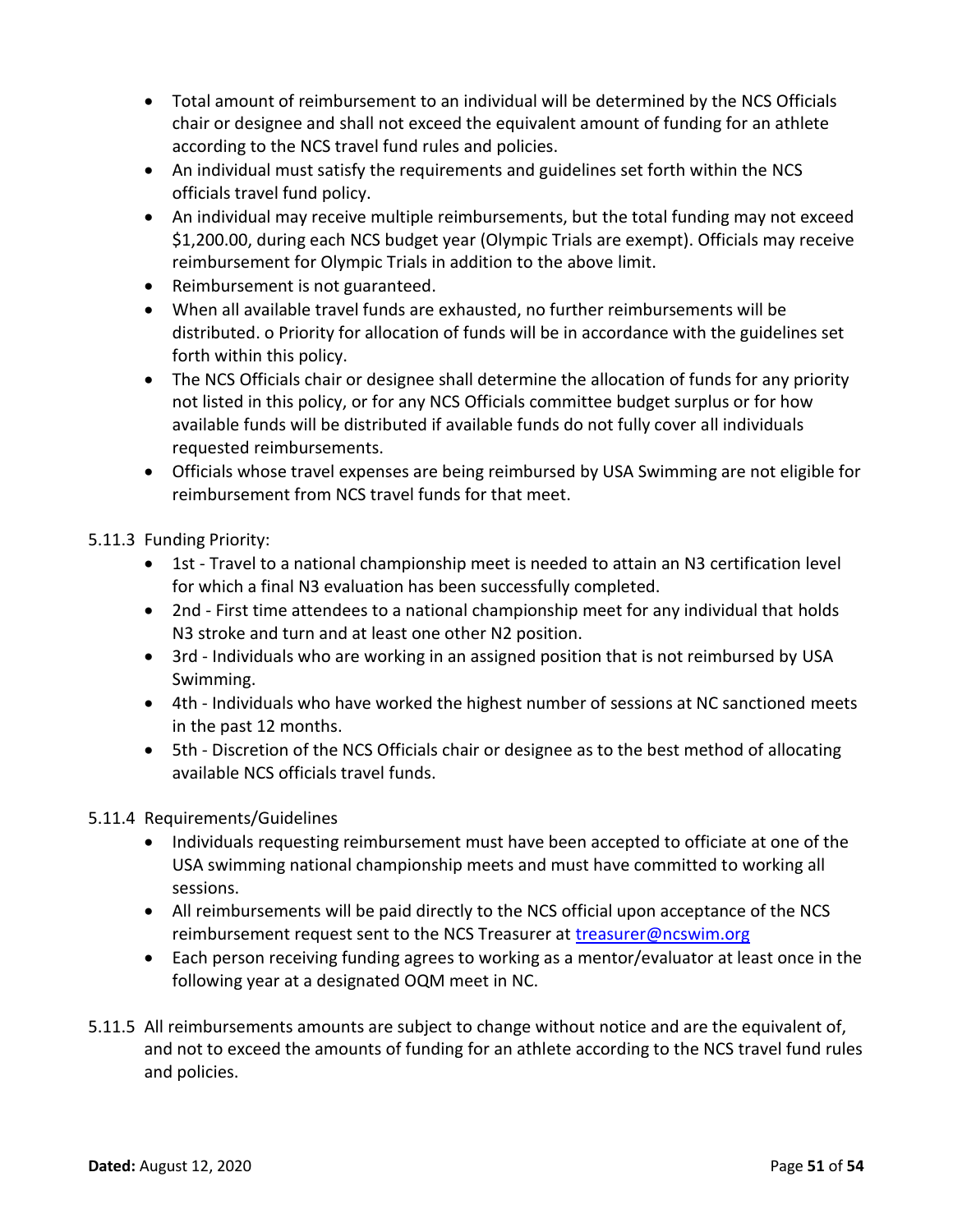- Total amount of reimbursement to an individual will be determined by the NCS Officials chair or designee and shall not exceed the equivalent amount of funding for an athlete according to the NCS travel fund rules and policies.
- An individual must satisfy the requirements and guidelines set forth within the NCS officials travel fund policy.
- An individual may receive multiple reimbursements, but the total funding may not exceed $1,200.00, during each NCS budget year (Olympic Trials are exempt). Officials may receive reimbursement for Olympic Trials in addition to the above limit.
- Reimbursement is not guaranteed.
- When all available travel funds are exhausted, no further reimbursements will be distributed. o Priority for allocation of funds will be in accordance with the guidelines set forth within this policy.
- The NCS Officials chair or designee shall determine the allocation of funds for any priority not listed in this policy, or for any NCS Officials committee budget surplus or for how available funds will be distributed if available funds do not fully cover all individuals requested reimbursements.
- Officials whose travel expenses are being reimbursed by USA Swimming are not eligible for reimbursement from NCS travel funds for that meet.

5.11.3 Funding Priority:

- 1st - Travel to a national championship meet is needed to attain an N3 certification level for which a final N3 evaluation has been successfully completed.
- 2nd - First time attendees to a national championship meet for any individual that holds N3 stroke and turn and at least one other N2 position.
- 3rd - Individuals who are working in an assigned position that is not reimbursed by USA Swimming.
- 4th - Individuals who have worked the highest number of sessions at NC sanctioned meets in the past 12 months.
- 5th - Discretion of the NCS Officials chair or designee as to the best method of allocating available NCS officials travel funds.

5.11.4 Requirements/Guidelines

- Individuals requesting reimbursement must have been accepted to officiate at one of the USA swimming national championship meets and must have committed to working all sessions.
- All reimbursements will be paid directly to the NCS official upon acceptance of the NCS reimbursement request sent to the NCS Treasurer at treasurer@ncswim.org
- Each person receiving funding agrees to working as a mentor/evaluator at least once in the following year at a designated OQM meet in NC.

5.11.5 All reimbursements amounts are subject to change without notice and are the equivalent of, and not to exceed the amounts of funding for an athlete according to the NCS travel fund rules and policies.

**Dated:** August 12, 2020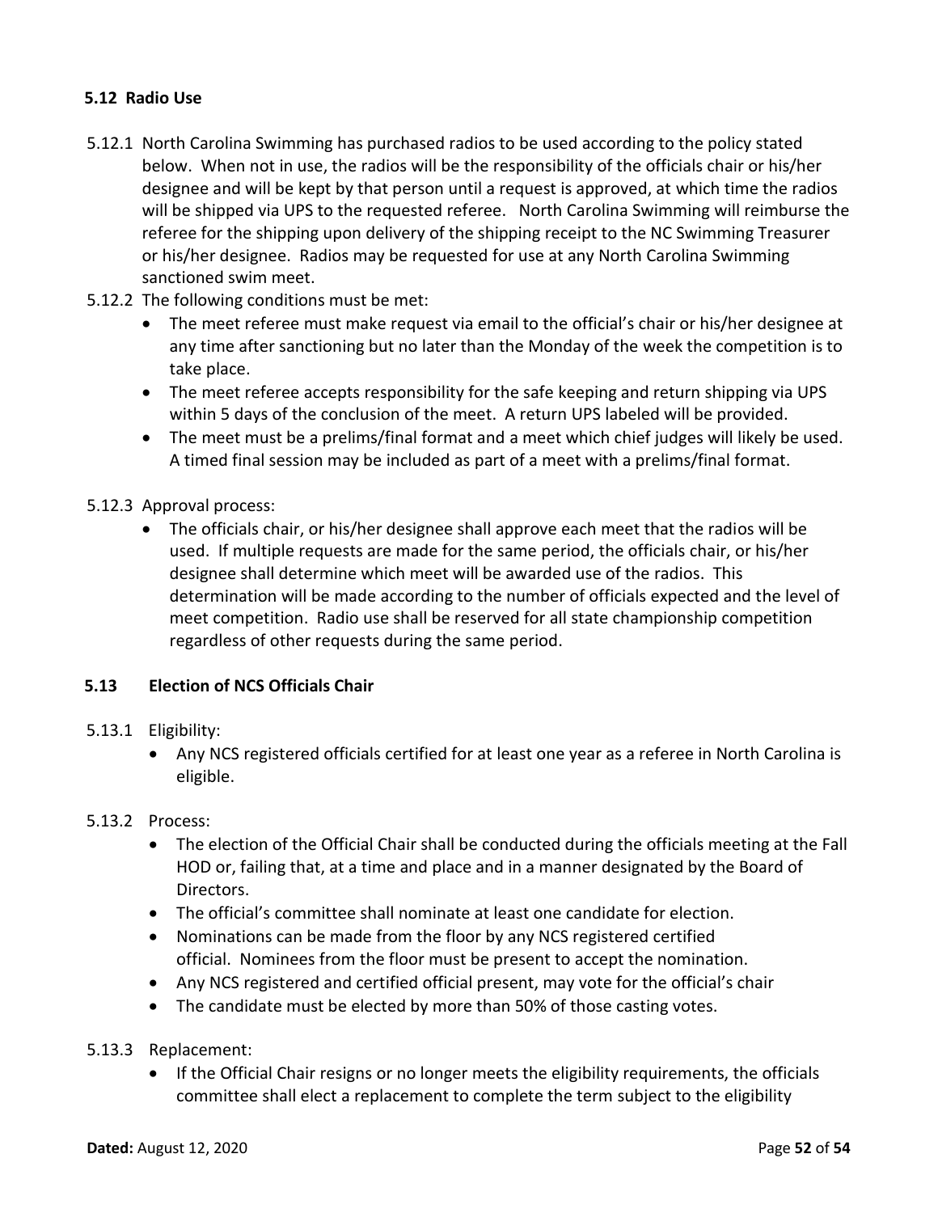### 5.12 Radio Use

5.12.1 North Carolina Swimming has purchased radios to be used according to the policy stated below. When not in use, the radios will be the responsibility of the officials chair or his/her designee and will be kept by that person until a request is approved, at which time the radios will be shipped via UPS to the requested referee. North Carolina Swimming will reimburse the referee for the shipping upon delivery of the shipping receipt to the NC Swimming Treasurer or his/her designee. Radios may be requested for use at any North Carolina Swimming sanctioned swim meet.

5.12.2 The following conditions must be met:

- The meet referee must make request via email to the official's chair or his/her designee at any time after sanctioning but no later than the Monday of the week the competition is to take place.
- The meet referee accepts responsibility for the safe keeping and return shipping via UPS within 5 days of the conclusion of the meet. A return UPS labeled will be provided.
- The meet must be a prelims/final format and a meet which chief judges will likely be used. A timed final session may be included as part of a meet with a prelims/final format.

5.12.3 Approval process:

- The officials chair, or his/her designee shall approve each meet that the radios will be used. If multiple requests are made for the same period, the officials chair, or his/her designee shall determine which meet will be awarded use of the radios. This determination will be made according to the number of officials expected and the level of meet competition. Radio use shall be reserved for all state championship competition regardless of other requests during the same period.

### 5.13 Election of NCS Officials Chair

5.13.1 Eligibility:

- Any NCS registered officials certified for at least one year as a referee in North Carolina is eligible.

5.13.2 Process:

- The election of the Official Chair shall be conducted during the officials meeting at the Fall HOD or, failing that, at a time and place and in a manner designated by the Board of Directors.
- The official's committee shall nominate at least one candidate for election.
- Nominations can be made from the floor by any NCS registered certified official. Nominees from the floor must be present to accept the nomination.
- Any NCS registered and certified official present, may vote for the official's chair
- The candidate must be elected by more than 50% of those casting votes.

5.13.3 Replacement:

- If the Official Chair resigns or no longer meets the eligibility requirements, the officials committee shall elect a replacement to complete the term subject to the eligibility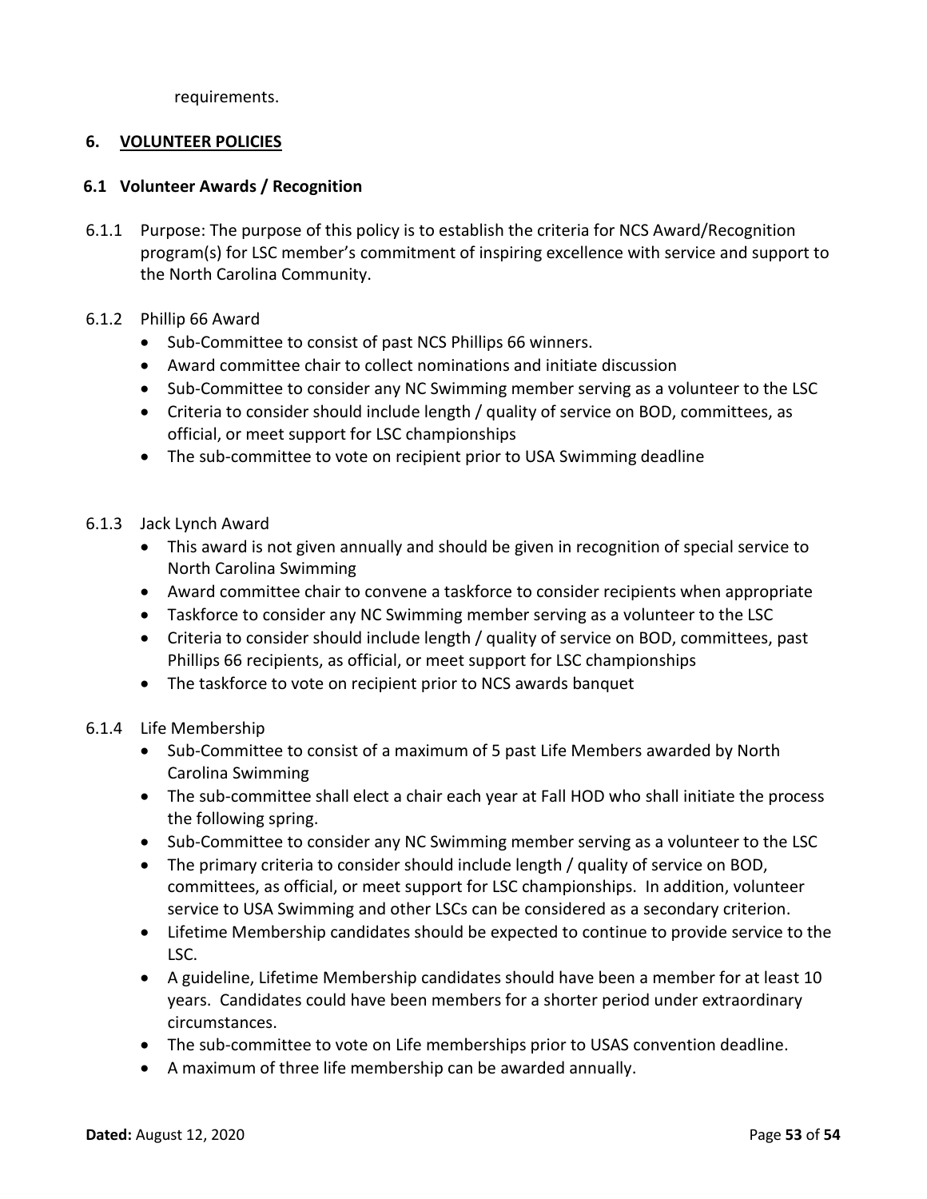requirements.

## 6. VOLUNTEER POLICIES

### 6.1 Volunteer Awards / Recognition

6.1.1 Purpose: The purpose of this policy is to establish the criteria for NCS Award/Recognition program(s) for LSC member's commitment of inspiring excellence with service and support to the North Carolina Community.

6.1.2 Phillip 66 Award

- Sub-Committee to consist of past NCS Phillips 66 winners.
- Award committee chair to collect nominations and initiate discussion
- Sub-Committee to consider any NC Swimming member serving as a volunteer to the LSC
- Criteria to consider should include length / quality of service on BOD, committees, as official, or meet support for LSC championships
- The sub-committee to vote on recipient prior to USA Swimming deadline

6.1.3 Jack Lynch Award

- This award is not given annually and should be given in recognition of special service to North Carolina Swimming
- Award committee chair to convene a taskforce to consider recipients when appropriate
- Taskforce to consider any NC Swimming member serving as a volunteer to the LSC
- Criteria to consider should include length / quality of service on BOD, committees, past Phillips 66 recipients, as official, or meet support for LSC championships
- The taskforce to vote on recipient prior to NCS awards banquet

6.1.4 Life Membership

- Sub-Committee to consist of a maximum of 5 past Life Members awarded by North Carolina Swimming
- The sub-committee shall elect a chair each year at Fall HOD who shall initiate the process the following spring.
- Sub-Committee to consider any NC Swimming member serving as a volunteer to the LSC
- The primary criteria to consider should include length / quality of service on BOD, committees, as official, or meet support for LSC championships. In addition, volunteer service to USA Swimming and other LSCs can be considered as a secondary criterion.
- Lifetime Membership candidates should be expected to continue to provide service to the LSC.
- A guideline, Lifetime Membership candidates should have been a member for at least 10 years. Candidates could have been members for a shorter period under extraordinary circumstances.
- The sub-committee to vote on Life memberships prior to USAS convention deadline.
- A maximum of three life membership can be awarded annually.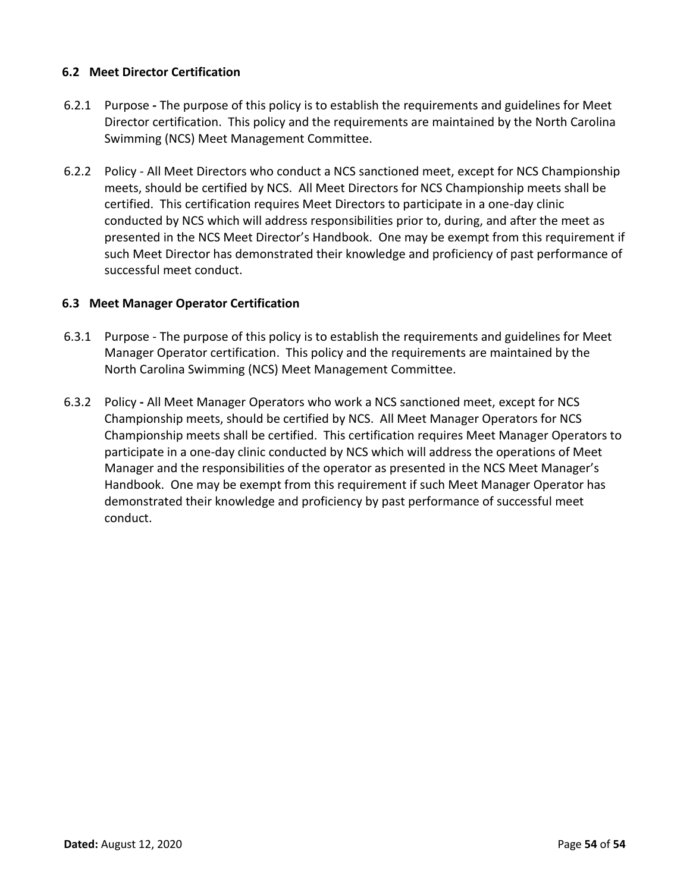### 6.2 Meet Director Certification

6.2.1 Purpose **-** The purpose of this policy is to establish the requirements and guidelines for Meet Director certification. This policy and the requirements are maintained by the North Carolina Swimming (NCS) Meet Management Committee.

6.2.2 Policy - All Meet Directors who conduct a NCS sanctioned meet, except for NCS Championship meets, should be certified by NCS. All Meet Directors for NCS Championship meets shall be certified. This certification requires Meet Directors to participate in a one-day clinic conducted by NCS which will address responsibilities prior to, during, and after the meet as presented in the NCS Meet Director's Handbook. One may be exempt from this requirement if such Meet Director has demonstrated their knowledge and proficiency of past performance of successful meet conduct.

### 6.3 Meet Manager Operator Certification

6.3.1 Purpose - The purpose of this policy is to establish the requirements and guidelines for Meet Manager Operator certification. This policy and the requirements are maintained by the North Carolina Swimming (NCS) Meet Management Committee.

6.3.2 Policy **-** All Meet Manager Operators who work a NCS sanctioned meet, except for NCS Championship meets, should be certified by NCS. All Meet Manager Operators for NCS Championship meets shall be certified. This certification requires Meet Manager Operators to participate in a one-day clinic conducted by NCS which will address the operations of Meet Manager and the responsibilities of the operator as presented in the NCS Meet Manager's Handbook. One may be exempt from this requirement if such Meet Manager Operator has demonstrated their knowledge and proficiency by past performance of successful meet conduct.

**Dated:** August 12, 2020